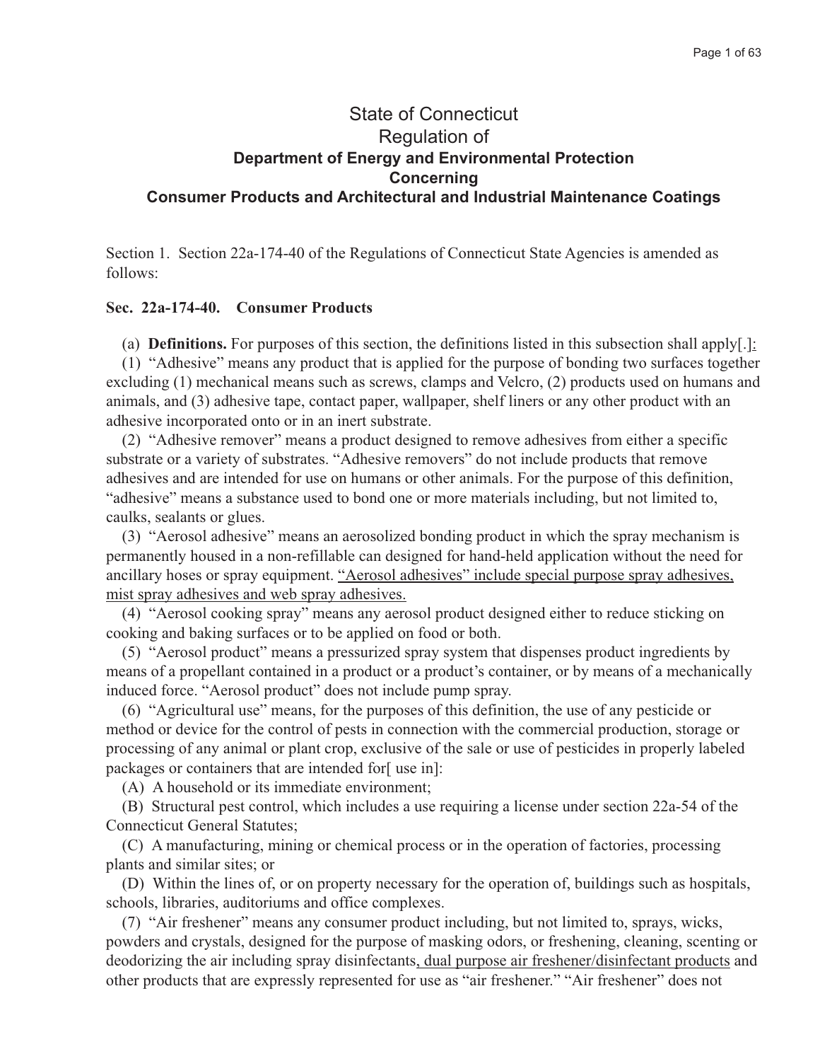# State of Connecticut
## Regulation of
### **Department of Energy and Environmental Protection**
### **Concerning**
### **Consumer Products and Architectural and Industrial Maintenance Coatings**

Section 1. Section 22a-174-40 of the Regulations of Connecticut State Agencies is amended as follows:

**Sec. 22a-174-40. Consumer Products**

(a) **Definitions.** For purposes of this section, the definitions listed in this subsection shall apply[.]<u>:</u>

(1) "Adhesive" means any product that is applied for the purpose of bonding two surfaces together excluding (1) mechanical means such as screws, clamps and Velcro, (2) products used on humans and animals, and (3) adhesive tape, contact paper, wallpaper, shelf liners or any other product with an adhesive incorporated onto or in an inert substrate.

(2) "Adhesive remover" means a product designed to remove adhesives from either a specific substrate or a variety of substrates. "Adhesive removers" do not include products that remove adhesives and are intended for use on humans or other animals. For the purpose of this definition, "adhesive" means a substance used to bond one or more materials including, but not limited to, caulks, sealants or glues.

(3) "Aerosol adhesive" means an aerosolized bonding product in which the spray mechanism is permanently housed in a non-refillable can designed for hand-held application without the need for ancillary hoses or spray equipment. <u>"Aerosol adhesives" include special purpose spray adhesives, mist spray adhesives and web spray adhesives.</u>

(4) "Aerosol cooking spray" means any aerosol product designed either to reduce sticking on cooking and baking surfaces or to be applied on food or both.

(5) "Aerosol product" means a pressurized spray system that dispenses product ingredients by means of a propellant contained in a product or a product's container, or by means of a mechanically induced force. "Aerosol product" does not include pump spray.

(6) "Agricultural use" means, for the purposes of this definition, the use of any pesticide or method or device for the control of pests in connection with the commercial production, storage or processing of any animal or plant crop, exclusive of the sale or use of pesticides in properly labeled packages or containers that are intended for[ use in]:

(A) A household or its immediate environment;

(B) Structural pest control, which includes a use requiring a license under section 22a-54 of the Connecticut General Statutes;

(C) A manufacturing, mining or chemical process or in the operation of factories, processing plants and similar sites; or

(D) Within the lines of, or on property necessary for the operation of, buildings such as hospitals, schools, libraries, auditoriums and office complexes.

(7) "Air freshener" means any consumer product including, but not limited to, sprays, wicks, powders and crystals, designed for the purpose of masking odors, or freshening, cleaning, scenting or deodorizing the air including spray disinfectants<u>, dual purpose air freshener/disinfectant products</u> and other products that are expressly represented for use as "air freshener." "Air freshener" does not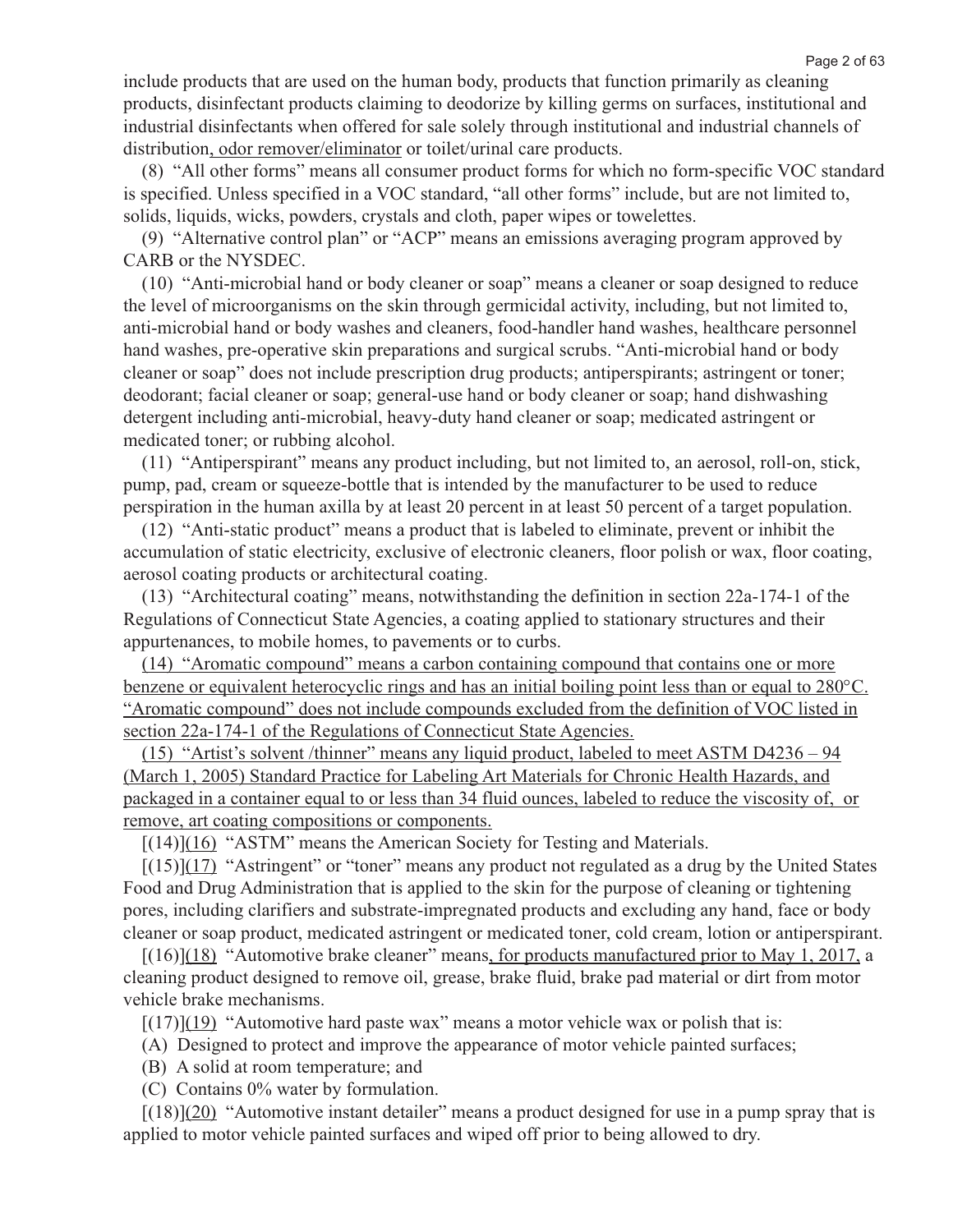include products that are used on the human body, products that function primarily as cleaning products, disinfectant products claiming to deodorize by killing germs on surfaces, institutional and industrial disinfectants when offered for sale solely through institutional and industrial channels of distribution<u>, odor remover/eliminator</u> or toilet/urinal care products.

(8) "All other forms" means all consumer product forms for which no form-specific VOC standard is specified. Unless specified in a VOC standard, "all other forms" include, but are not limited to, solids, liquids, wicks, powders, crystals and cloth, paper wipes or towelettes.

(9) "Alternative control plan" or "ACP" means an emissions averaging program approved by CARB or the NYSDEC.

(10) "Anti-microbial hand or body cleaner or soap" means a cleaner or soap designed to reduce the level of microorganisms on the skin through germicidal activity, including, but not limited to, anti-microbial hand or body washes and cleaners, food-handler hand washes, healthcare personnel hand washes, pre-operative skin preparations and surgical scrubs. "Anti-microbial hand or body cleaner or soap" does not include prescription drug products; antiperspirants; astringent or toner; deodorant; facial cleaner or soap; general-use hand or body cleaner or soap; hand dishwashing detergent including anti-microbial, heavy-duty hand cleaner or soap; medicated astringent or medicated toner; or rubbing alcohol.

(11) "Antiperspirant" means any product including, but not limited to, an aerosol, roll-on, stick, pump, pad, cream or squeeze-bottle that is intended by the manufacturer to be used to reduce perspiration in the human axilla by at least 20 percent in at least 50 percent of a target population.

(12) "Anti-static product" means a product that is labeled to eliminate, prevent or inhibit the accumulation of static electricity, exclusive of electronic cleaners, floor polish or wax, floor coating, aerosol coating products or architectural coating.

(13) "Architectural coating" means, notwithstanding the definition in section 22a-174-1 of the Regulations of Connecticut State Agencies, a coating applied to stationary structures and their appurtenances, to mobile homes, to pavements or to curbs.

<u>(14) "Aromatic compound" means a carbon containing compound that contains one or more benzene or equivalent heterocyclic rings and has an initial boiling point less than or equal to 280°C. "Aromatic compound" does not include compounds excluded from the definition of VOC listed in section 22a-174-1 of the Regulations of Connecticut State Agencies.</u>

<u>(15) "Artist's solvent /thinner" means any liquid product, labeled to meet ASTM D4236 – 94 (March 1, 2005) Standard Practice for Labeling Art Materials for Chronic Health Hazards, and packaged in a container equal to or less than 34 fluid ounces, labeled to reduce the viscosity of, or remove, art coating compositions or components.</u>

[(14)]<u>(16)</u> "ASTM" means the American Society for Testing and Materials.

[(15)]<u>(17)</u> "Astringent" or "toner" means any product not regulated as a drug by the United States Food and Drug Administration that is applied to the skin for the purpose of cleaning or tightening pores, including clarifiers and substrate-impregnated products and excluding any hand, face or body cleaner or soap product, medicated astringent or medicated toner, cold cream, lotion or antiperspirant.

[(16)]<u>(18)</u> "Automotive brake cleaner" means<u>, for products manufactured prior to May 1, 2017,</u> a cleaning product designed to remove oil, grease, brake fluid, brake pad material or dirt from motor vehicle brake mechanisms.

[(17)]<u>(19)</u> "Automotive hard paste wax" means a motor vehicle wax or polish that is:

(A) Designed to protect and improve the appearance of motor vehicle painted surfaces;

(B) A solid at room temperature; and

(C) Contains 0% water by formulation.

[(18)]<u>(20)</u> "Automotive instant detailer" means a product designed for use in a pump spray that is applied to motor vehicle painted surfaces and wiped off prior to being allowed to dry.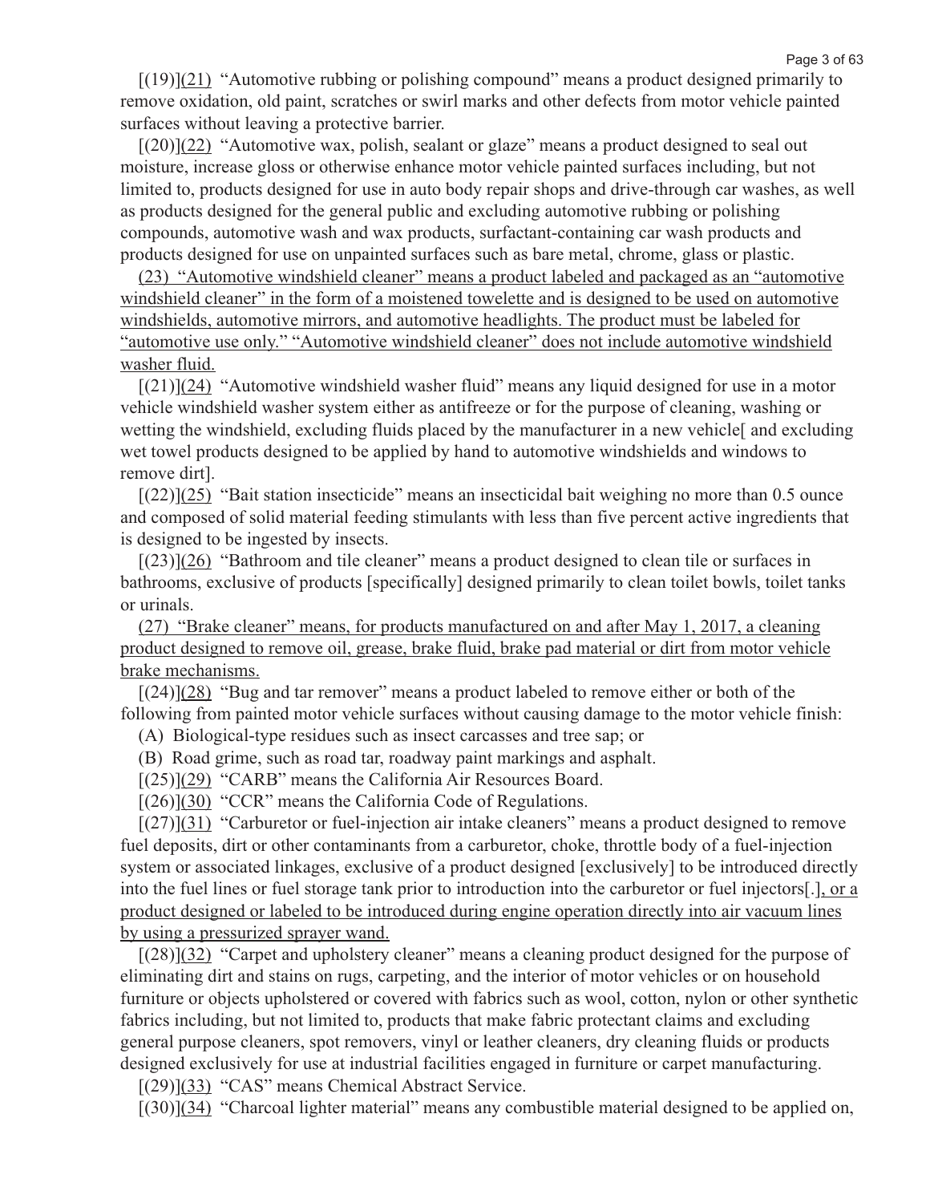[(19)](21) "Automotive rubbing or polishing compound" means a product designed primarily to remove oxidation, old paint, scratches or swirl marks and other defects from motor vehicle painted surfaces without leaving a protective barrier.

[(20)](22) "Automotive wax, polish, sealant or glaze" means a product designed to seal out moisture, increase gloss or otherwise enhance motor vehicle painted surfaces including, but not limited to, products designed for use in auto body repair shops and drive-through car washes, as well as products designed for the general public and excluding automotive rubbing or polishing compounds, automotive wash and wax products, surfactant-containing car wash products and products designed for use on unpainted surfaces such as bare metal, chrome, glass or plastic.

(23) "Automotive windshield cleaner" means a product labeled and packaged as an "automotive windshield cleaner" in the form of a moistened towelette and is designed to be used on automotive windshields, automotive mirrors, and automotive headlights. The product must be labeled for "automotive use only." "Automotive windshield cleaner" does not include automotive windshield washer fluid.

[(21)](24) "Automotive windshield washer fluid" means any liquid designed for use in a motor vehicle windshield washer system either as antifreeze or for the purpose of cleaning, washing or wetting the windshield, excluding fluids placed by the manufacturer in a new vehicle[ and excluding wet towel products designed to be applied by hand to automotive windshields and windows to remove dirt].

[(22)](25) "Bait station insecticide" means an insecticidal bait weighing no more than 0.5 ounce and composed of solid material feeding stimulants with less than five percent active ingredients that is designed to be ingested by insects.

[(23)](26) "Bathroom and tile cleaner" means a product designed to clean tile or surfaces in bathrooms, exclusive of products [specifically] designed primarily to clean toilet bowls, toilet tanks or urinals.

(27) "Brake cleaner" means, for products manufactured on and after May 1, 2017, a cleaning product designed to remove oil, grease, brake fluid, brake pad material or dirt from motor vehicle brake mechanisms.

[(24)](28) "Bug and tar remover" means a product labeled to remove either or both of the following from painted motor vehicle surfaces without causing damage to the motor vehicle finish:

(A) Biological-type residues such as insect carcasses and tree sap; or

(B) Road grime, such as road tar, roadway paint markings and asphalt.

[(25)](29) "CARB" means the California Air Resources Board.

[(26)](30) "CCR" means the California Code of Regulations.

[(27)](31) "Carburetor or fuel-injection air intake cleaners" means a product designed to remove fuel deposits, dirt or other contaminants from a carburetor, choke, throttle body of a fuel-injection system or associated linkages, exclusive of a product designed [exclusively] to be introduced directly into the fuel lines or fuel storage tank prior to introduction into the carburetor or fuel injectors[.], or a product designed or labeled to be introduced during engine operation directly into air vacuum lines by using a pressurized sprayer wand.

[(28)](32) "Carpet and upholstery cleaner" means a cleaning product designed for the purpose of eliminating dirt and stains on rugs, carpeting, and the interior of motor vehicles or on household furniture or objects upholstered or covered with fabrics such as wool, cotton, nylon or other synthetic fabrics including, but not limited to, products that make fabric protectant claims and excluding general purpose cleaners, spot removers, vinyl or leather cleaners, dry cleaning fluids or products designed exclusively for use at industrial facilities engaged in furniture or carpet manufacturing.

[(29)](33) "CAS" means Chemical Abstract Service.

[(30)](34) "Charcoal lighter material" means any combustible material designed to be applied on,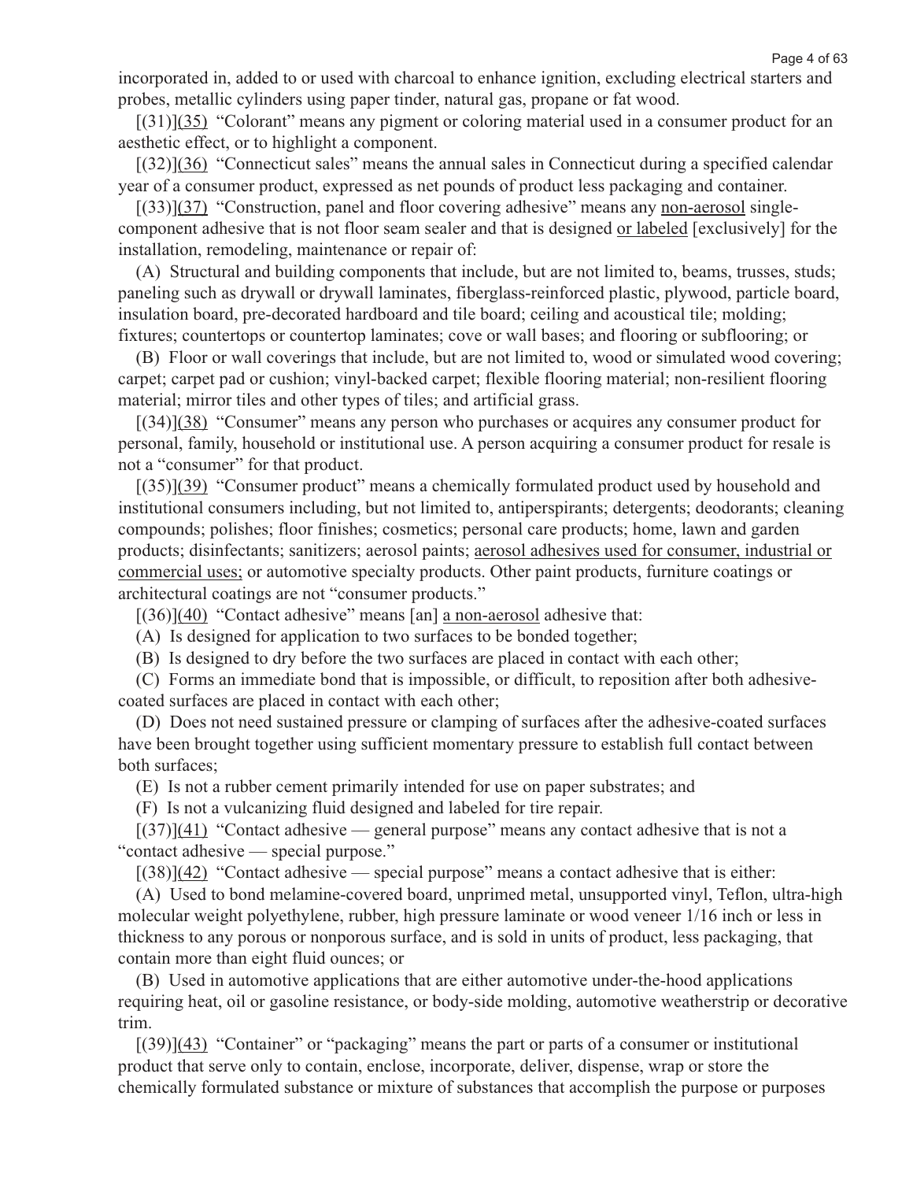incorporated in, added to or used with charcoal to enhance ignition, excluding electrical starters and probes, metallic cylinders using paper tinder, natural gas, propane or fat wood.

[(31)](35) "Colorant" means any pigment or coloring material used in a consumer product for an aesthetic effect, or to highlight a component.

[(32)](36) "Connecticut sales" means the annual sales in Connecticut during a specified calendar year of a consumer product, expressed as net pounds of product less packaging and container.

[(33)](37) "Construction, panel and floor covering adhesive" means any non-aerosol single-component adhesive that is not floor seam sealer and that is designed or labeled [exclusively] for the installation, remodeling, maintenance or repair of:

(A) Structural and building components that include, but are not limited to, beams, trusses, studs; paneling such as drywall or drywall laminates, fiberglass-reinforced plastic, plywood, particle board, insulation board, pre-decorated hardboard and tile board; ceiling and acoustical tile; molding; fixtures; countertops or countertop laminates; cove or wall bases; and flooring or subflooring; or

(B) Floor or wall coverings that include, but are not limited to, wood or simulated wood covering; carpet; carpet pad or cushion; vinyl-backed carpet; flexible flooring material; non-resilient flooring material; mirror tiles and other types of tiles; and artificial grass.

[(34)](38) "Consumer" means any person who purchases or acquires any consumer product for personal, family, household or institutional use. A person acquiring a consumer product for resale is not a "consumer" for that product.

[(35)](39) "Consumer product" means a chemically formulated product used by household and institutional consumers including, but not limited to, antiperspirants; detergents; deodorants; cleaning compounds; polishes; floor finishes; cosmetics; personal care products; home, lawn and garden products; disinfectants; sanitizers; aerosol paints; aerosol adhesives used for consumer, industrial or commercial uses; or automotive specialty products. Other paint products, furniture coatings or architectural coatings are not "consumer products."

[(36)](40) "Contact adhesive" means [an] a non-aerosol adhesive that:

(A) Is designed for application to two surfaces to be bonded together;

(B) Is designed to dry before the two surfaces are placed in contact with each other;

(C) Forms an immediate bond that is impossible, or difficult, to reposition after both adhesive-coated surfaces are placed in contact with each other;

(D) Does not need sustained pressure or clamping of surfaces after the adhesive-coated surfaces have been brought together using sufficient momentary pressure to establish full contact between both surfaces;

(E) Is not a rubber cement primarily intended for use on paper substrates; and

(F) Is not a vulcanizing fluid designed and labeled for tire repair.

[(37)](41) "Contact adhesive — general purpose" means any contact adhesive that is not a "contact adhesive — special purpose."

[(38)](42) "Contact adhesive — special purpose" means a contact adhesive that is either:

(A) Used to bond melamine-covered board, unprimed metal, unsupported vinyl, Teflon, ultra-high molecular weight polyethylene, rubber, high pressure laminate or wood veneer 1/16 inch or less in thickness to any porous or nonporous surface, and is sold in units of product, less packaging, that contain more than eight fluid ounces; or

(B) Used in automotive applications that are either automotive under-the-hood applications requiring heat, oil or gasoline resistance, or body-side molding, automotive weatherstrip or decorative trim.

[(39)](43) "Container" or "packaging" means the part or parts of a consumer or institutional product that serve only to contain, enclose, incorporate, deliver, dispense, wrap or store the chemically formulated substance or mixture of substances that accomplish the purpose or purposes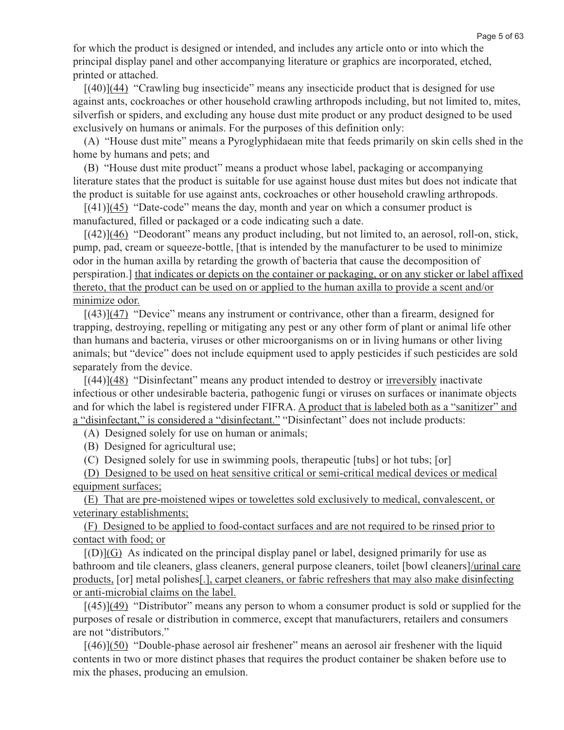for which the product is designed or intended, and includes any article onto or into which the principal display panel and other accompanying literature or graphics are incorporated, etched, printed or attached.

[(40)](44) "Crawling bug insecticide" means any insecticide product that is designed for use against ants, cockroaches or other household crawling arthropods including, but not limited to, mites, silverfish or spiders, and excluding any house dust mite product or any product designed to be used exclusively on humans or animals. For the purposes of this definition only:

(A) "House dust mite" means a Pyroglyphidaean mite that feeds primarily on skin cells shed in the home by humans and pets; and

(B) "House dust mite product" means a product whose label, packaging or accompanying literature states that the product is suitable for use against house dust mites but does not indicate that the product is suitable for use against ants, cockroaches or other household crawling arthropods.

[(41)](45) "Date-code" means the day, month and year on which a consumer product is manufactured, filled or packaged or a code indicating such a date.

[(42)](46) "Deodorant" means any product including, but not limited to, an aerosol, roll-on, stick, pump, pad, cream or squeeze-bottle, [that is intended by the manufacturer to be used to minimize odor in the human axilla by retarding the growth of bacteria that cause the decomposition of perspiration.] that indicates or depicts on the container or packaging, or on any sticker or label affixed thereto, that the product can be used on or applied to the human axilla to provide a scent and/or minimize odor.

[(43)](47) "Device" means any instrument or contrivance, other than a firearm, designed for trapping, destroying, repelling or mitigating any pest or any other form of plant or animal life other than humans and bacteria, viruses or other microorganisms on or in living humans or other living animals; but "device" does not include equipment used to apply pesticides if such pesticides are sold separately from the device.

[(44)](48) "Disinfectant" means any product intended to destroy or irreversibly inactivate infectious or other undesirable bacteria, pathogenic fungi or viruses on surfaces or inanimate objects and for which the label is registered under FIFRA. A product that is labeled both as a "sanitizer" and a "disinfectant," is considered a "disinfectant." "Disinfectant" does not include products:

(A) Designed solely for use on human or animals;

(B) Designed for agricultural use;

(C) Designed solely for use in swimming pools, therapeutic [tubs] or hot tubs; [or]

(D) Designed to be used on heat sensitive critical or semi-critical medical devices or medical equipment surfaces;

(E) That are pre-moistened wipes or towelettes sold exclusively to medical, convalescent, or veterinary establishments;

(F) Designed to be applied to food-contact surfaces and are not required to be rinsed prior to contact with food; or

[(D)](G) As indicated on the principal display panel or label, designed primarily for use as bathroom and tile cleaners, glass cleaners, general purpose cleaners, toilet [bowl cleaners]/urinal care products, [or] metal polishes[.], carpet cleaners, or fabric refreshers that may also make disinfecting or anti-microbial claims on the label.

[(45)](49) "Distributor" means any person to whom a consumer product is sold or supplied for the purposes of resale or distribution in commerce, except that manufacturers, retailers and consumers are not "distributors."

[(46)](50) "Double-phase aerosol air freshener" means an aerosol air freshener with the liquid contents in two or more distinct phases that requires the product container be shaken before use to mix the phases, producing an emulsion.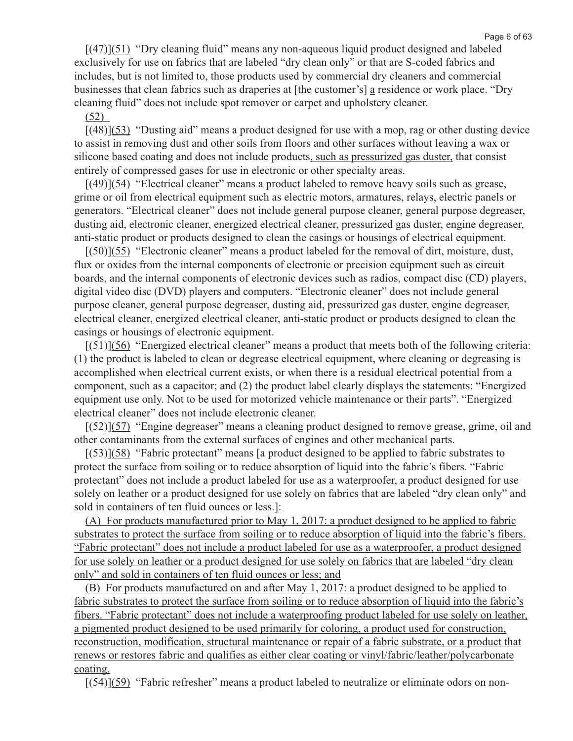[(47)](51) "Dry cleaning fluid" means any non-aqueous liquid product designed and labeled exclusively for use on fabrics that are labeled "dry clean only" or that are S-coded fabrics and includes, but is not limited to, those products used by commercial dry cleaners and commercial businesses that clean fabrics such as draperies at [the customer's] a residence or work place. "Dry cleaning fluid" does not include spot remover or carpet and upholstery cleaner.

(52)

[(48)](53) "Dusting aid" means a product designed for use with a mop, rag or other dusting device to assist in removing dust and other soils from floors and other surfaces without leaving a wax or silicone based coating and does not include products, such as pressurized gas duster, that consist entirely of compressed gases for use in electronic or other specialty areas.

[(49)](54) "Electrical cleaner" means a product labeled to remove heavy soils such as grease, grime or oil from electrical equipment such as electric motors, armatures, relays, electric panels or generators. "Electrical cleaner" does not include general purpose cleaner, general purpose degreaser, dusting aid, electronic cleaner, energized electrical cleaner, pressurized gas duster, engine degreaser, anti-static product or products designed to clean the casings or housings of electrical equipment.

[(50)](55) "Electronic cleaner" means a product labeled for the removal of dirt, moisture, dust, flux or oxides from the internal components of electronic or precision equipment such as circuit boards, and the internal components of electronic devices such as radios, compact disc (CD) players, digital video disc (DVD) players and computers. "Electronic cleaner" does not include general purpose cleaner, general purpose degreaser, dusting aid, pressurized gas duster, engine degreaser, electrical cleaner, energized electrical cleaner, anti-static product or products designed to clean the casings or housings of electronic equipment.

[(51)](56) "Energized electrical cleaner" means a product that meets both of the following criteria: (1) the product is labeled to clean or degrease electrical equipment, where cleaning or degreasing is accomplished when electrical current exists, or when there is a residual electrical potential from a component, such as a capacitor; and (2) the product label clearly displays the statements: "Energized equipment use only. Not to be used for motorized vehicle maintenance or their parts". "Energized electrical cleaner" does not include electronic cleaner.

[(52)](57) "Engine degreaser" means a cleaning product designed to remove grease, grime, oil and other contaminants from the external surfaces of engines and other mechanical parts.

[(53)](58) "Fabric protectant" means [a product designed to be applied to fabric substrates to protect the surface from soiling or to reduce absorption of liquid into the fabric's fibers. "Fabric protectant" does not include a product labeled for use as a waterproofer, a product designed for use solely on leather or a product designed for use solely on fabrics that are labeled "dry clean only" and sold in containers of ten fluid ounces or less.]:

(A) For products manufactured prior to May 1, 2017: a product designed to be applied to fabric substrates to protect the surface from soiling or to reduce absorption of liquid into the fabric's fibers. "Fabric protectant" does not include a product labeled for use as a waterproofer, a product designed for use solely on leather or a product designed for use solely on fabrics that are labeled "dry clean only" and sold in containers of ten fluid ounces or less; and

(B) For products manufactured on and after May 1, 2017: a product designed to be applied to fabric substrates to protect the surface from soiling or to reduce absorption of liquid into the fabric's fibers. "Fabric protectant" does not include a waterproofing product labeled for use solely on leather, a pigmented product designed to be used primarily for coloring, a product used for construction, reconstruction, modification, structural maintenance or repair of a fabric substrate, or a product that renews or restores fabric and qualifies as either clear coating or vinyl/fabric/leather/polycarbonate coating.

[(54)](59) "Fabric refresher" means a product labeled to neutralize or eliminate odors on non-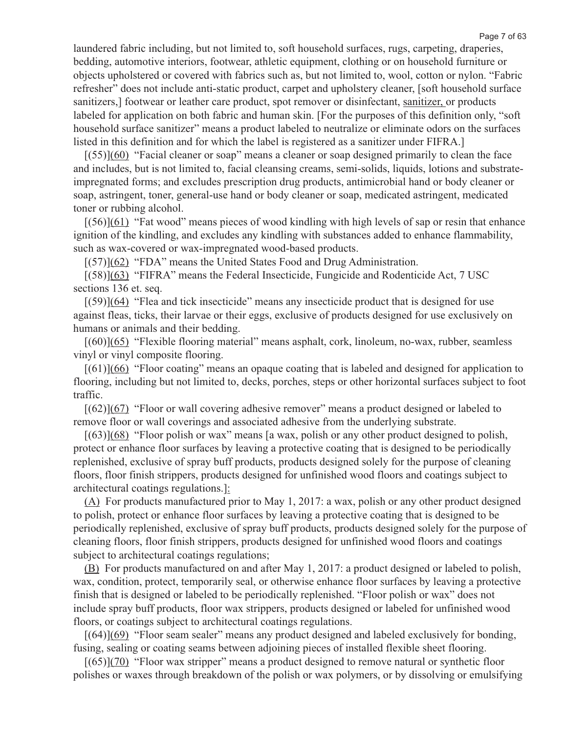laundered fabric including, but not limited to, soft household surfaces, rugs, carpeting, draperies, bedding, automotive interiors, footwear, athletic equipment, clothing or on household furniture or objects upholstered or covered with fabrics such as, but not limited to, wool, cotton or nylon. "Fabric refresher" does not include anti-static product, carpet and upholstery cleaner, [soft household surface sanitizers,] footwear or leather care product, spot remover or disinfectant, sanitizer, or products labeled for application on both fabric and human skin. [For the purposes of this definition only, "soft household surface sanitizer" means a product labeled to neutralize or eliminate odors on the surfaces listed in this definition and for which the label is registered as a sanitizer under FIFRA.]

[(55)](60) "Facial cleaner or soap" means a cleaner or soap designed primarily to clean the face and includes, but is not limited to, facial cleansing creams, semi-solids, liquids, lotions and substrate-impregnated forms; and excludes prescription drug products, antimicrobial hand or body cleaner or soap, astringent, toner, general-use hand or body cleaner or soap, medicated astringent, medicated toner or rubbing alcohol.

[(56)](61) "Fat wood" means pieces of wood kindling with high levels of sap or resin that enhance ignition of the kindling, and excludes any kindling with substances added to enhance flammability, such as wax-covered or wax-impregnated wood-based products.

[(57)](62) "FDA" means the United States Food and Drug Administration.

[(58)](63) "FIFRA" means the Federal Insecticide, Fungicide and Rodenticide Act, 7 USC sections 136 et. seq.

[(59)](64) "Flea and tick insecticide" means any insecticide product that is designed for use against fleas, ticks, their larvae or their eggs, exclusive of products designed for use exclusively on humans or animals and their bedding.

[(60)](65) "Flexible flooring material" means asphalt, cork, linoleum, no-wax, rubber, seamless vinyl or vinyl composite flooring.

[(61)](66) "Floor coating" means an opaque coating that is labeled and designed for application to flooring, including but not limited to, decks, porches, steps or other horizontal surfaces subject to foot traffic.

[(62)](67) "Floor or wall covering adhesive remover" means a product designed or labeled to remove floor or wall coverings and associated adhesive from the underlying substrate.

[(63)](68) "Floor polish or wax" means [a wax, polish or any other product designed to polish, protect or enhance floor surfaces by leaving a protective coating that is designed to be periodically replenished, exclusive of spray buff products, products designed solely for the purpose of cleaning floors, floor finish strippers, products designed for unfinished wood floors and coatings subject to architectural coatings regulations.]:

(A) For products manufactured prior to May 1, 2017: a wax, polish or any other product designed to polish, protect or enhance floor surfaces by leaving a protective coating that is designed to be periodically replenished, exclusive of spray buff products, products designed solely for the purpose of cleaning floors, floor finish strippers, products designed for unfinished wood floors and coatings subject to architectural coatings regulations;

(B) For products manufactured on and after May 1, 2017: a product designed or labeled to polish, wax, condition, protect, temporarily seal, or otherwise enhance floor surfaces by leaving a protective finish that is designed or labeled to be periodically replenished. "Floor polish or wax" does not include spray buff products, floor wax strippers, products designed or labeled for unfinished wood floors, or coatings subject to architectural coatings regulations.

[(64)](69) "Floor seam sealer" means any product designed and labeled exclusively for bonding, fusing, sealing or coating seams between adjoining pieces of installed flexible sheet flooring.

[(65)](70) "Floor wax stripper" means a product designed to remove natural or synthetic floor polishes or waxes through breakdown of the polish or wax polymers, or by dissolving or emulsifying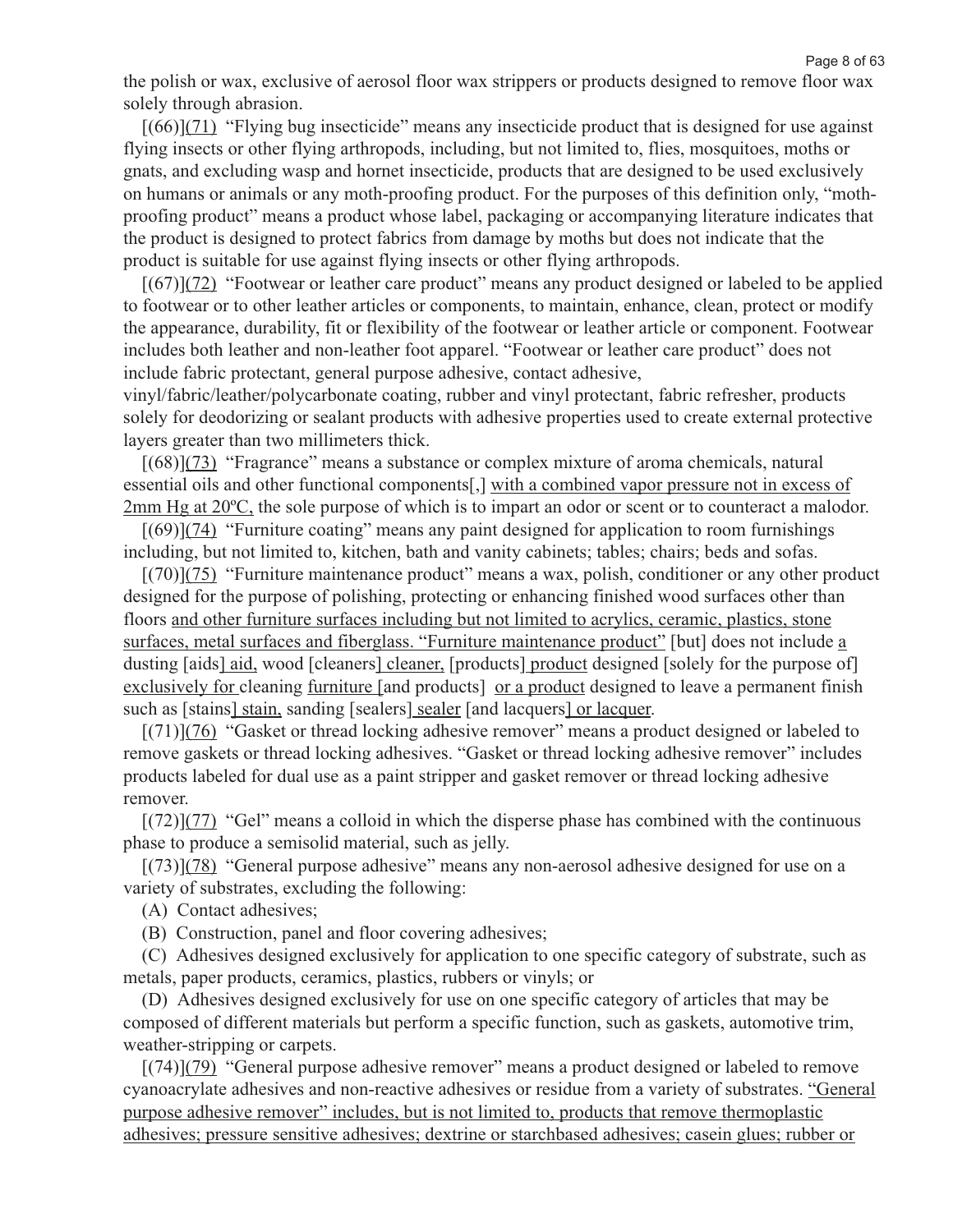the polish or wax, exclusive of aerosol floor wax strippers or products designed to remove floor wax solely through abrasion.

[(66)](71) "Flying bug insecticide" means any insecticide product that is designed for use against flying insects or other flying arthropods, including, but not limited to, flies, mosquitoes, moths or gnats, and excluding wasp and hornet insecticide, products that are designed to be used exclusively on humans or animals or any moth-proofing product. For the purposes of this definition only, "moth-proofing product" means a product whose label, packaging or accompanying literature indicates that the product is designed to protect fabrics from damage by moths but does not indicate that the product is suitable for use against flying insects or other flying arthropods.

[(67)](72) "Footwear or leather care product" means any product designed or labeled to be applied to footwear or to other leather articles or components, to maintain, enhance, clean, protect or modify the appearance, durability, fit or flexibility of the footwear or leather article or component. Footwear includes both leather and non-leather foot apparel. "Footwear or leather care product" does not include fabric protectant, general purpose adhesive, contact adhesive, vinyl/fabric/leather/polycarbonate coating, rubber and vinyl protectant, fabric refresher, products solely for deodorizing or sealant products with adhesive properties used to create external protective layers greater than two millimeters thick.

[(68)](73) "Fragrance" means a substance or complex mixture of aroma chemicals, natural essential oils and other functional components[,] with a combined vapor pressure not in excess of 2mm Hg at 20ºC, the sole purpose of which is to impart an odor or scent or to counteract a malodor.

[(69)](74) "Furniture coating" means any paint designed for application to room furnishings including, but not limited to, kitchen, bath and vanity cabinets; tables; chairs; beds and sofas.

[(70)](75) "Furniture maintenance product" means a wax, polish, conditioner or any other product designed for the purpose of polishing, protecting or enhancing finished wood surfaces other than floors and other furniture surfaces including but not limited to acrylics, ceramic, plastics, stone surfaces, metal surfaces and fiberglass. "Furniture maintenance product" [but] does not include a dusting [aids] aid, wood [cleaners] cleaner, [products] product designed [solely for the purpose of] exclusively for cleaning furniture [and products] or a product designed to leave a permanent finish such as [stains] stain, sanding [sealers] sealer [and lacquers] or lacquer.

[(71)](76) "Gasket or thread locking adhesive remover" means a product designed or labeled to remove gaskets or thread locking adhesives. "Gasket or thread locking adhesive remover" includes products labeled for dual use as a paint stripper and gasket remover or thread locking adhesive remover.

[(72)](77) "Gel" means a colloid in which the disperse phase has combined with the continuous phase to produce a semisolid material, such as jelly.

[(73)](78) "General purpose adhesive" means any non-aerosol adhesive designed for use on a variety of substrates, excluding the following:

(A) Contact adhesives;

(B) Construction, panel and floor covering adhesives;

(C) Adhesives designed exclusively for application to one specific category of substrate, such as metals, paper products, ceramics, plastics, rubbers or vinyls; or

(D) Adhesives designed exclusively for use on one specific category of articles that may be composed of different materials but perform a specific function, such as gaskets, automotive trim, weather-stripping or carpets.

[(74)](79) "General purpose adhesive remover" means a product designed or labeled to remove cyanoacrylate adhesives and non-reactive adhesives or residue from a variety of substrates. "General purpose adhesive remover" includes, but is not limited to, products that remove thermoplastic adhesives; pressure sensitive adhesives; dextrine or starchbased adhesives; casein glues; rubber or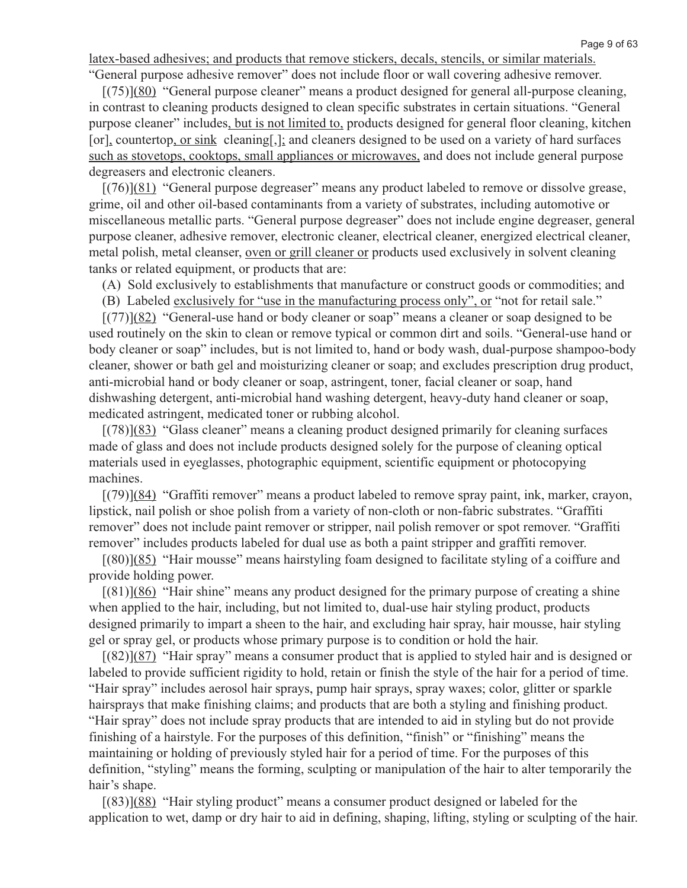latex-based adhesives; and products that remove stickers, decals, stencils, or similar materials. "General purpose adhesive remover" does not include floor or wall covering adhesive remover.

[(75)](80) "General purpose cleaner" means a product designed for general all-purpose cleaning, in contrast to cleaning products designed to clean specific substrates in certain situations. "General purpose cleaner" includes, but is not limited to, products designed for general floor cleaning, kitchen [or], countertop, or sink cleaning[,]; and cleaners designed to be used on a variety of hard surfaces such as stovetops, cooktops, small appliances or microwaves, and does not include general purpose degreasers and electronic cleaners.

[(76)](81) "General purpose degreaser" means any product labeled to remove or dissolve grease, grime, oil and other oil-based contaminants from a variety of substrates, including automotive or miscellaneous metallic parts. "General purpose degreaser" does not include engine degreaser, general purpose cleaner, adhesive remover, electronic cleaner, electrical cleaner, energized electrical cleaner, metal polish, metal cleanser, oven or grill cleaner or products used exclusively in solvent cleaning tanks or related equipment, or products that are:

(A) Sold exclusively to establishments that manufacture or construct goods or commodities; and

(B) Labeled exclusively for "use in the manufacturing process only", or "not for retail sale."

[(77)](82) "General-use hand or body cleaner or soap" means a cleaner or soap designed to be used routinely on the skin to clean or remove typical or common dirt and soils. "General-use hand or body cleaner or soap" includes, but is not limited to, hand or body wash, dual-purpose shampoo-body cleaner, shower or bath gel and moisturizing cleaner or soap; and excludes prescription drug product, anti-microbial hand or body cleaner or soap, astringent, toner, facial cleaner or soap, hand dishwashing detergent, anti-microbial hand washing detergent, heavy-duty hand cleaner or soap, medicated astringent, medicated toner or rubbing alcohol.

[(78)](83) "Glass cleaner" means a cleaning product designed primarily for cleaning surfaces made of glass and does not include products designed solely for the purpose of cleaning optical materials used in eyeglasses, photographic equipment, scientific equipment or photocopying machines.

[(79)](84) "Graffiti remover" means a product labeled to remove spray paint, ink, marker, crayon, lipstick, nail polish or shoe polish from a variety of non-cloth or non-fabric substrates. "Graffiti remover" does not include paint remover or stripper, nail polish remover or spot remover. "Graffiti remover" includes products labeled for dual use as both a paint stripper and graffiti remover.

[(80)](85) "Hair mousse" means hairstyling foam designed to facilitate styling of a coiffure and provide holding power.

[(81)](86) "Hair shine" means any product designed for the primary purpose of creating a shine when applied to the hair, including, but not limited to, dual-use hair styling product, products designed primarily to impart a sheen to the hair, and excluding hair spray, hair mousse, hair styling gel or spray gel, or products whose primary purpose is to condition or hold the hair.

[(82)](87) "Hair spray" means a consumer product that is applied to styled hair and is designed or labeled to provide sufficient rigidity to hold, retain or finish the style of the hair for a period of time. "Hair spray" includes aerosol hair sprays, pump hair sprays, spray waxes; color, glitter or sparkle hairsprays that make finishing claims; and products that are both a styling and finishing product. "Hair spray" does not include spray products that are intended to aid in styling but do not provide finishing of a hairstyle. For the purposes of this definition, "finish" or "finishing" means the maintaining or holding of previously styled hair for a period of time. For the purposes of this definition, "styling" means the forming, sculpting or manipulation of the hair to alter temporarily the hair's shape.

[(83)](88) "Hair styling product" means a consumer product designed or labeled for the application to wet, damp or dry hair to aid in defining, shaping, lifting, styling or sculpting of the hair.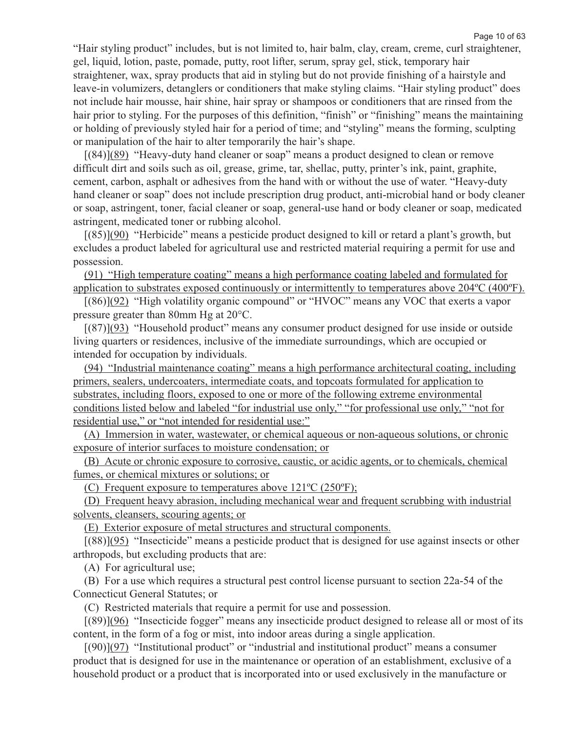"Hair styling product" includes, but is not limited to, hair balm, clay, cream, creme, curl straightener, gel, liquid, lotion, paste, pomade, putty, root lifter, serum, spray gel, stick, temporary hair straightener, wax, spray products that aid in styling but do not provide finishing of a hairstyle and leave-in volumizers, detanglers or conditioners that make styling claims. "Hair styling product" does not include hair mousse, hair shine, hair spray or shampoos or conditioners that are rinsed from the hair prior to styling. For the purposes of this definition, "finish" or "finishing" means the maintaining or holding of previously styled hair for a period of time; and "styling" means the forming, sculpting or manipulation of the hair to alter temporarily the hair's shape.

[(84)]<u>(89)</u> "Heavy-duty hand cleaner or soap" means a product designed to clean or remove difficult dirt and soils such as oil, grease, grime, tar, shellac, putty, printer's ink, paint, graphite, cement, carbon, asphalt or adhesives from the hand with or without the use of water. "Heavy-duty hand cleaner or soap" does not include prescription drug product, anti-microbial hand or body cleaner or soap, astringent, toner, facial cleaner or soap, general-use hand or body cleaner or soap, medicated astringent, medicated toner or rubbing alcohol.

[(85)]<u>(90)</u> "Herbicide" means a pesticide product designed to kill or retard a plant's growth, but excludes a product labeled for agricultural use and restricted material requiring a permit for use and possession.

<u>(91) "High temperature coating" means a high performance coating labeled and formulated for application to substrates exposed continuously or intermittently to temperatures above 204ºC (400ºF).</u>

[(86)]<u>(92)</u> "High volatility organic compound" or "HVOC" means any VOC that exerts a vapor pressure greater than 80mm Hg at 20°C.

[(87)]<u>(93)</u> "Household product" means any consumer product designed for use inside or outside living quarters or residences, inclusive of the immediate surroundings, which are occupied or intended for occupation by individuals.

<u>(94) "Industrial maintenance coating" means a high performance architectural coating, including primers, sealers, undercoaters, intermediate coats, and topcoats formulated for application to substrates, including floors, exposed to one or more of the following extreme environmental conditions listed below and labeled "for industrial use only," "for professional use only," "not for residential use," or "not intended for residential use:"</u>

<u>(A) Immersion in water, wastewater, or chemical aqueous or non-aqueous solutions, or chronic exposure of interior surfaces to moisture condensation; or</u>

<u>(B) Acute or chronic exposure to corrosive, caustic, or acidic agents, or to chemicals, chemical fumes, or chemical mixtures or solutions; or</u>

<u>(C) Frequent exposure to temperatures above 121ºC (250ºF);</u>

<u>(D) Frequent heavy abrasion, including mechanical wear and frequent scrubbing with industrial solvents, cleansers, scouring agents; or</u>

<u>(E) Exterior exposure of metal structures and structural components.</u>

[(88)]<u>(95)</u> "Insecticide" means a pesticide product that is designed for use against insects or other arthropods, but excluding products that are:

(A) For agricultural use;

(B) For a use which requires a structural pest control license pursuant to section 22a-54 of the Connecticut General Statutes; or

(C) Restricted materials that require a permit for use and possession.

[(89)]<u>(96)</u> "Insecticide fogger" means any insecticide product designed to release all or most of its content, in the form of a fog or mist, into indoor areas during a single application.

[(90)]<u>(97)</u> "Institutional product" or "industrial and institutional product" means a consumer product that is designed for use in the maintenance or operation of an establishment, exclusive of a household product or a product that is incorporated into or used exclusively in the manufacture or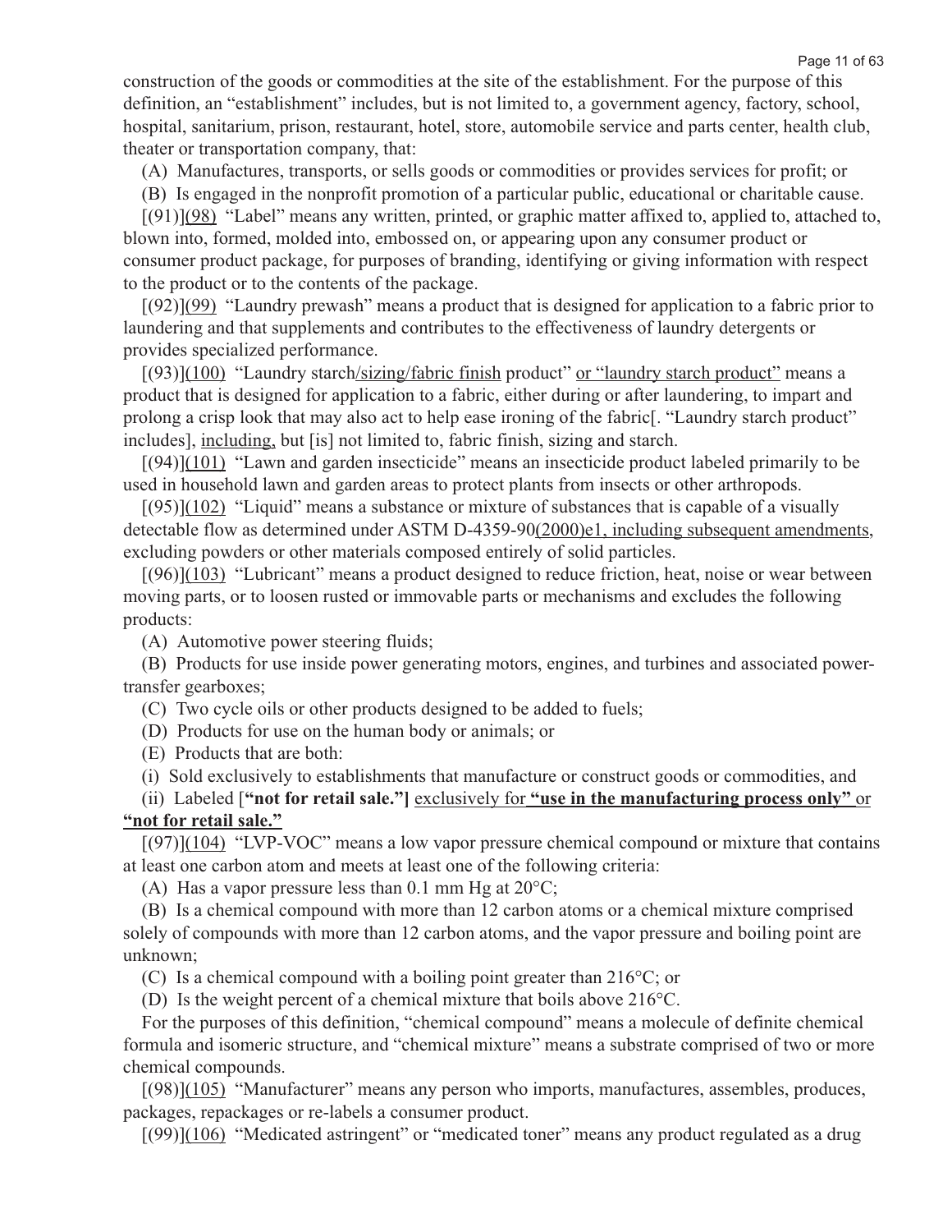construction of the goods or commodities at the site of the establishment. For the purpose of this definition, an "establishment" includes, but is not limited to, a government agency, factory, school, hospital, sanitarium, prison, restaurant, hotel, store, automobile service and parts center, health club, theater or transportation company, that:

(A) Manufactures, transports, or sells goods or commodities or provides services for profit; or

(B) Is engaged in the nonprofit promotion of a particular public, educational or charitable cause.

[(91)](98) "Label" means any written, printed, or graphic matter affixed to, applied to, attached to, blown into, formed, molded into, embossed on, or appearing upon any consumer product or consumer product package, for purposes of branding, identifying or giving information with respect to the product or to the contents of the package.

[(92)](99) "Laundry prewash" means a product that is designed for application to a fabric prior to laundering and that supplements and contributes to the effectiveness of laundry detergents or provides specialized performance.

[(93)](100) "Laundry starch/sizing/fabric finish product" or "laundry starch product" means a product that is designed for application to a fabric, either during or after laundering, to impart and prolong a crisp look that may also act to help ease ironing of the fabric[. "Laundry starch product" includes], including, but [is] not limited to, fabric finish, sizing and starch.

[(94)](101) "Lawn and garden insecticide" means an insecticide product labeled primarily to be used in household lawn and garden areas to protect plants from insects or other arthropods.

[(95)](102) "Liquid" means a substance or mixture of substances that is capable of a visually detectable flow as determined under ASTM D-4359-90(2000)e1, including subsequent amendments, excluding powders or other materials composed entirely of solid particles.

[(96)](103) "Lubricant" means a product designed to reduce friction, heat, noise or wear between moving parts, or to loosen rusted or immovable parts or mechanisms and excludes the following products:

(A) Automotive power steering fluids;

(B) Products for use inside power generating motors, engines, and turbines and associated power-transfer gearboxes;

(C) Two cycle oils or other products designed to be added to fuels;

(D) Products for use on the human body or animals; or

(E) Products that are both:

(i) Sold exclusively to establishments that manufacture or construct goods or commodities, and

(ii) Labeled [**"not for retail sale."]** exclusively for **"use in the manufacturing process only"** or **"not for retail sale."**

[(97)](104) "LVP-VOC" means a low vapor pressure chemical compound or mixture that contains at least one carbon atom and meets at least one of the following criteria:

(A) Has a vapor pressure less than 0.1 mm Hg at 20°C;

(B) Is a chemical compound with more than 12 carbon atoms or a chemical mixture comprised solely of compounds with more than 12 carbon atoms, and the vapor pressure and boiling point are unknown;

(C) Is a chemical compound with a boiling point greater than 216°C; or

(D) Is the weight percent of a chemical mixture that boils above 216°C.

For the purposes of this definition, "chemical compound" means a molecule of definite chemical formula and isomeric structure, and "chemical mixture" means a substrate comprised of two or more chemical compounds.

[(98)](105) "Manufacturer" means any person who imports, manufactures, assembles, produces, packages, repackages or re-labels a consumer product.

[(99)](106) "Medicated astringent" or "medicated toner" means any product regulated as a drug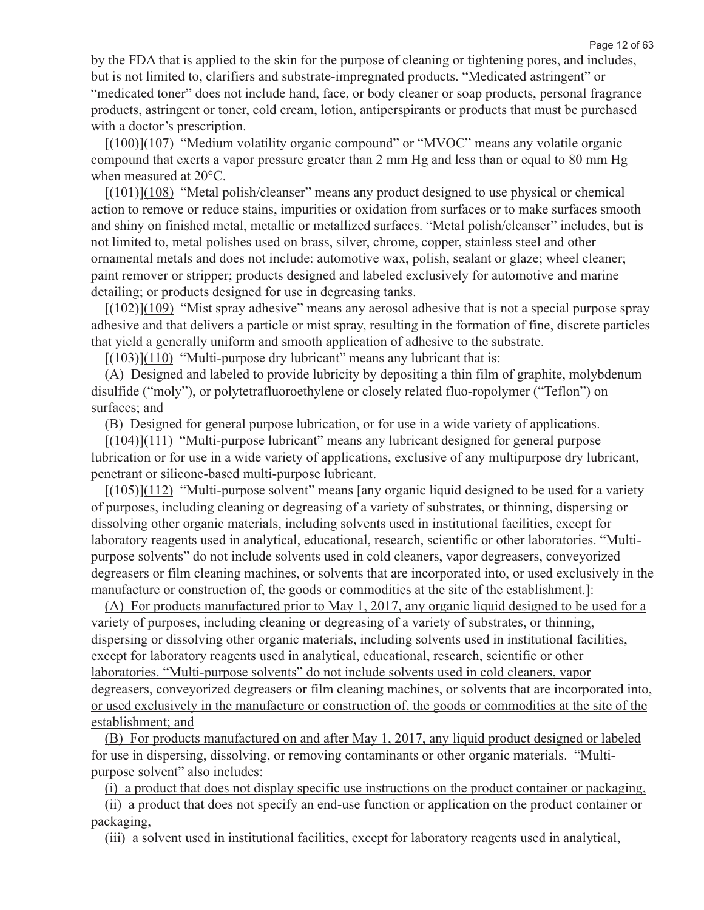by the FDA that is applied to the skin for the purpose of cleaning or tightening pores, and includes, but is not limited to, clarifiers and substrate-impregnated products. "Medicated astringent" or "medicated toner" does not include hand, face, or body cleaner or soap products, personal fragrance products, astringent or toner, cold cream, lotion, antiperspirants or products that must be purchased with a doctor's prescription.

[(100)](107) "Medium volatility organic compound" or "MVOC" means any volatile organic compound that exerts a vapor pressure greater than 2 mm Hg and less than or equal to 80 mm Hg when measured at 20°C.

[(101)](108) "Metal polish/cleanser" means any product designed to use physical or chemical action to remove or reduce stains, impurities or oxidation from surfaces or to make surfaces smooth and shiny on finished metal, metallic or metallized surfaces. "Metal polish/cleanser" includes, but is not limited to, metal polishes used on brass, silver, chrome, copper, stainless steel and other ornamental metals and does not include: automotive wax, polish, sealant or glaze; wheel cleaner; paint remover or stripper; products designed and labeled exclusively for automotive and marine detailing; or products designed for use in degreasing tanks.

[(102)](109) "Mist spray adhesive" means any aerosol adhesive that is not a special purpose spray adhesive and that delivers a particle or mist spray, resulting in the formation of fine, discrete particles that yield a generally uniform and smooth application of adhesive to the substrate.

[(103)](110) "Multi-purpose dry lubricant" means any lubricant that is:

(A) Designed and labeled to provide lubricity by depositing a thin film of graphite, molybdenum disulfide ("moly"), or polytetrafluoroethylene or closely related fluo-ropolymer ("Teflon") on surfaces; and

(B) Designed for general purpose lubrication, or for use in a wide variety of applications.

[(104)](111) "Multi-purpose lubricant" means any lubricant designed for general purpose lubrication or for use in a wide variety of applications, exclusive of any multipurpose dry lubricant, penetrant or silicone-based multi-purpose lubricant.

[(105)](112) "Multi-purpose solvent" means [any organic liquid designed to be used for a variety of purposes, including cleaning or degreasing of a variety of substrates, or thinning, dispersing or dissolving other organic materials, including solvents used in institutional facilities, except for laboratory reagents used in analytical, educational, research, scientific or other laboratories. "Multi-purpose solvents" do not include solvents used in cold cleaners, vapor degreasers, conveyorized degreasers or film cleaning machines, or solvents that are incorporated into, or used exclusively in the manufacture or construction of, the goods or commodities at the site of the establishment.]:

(A) For products manufactured prior to May 1, 2017, any organic liquid designed to be used for a variety of purposes, including cleaning or degreasing of a variety of substrates, or thinning, dispersing or dissolving other organic materials, including solvents used in institutional facilities, except for laboratory reagents used in analytical, educational, research, scientific or other laboratories. "Multi-purpose solvents" do not include solvents used in cold cleaners, vapor degreasers, conveyorized degreasers or film cleaning machines, or solvents that are incorporated into, or used exclusively in the manufacture or construction of, the goods or commodities at the site of the establishment; and

(B) For products manufactured on and after May 1, 2017, any liquid product designed or labeled for use in dispersing, dissolving, or removing contaminants or other organic materials. "Multi-purpose solvent" also includes:

(i) a product that does not display specific use instructions on the product container or packaging,

(ii) a product that does not specify an end-use function or application on the product container or packaging,

(iii) a solvent used in institutional facilities, except for laboratory reagents used in analytical,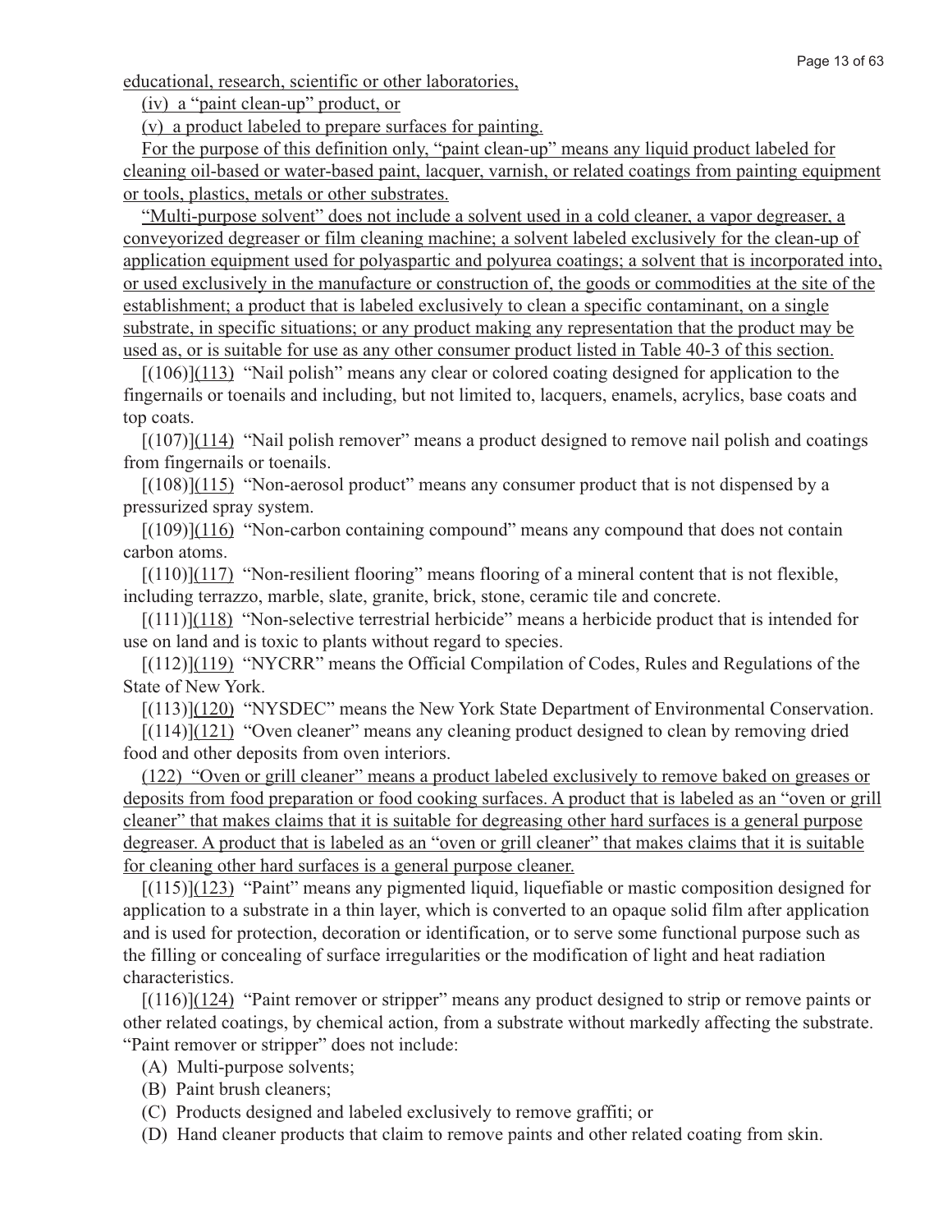educational, research, scientific or other laboratories,

(iv) a "paint clean-up" product, or

(v) a product labeled to prepare surfaces for painting.

For the purpose of this definition only, "paint clean-up" means any liquid product labeled for cleaning oil-based or water-based paint, lacquer, varnish, or related coatings from painting equipment or tools, plastics, metals or other substrates.

"Multi-purpose solvent" does not include a solvent used in a cold cleaner, a vapor degreaser, a conveyorized degreaser or film cleaning machine; a solvent labeled exclusively for the clean-up of application equipment used for polyaspartic and polyurea coatings; a solvent that is incorporated into, or used exclusively in the manufacture or construction of, the goods or commodities at the site of the establishment; a product that is labeled exclusively to clean a specific contaminant, on a single substrate, in specific situations; or any product making any representation that the product may be used as, or is suitable for use as any other consumer product listed in Table 40-3 of this section.

[(106)](113) "Nail polish" means any clear or colored coating designed for application to the fingernails or toenails and including, but not limited to, lacquers, enamels, acrylics, base coats and top coats.

[(107)](114) "Nail polish remover" means a product designed to remove nail polish and coatings from fingernails or toenails.

[(108)](115) "Non-aerosol product" means any consumer product that is not dispensed by a pressurized spray system.

[(109)](116) "Non-carbon containing compound" means any compound that does not contain carbon atoms.

[(110)](117) "Non-resilient flooring" means flooring of a mineral content that is not flexible, including terrazzo, marble, slate, granite, brick, stone, ceramic tile and concrete.

[(111)](118) "Non-selective terrestrial herbicide" means a herbicide product that is intended for use on land and is toxic to plants without regard to species.

[(112)](119) "NYCRR" means the Official Compilation of Codes, Rules and Regulations of the State of New York.

[(113)](120) "NYSDEC" means the New York State Department of Environmental Conservation.

[(114)](121) "Oven cleaner" means any cleaning product designed to clean by removing dried food and other deposits from oven interiors.

(122) "Oven or grill cleaner" means a product labeled exclusively to remove baked on greases or deposits from food preparation or food cooking surfaces. A product that is labeled as an "oven or grill cleaner" that makes claims that it is suitable for degreasing other hard surfaces is a general purpose degreaser. A product that is labeled as an "oven or grill cleaner" that makes claims that it is suitable for cleaning other hard surfaces is a general purpose cleaner.

[(115)](123) "Paint" means any pigmented liquid, liquefiable or mastic composition designed for application to a substrate in a thin layer, which is converted to an opaque solid film after application and is used for protection, decoration or identification, or to serve some functional purpose such as the filling or concealing of surface irregularities or the modification of light and heat radiation characteristics.

[(116)](124) "Paint remover or stripper" means any product designed to strip or remove paints or other related coatings, by chemical action, from a substrate without markedly affecting the substrate. "Paint remover or stripper" does not include:

(A) Multi-purpose solvents;

(B) Paint brush cleaners;

(C) Products designed and labeled exclusively to remove graffiti; or

(D) Hand cleaner products that claim to remove paints and other related coating from skin.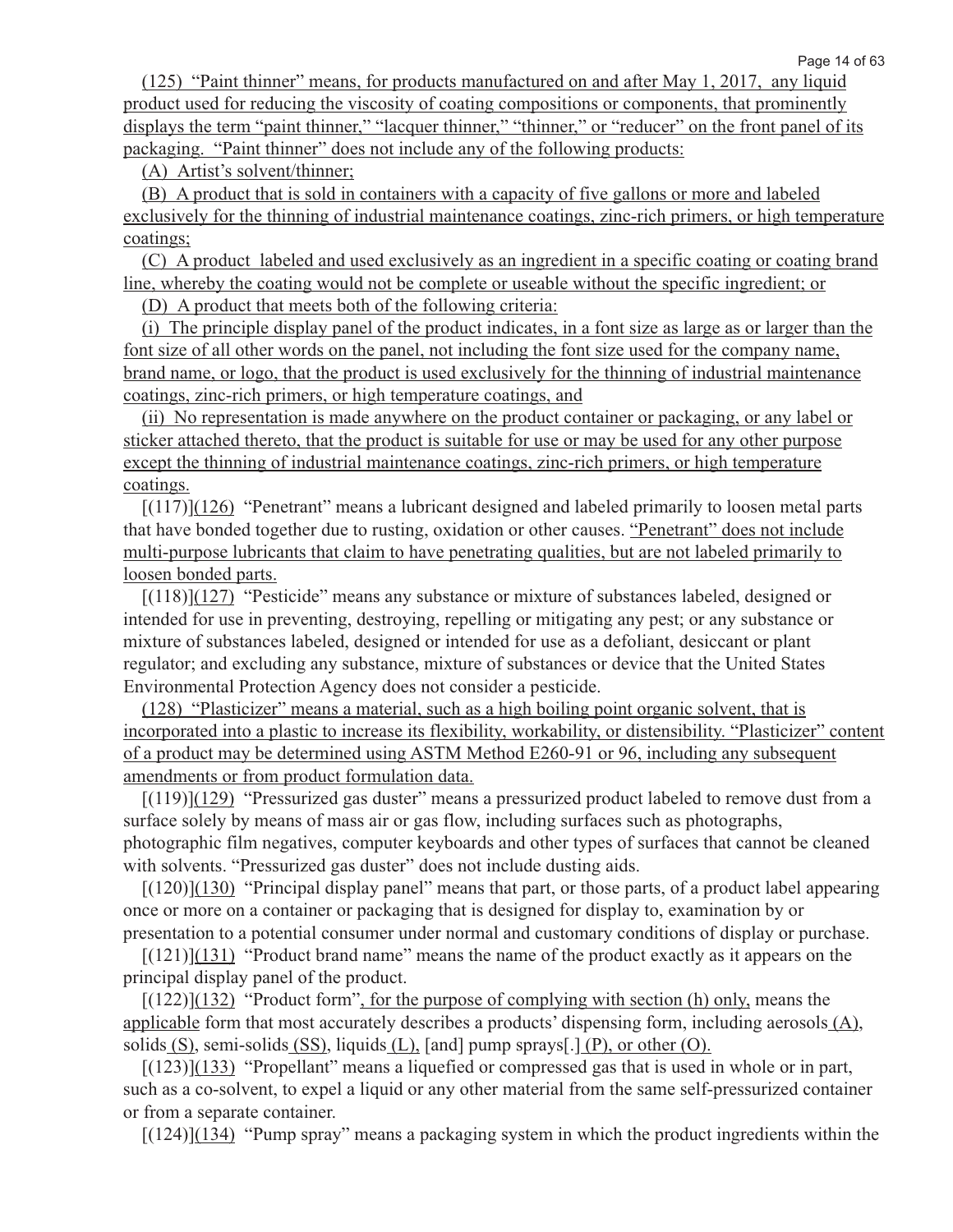(125) "Paint thinner" means, for products manufactured on and after May 1, 2017, any liquid product used for reducing the viscosity of coating compositions or components, that prominently displays the term "paint thinner," "lacquer thinner," "thinner," or "reducer" on the front panel of its packaging. "Paint thinner" does not include any of the following products:

(A) Artist's solvent/thinner;

(B) A product that is sold in containers with a capacity of five gallons or more and labeled exclusively for the thinning of industrial maintenance coatings, zinc-rich primers, or high temperature coatings;

(C) A product labeled and used exclusively as an ingredient in a specific coating or coating brand line, whereby the coating would not be complete or useable without the specific ingredient; or

(D) A product that meets both of the following criteria:

(i) The principle display panel of the product indicates, in a font size as large as or larger than the font size of all other words on the panel, not including the font size used for the company name, brand name, or logo, that the product is used exclusively for the thinning of industrial maintenance coatings, zinc-rich primers, or high temperature coatings, and

(ii) No representation is made anywhere on the product container or packaging, or any label or sticker attached thereto, that the product is suitable for use or may be used for any other purpose except the thinning of industrial maintenance coatings, zinc-rich primers, or high temperature coatings.

[(117)](126) "Penetrant" means a lubricant designed and labeled primarily to loosen metal parts that have bonded together due to rusting, oxidation or other causes. "Penetrant" does not include multi-purpose lubricants that claim to have penetrating qualities, but are not labeled primarily to loosen bonded parts.

[(118)](127) "Pesticide" means any substance or mixture of substances labeled, designed or intended for use in preventing, destroying, repelling or mitigating any pest; or any substance or mixture of substances labeled, designed or intended for use as a defoliant, desiccant or plant regulator; and excluding any substance, mixture of substances or device that the United States Environmental Protection Agency does not consider a pesticide.

(128) "Plasticizer" means a material, such as a high boiling point organic solvent, that is incorporated into a plastic to increase its flexibility, workability, or distensibility. "Plasticizer" content of a product may be determined using ASTM Method E260-91 or 96, including any subsequent amendments or from product formulation data.

[(119)](129) "Pressurized gas duster" means a pressurized product labeled to remove dust from a surface solely by means of mass air or gas flow, including surfaces such as photographs, photographic film negatives, computer keyboards and other types of surfaces that cannot be cleaned with solvents. "Pressurized gas duster" does not include dusting aids.

[(120)](130) "Principal display panel" means that part, or those parts, of a product label appearing once or more on a container or packaging that is designed for display to, examination by or presentation to a potential consumer under normal and customary conditions of display or purchase.

[(121)](131) "Product brand name" means the name of the product exactly as it appears on the principal display panel of the product.

[(122)](132) "Product form", for the purpose of complying with section (h) only, means the applicable form that most accurately describes a products' dispensing form, including aerosols (A), solids (S), semi-solids (SS), liquids (L), [and] pump sprays[.] (P), or other (O).

[(123)](133) "Propellant" means a liquefied or compressed gas that is used in whole or in part, such as a co-solvent, to expel a liquid or any other material from the same self-pressurized container or from a separate container.

[(124)](134) "Pump spray" means a packaging system in which the product ingredients within the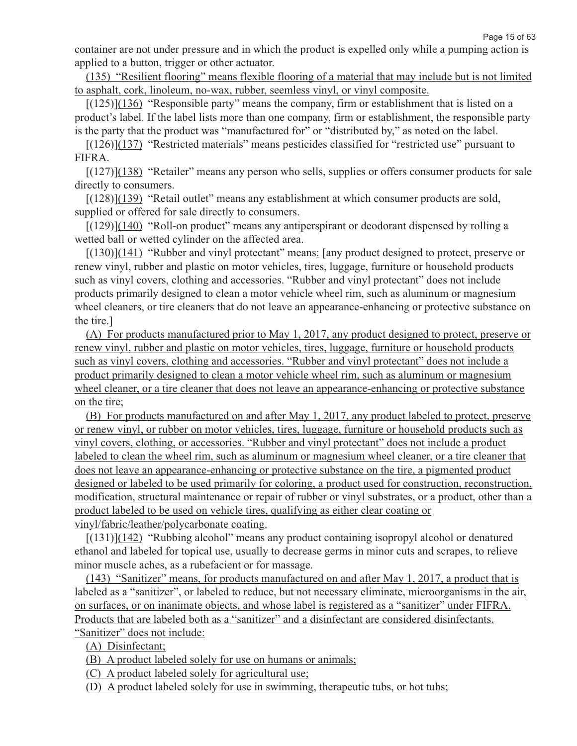container are not under pressure and in which the product is expelled only while a pumping action is applied to a button, trigger or other actuator.

(135) "Resilient flooring" means flexible flooring of a material that may include but is not limited to asphalt, cork, linoleum, no-wax, rubber, seemless vinyl, or vinyl composite.

[(125)](136) "Responsible party" means the company, firm or establishment that is listed on a product's label. If the label lists more than one company, firm or establishment, the responsible party is the party that the product was "manufactured for" or "distributed by," as noted on the label.

[(126)](137) "Restricted materials" means pesticides classified for "restricted use" pursuant to FIFRA.

[(127)](138) "Retailer" means any person who sells, supplies or offers consumer products for sale directly to consumers.

[(128)](139) "Retail outlet" means any establishment at which consumer products are sold, supplied or offered for sale directly to consumers.

[(129)](140) "Roll-on product" means any antiperspirant or deodorant dispensed by rolling a wetted ball or wetted cylinder on the affected area.

[(130)](141) "Rubber and vinyl protectant" means: [any product designed to protect, preserve or renew vinyl, rubber and plastic on motor vehicles, tires, luggage, furniture or household products such as vinyl covers, clothing and accessories. "Rubber and vinyl protectant" does not include products primarily designed to clean a motor vehicle wheel rim, such as aluminum or magnesium wheel cleaners, or tire cleaners that do not leave an appearance-enhancing or protective substance on the tire.]

(A) For products manufactured prior to May 1, 2017, any product designed to protect, preserve or renew vinyl, rubber and plastic on motor vehicles, tires, luggage, furniture or household products such as vinyl covers, clothing and accessories. "Rubber and vinyl protectant" does not include a product primarily designed to clean a motor vehicle wheel rim, such as aluminum or magnesium wheel cleaner, or a tire cleaner that does not leave an appearance-enhancing or protective substance on the tire;

(B) For products manufactured on and after May 1, 2017, any product labeled to protect, preserve or renew vinyl, or rubber on motor vehicles, tires, luggage, furniture or household products such as vinyl covers, clothing, or accessories. "Rubber and vinyl protectant" does not include a product labeled to clean the wheel rim, such as aluminum or magnesium wheel cleaner, or a tire cleaner that does not leave an appearance-enhancing or protective substance on the tire, a pigmented product designed or labeled to be used primarily for coloring, a product used for construction, reconstruction, modification, structural maintenance or repair of rubber or vinyl substrates, or a product, other than a product labeled to be used on vehicle tires, qualifying as either clear coating or vinyl/fabric/leather/polycarbonate coating.

[(131)](142) "Rubbing alcohol" means any product containing isopropyl alcohol or denatured ethanol and labeled for topical use, usually to decrease germs in minor cuts and scrapes, to relieve minor muscle aches, as a rubefacient or for massage.

(143) "Sanitizer" means, for products manufactured on and after May 1, 2017, a product that is labeled as a "sanitizer", or labeled to reduce, but not necessary eliminate, microorganisms in the air, on surfaces, or on inanimate objects, and whose label is registered as a "sanitizer" under FIFRA. Products that are labeled both as a "sanitizer" and a disinfectant are considered disinfectants. "Sanitizer" does not include:

(A) Disinfectant;

(B) A product labeled solely for use on humans or animals;

(C) A product labeled solely for agricultural use;

(D) A product labeled solely for use in swimming, therapeutic tubs, or hot tubs;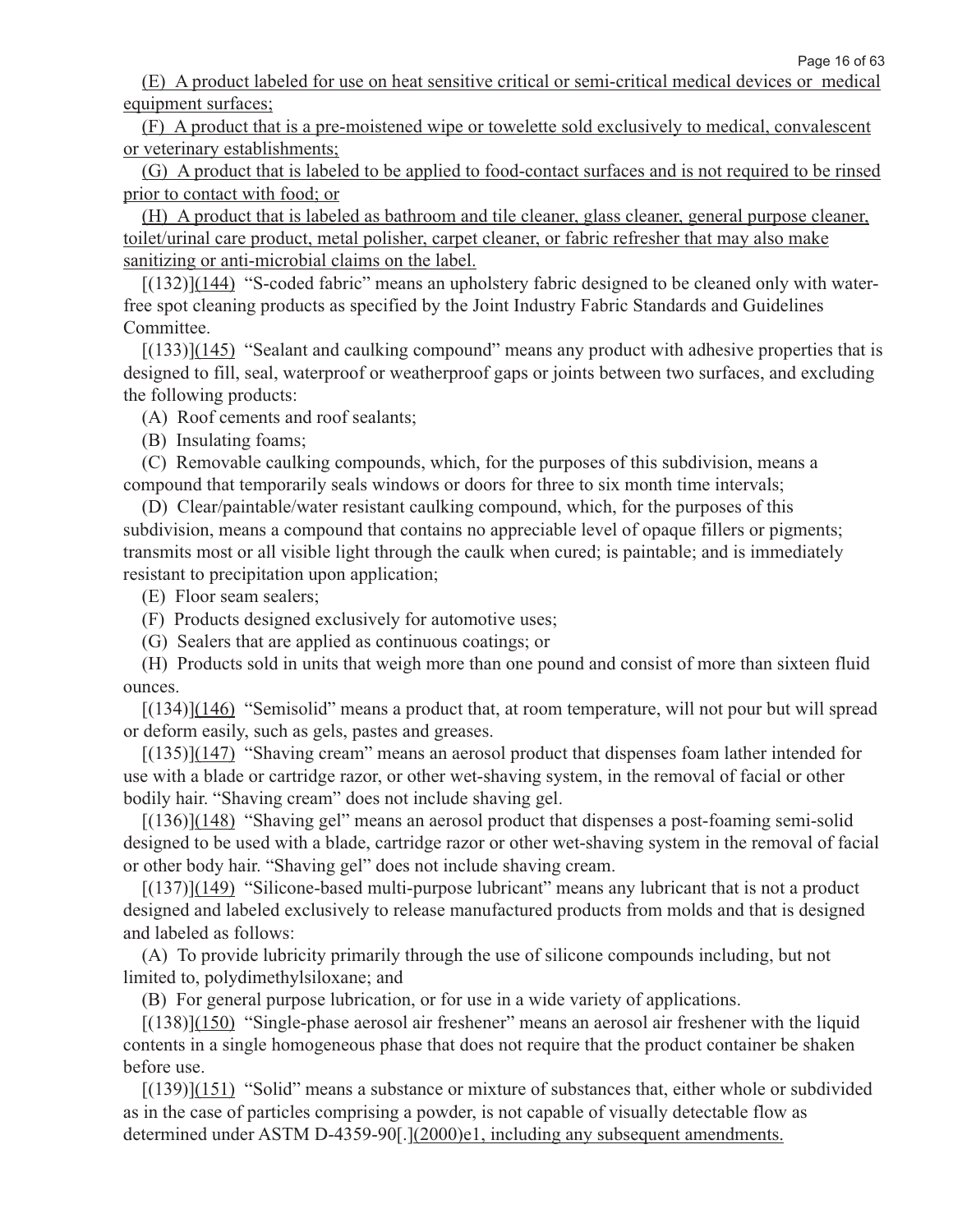(E) A product labeled for use on heat sensitive critical or semi-critical medical devices or medical equipment surfaces;

(F) A product that is a pre-moistened wipe or towelette sold exclusively to medical, convalescent or veterinary establishments;

(G) A product that is labeled to be applied to food-contact surfaces and is not required to be rinsed prior to contact with food; or

(H) A product that is labeled as bathroom and tile cleaner, glass cleaner, general purpose cleaner, toilet/urinal care product, metal polisher, carpet cleaner, or fabric refresher that may also make sanitizing or anti-microbial claims on the label.

[(132)](144) "S-coded fabric" means an upholstery fabric designed to be cleaned only with water-free spot cleaning products as specified by the Joint Industry Fabric Standards and Guidelines Committee.

[(133)](145) "Sealant and caulking compound" means any product with adhesive properties that is designed to fill, seal, waterproof or weatherproof gaps or joints between two surfaces, and excluding the following products:

(A) Roof cements and roof sealants;

(B) Insulating foams;

(C) Removable caulking compounds, which, for the purposes of this subdivision, means a compound that temporarily seals windows or doors for three to six month time intervals;

(D) Clear/paintable/water resistant caulking compound, which, for the purposes of this subdivision, means a compound that contains no appreciable level of opaque fillers or pigments; transmits most or all visible light through the caulk when cured; is paintable; and is immediately resistant to precipitation upon application;

(E) Floor seam sealers;

(F) Products designed exclusively for automotive uses;

(G) Sealers that are applied as continuous coatings; or

(H) Products sold in units that weigh more than one pound and consist of more than sixteen fluid ounces.

[(134)](146) "Semisolid" means a product that, at room temperature, will not pour but will spread or deform easily, such as gels, pastes and greases.

[(135)](147) "Shaving cream" means an aerosol product that dispenses foam lather intended for use with a blade or cartridge razor, or other wet-shaving system, in the removal of facial or other bodily hair. "Shaving cream" does not include shaving gel.

[(136)](148) "Shaving gel" means an aerosol product that dispenses a post-foaming semi-solid designed to be used with a blade, cartridge razor or other wet-shaving system in the removal of facial or other body hair. "Shaving gel" does not include shaving cream.

[(137)](149) "Silicone-based multi-purpose lubricant" means any lubricant that is not a product designed and labeled exclusively to release manufactured products from molds and that is designed and labeled as follows:

(A) To provide lubricity primarily through the use of silicone compounds including, but not limited to, polydimethylsiloxane; and

(B) For general purpose lubrication, or for use in a wide variety of applications.

[(138)](150) "Single-phase aerosol air freshener" means an aerosol air freshener with the liquid contents in a single homogeneous phase that does not require that the product container be shaken before use.

[(139)](151) "Solid" means a substance or mixture of substances that, either whole or subdivided as in the case of particles comprising a powder, is not capable of visually detectable flow as determined under ASTM D-4359-90[.](2000)e1, including any subsequent amendments.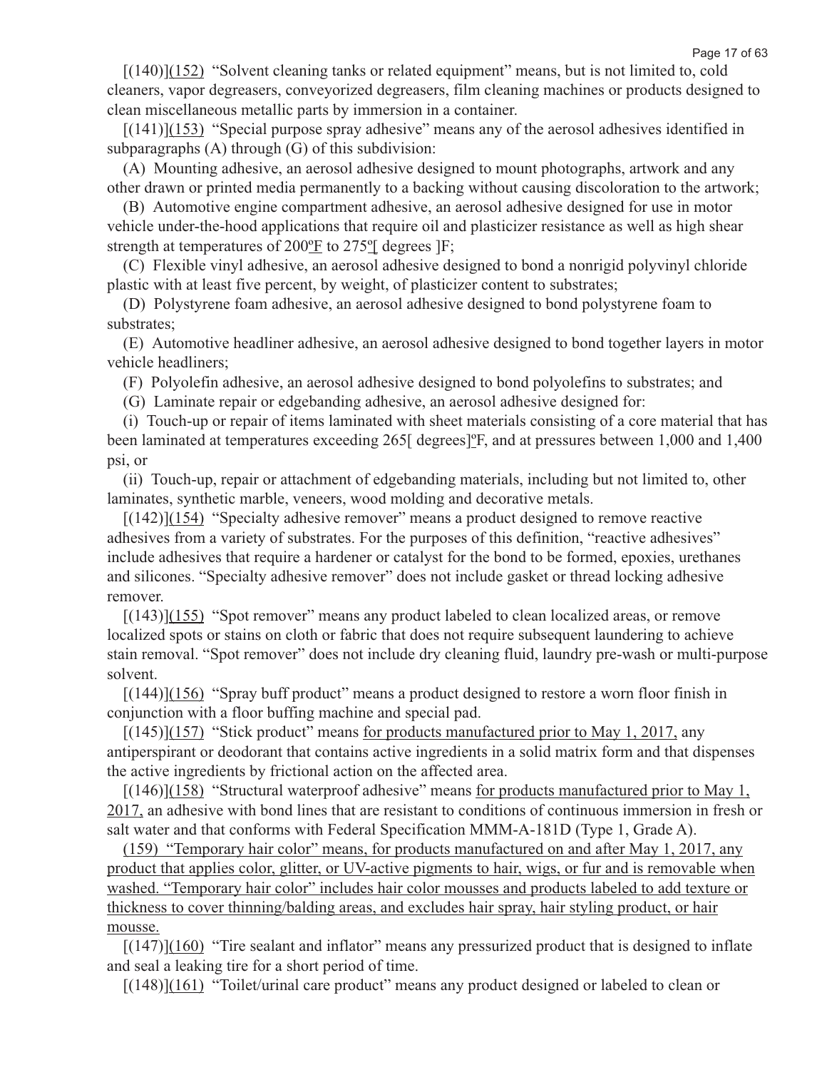[(140)](152) "Solvent cleaning tanks or related equipment" means, but is not limited to, cold cleaners, vapor degreasers, conveyorized degreasers, film cleaning machines or products designed to clean miscellaneous metallic parts by immersion in a container.

[(141)](153) "Special purpose spray adhesive" means any of the aerosol adhesives identified in subparagraphs (A) through (G) of this subdivision:

(A) Mounting adhesive, an aerosol adhesive designed to mount photographs, artwork and any other drawn or printed media permanently to a backing without causing discoloration to the artwork;

(B) Automotive engine compartment adhesive, an aerosol adhesive designed for use in motor vehicle under-the-hood applications that require oil and plasticizer resistance as well as high shear strength at temperatures of 200ºF to 275º[ degrees ]F;

(C) Flexible vinyl adhesive, an aerosol adhesive designed to bond a nonrigid polyvinyl chloride plastic with at least five percent, by weight, of plasticizer content to substrates;

(D) Polystyrene foam adhesive, an aerosol adhesive designed to bond polystyrene foam to substrates;

(E) Automotive headliner adhesive, an aerosol adhesive designed to bond together layers in motor vehicle headliners;

(F) Polyolefin adhesive, an aerosol adhesive designed to bond polyolefins to substrates; and

(G) Laminate repair or edgebanding adhesive, an aerosol adhesive designed for:

(i) Touch-up or repair of items laminated with sheet materials consisting of a core material that has been laminated at temperatures exceeding 265[ degrees]ºF, and at pressures between 1,000 and 1,400 psi, or

(ii) Touch-up, repair or attachment of edgebanding materials, including but not limited to, other laminates, synthetic marble, veneers, wood molding and decorative metals.

[(142)](154) "Specialty adhesive remover" means a product designed to remove reactive adhesives from a variety of substrates. For the purposes of this definition, "reactive adhesives" include adhesives that require a hardener or catalyst for the bond to be formed, epoxies, urethanes and silicones. "Specialty adhesive remover" does not include gasket or thread locking adhesive remover.

[(143)](155) "Spot remover" means any product labeled to clean localized areas, or remove localized spots or stains on cloth or fabric that does not require subsequent laundering to achieve stain removal. "Spot remover" does not include dry cleaning fluid, laundry pre-wash or multi-purpose solvent.

[(144)](156) "Spray buff product" means a product designed to restore a worn floor finish in conjunction with a floor buffing machine and special pad.

[(145)](157) "Stick product" means for products manufactured prior to May 1, 2017, any antiperspirant or deodorant that contains active ingredients in a solid matrix form and that dispenses the active ingredients by frictional action on the affected area.

[(146)](158) "Structural waterproof adhesive" means for products manufactured prior to May 1, 2017, an adhesive with bond lines that are resistant to conditions of continuous immersion in fresh or salt water and that conforms with Federal Specification MMM-A-181D (Type 1, Grade A).

(159) "Temporary hair color" means, for products manufactured on and after May 1, 2017, any product that applies color, glitter, or UV-active pigments to hair, wigs, or fur and is removable when washed. "Temporary hair color" includes hair color mousses and products labeled to add texture or thickness to cover thinning/balding areas, and excludes hair spray, hair styling product, or hair mousse.

[(147)](160) "Tire sealant and inflator" means any pressurized product that is designed to inflate and seal a leaking tire for a short period of time.

[(148)](161) "Toilet/urinal care product" means any product designed or labeled to clean or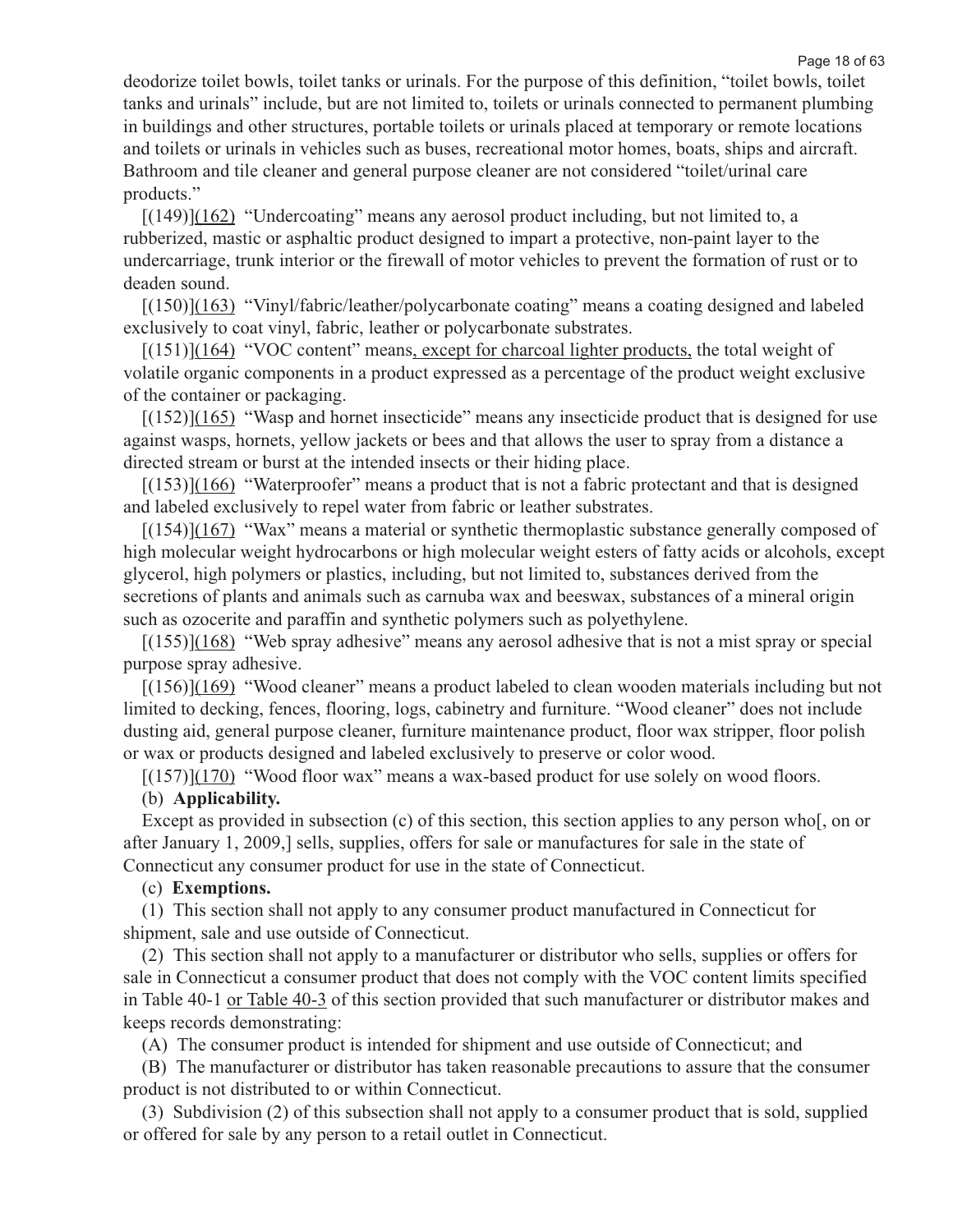deodorize toilet bowls, toilet tanks or urinals. For the purpose of this definition, "toilet bowls, toilet tanks and urinals" include, but are not limited to, toilets or urinals connected to permanent plumbing in buildings and other structures, portable toilets or urinals placed at temporary or remote locations and toilets or urinals in vehicles such as buses, recreational motor homes, boats, ships and aircraft. Bathroom and tile cleaner and general purpose cleaner are not considered "toilet/urinal care products."

[(149)](162) "Undercoating" means any aerosol product including, but not limited to, a rubberized, mastic or asphaltic product designed to impart a protective, non-paint layer to the undercarriage, trunk interior or the firewall of motor vehicles to prevent the formation of rust or to deaden sound.

[(150)](163) "Vinyl/fabric/leather/polycarbonate coating" means a coating designed and labeled exclusively to coat vinyl, fabric, leather or polycarbonate substrates.

[(151)](164) "VOC content" means, except for charcoal lighter products, the total weight of volatile organic components in a product expressed as a percentage of the product weight exclusive of the container or packaging.

[(152)](165) "Wasp and hornet insecticide" means any insecticide product that is designed for use against wasps, hornets, yellow jackets or bees and that allows the user to spray from a distance a directed stream or burst at the intended insects or their hiding place.

[(153)](166) "Waterproofer" means a product that is not a fabric protectant and that is designed and labeled exclusively to repel water from fabric or leather substrates.

[(154)](167) "Wax" means a material or synthetic thermoplastic substance generally composed of high molecular weight hydrocarbons or high molecular weight esters of fatty acids or alcohols, except glycerol, high polymers or plastics, including, but not limited to, substances derived from the secretions of plants and animals such as carnuba wax and beeswax, substances of a mineral origin such as ozocerite and paraffin and synthetic polymers such as polyethylene.

[(155)](168) "Web spray adhesive" means any aerosol adhesive that is not a mist spray or special purpose spray adhesive.

[(156)](169) "Wood cleaner" means a product labeled to clean wooden materials including but not limited to decking, fences, flooring, logs, cabinetry and furniture. "Wood cleaner" does not include dusting aid, general purpose cleaner, furniture maintenance product, floor wax stripper, floor polish or wax or products designed and labeled exclusively to preserve or color wood.

[(157)](170) "Wood floor wax" means a wax-based product for use solely on wood floors.

(b) **Applicability.**

Except as provided in subsection (c) of this section, this section applies to any person who[, on or after January 1, 2009,] sells, supplies, offers for sale or manufactures for sale in the state of Connecticut any consumer product for use in the state of Connecticut.

(c) **Exemptions.**

(1) This section shall not apply to any consumer product manufactured in Connecticut for shipment, sale and use outside of Connecticut.

(2) This section shall not apply to a manufacturer or distributor who sells, supplies or offers for sale in Connecticut a consumer product that does not comply with the VOC content limits specified in Table 40-1 or Table 40-3 of this section provided that such manufacturer or distributor makes and keeps records demonstrating:

(A) The consumer product is intended for shipment and use outside of Connecticut; and

(B) The manufacturer or distributor has taken reasonable precautions to assure that the consumer product is not distributed to or within Connecticut.

(3) Subdivision (2) of this subsection shall not apply to a consumer product that is sold, supplied or offered for sale by any person to a retail outlet in Connecticut.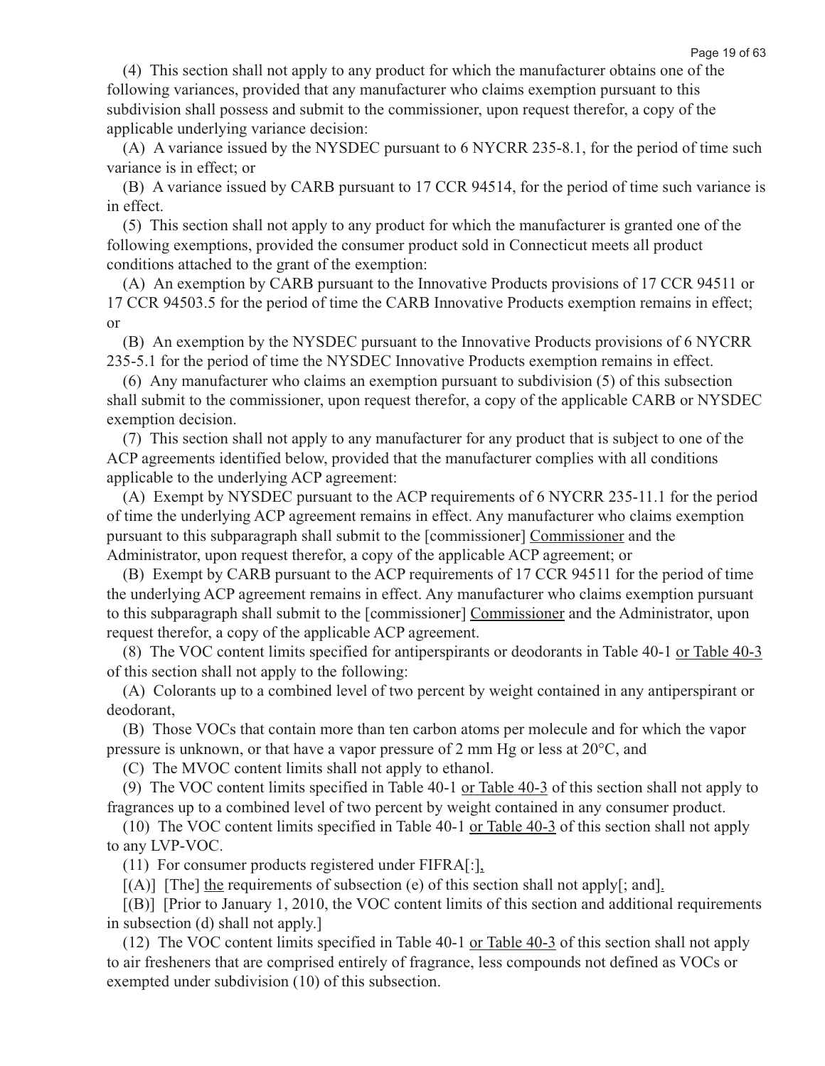(4) This section shall not apply to any product for which the manufacturer obtains one of the following variances, provided that any manufacturer who claims exemption pursuant to this subdivision shall possess and submit to the commissioner, upon request therefor, a copy of the applicable underlying variance decision:

(A) A variance issued by the NYSDEC pursuant to 6 NYCRR 235-8.1, for the period of time such variance is in effect; or

(B) A variance issued by CARB pursuant to 17 CCR 94514, for the period of time such variance is in effect.

(5) This section shall not apply to any product for which the manufacturer is granted one of the following exemptions, provided the consumer product sold in Connecticut meets all product conditions attached to the grant of the exemption:

(A) An exemption by CARB pursuant to the Innovative Products provisions of 17 CCR 94511 or 17 CCR 94503.5 for the period of time the CARB Innovative Products exemption remains in effect; or

(B) An exemption by the NYSDEC pursuant to the Innovative Products provisions of 6 NYCRR 235-5.1 for the period of time the NYSDEC Innovative Products exemption remains in effect.

(6) Any manufacturer who claims an exemption pursuant to subdivision (5) of this subsection shall submit to the commissioner, upon request therefor, a copy of the applicable CARB or NYSDEC exemption decision.

(7) This section shall not apply to any manufacturer for any product that is subject to one of the ACP agreements identified below, provided that the manufacturer complies with all conditions applicable to the underlying ACP agreement:

(A) Exempt by NYSDEC pursuant to the ACP requirements of 6 NYCRR 235-11.1 for the period of time the underlying ACP agreement remains in effect. Any manufacturer who claims exemption pursuant to this subparagraph shall submit to the [commissioner] <u>Commissioner</u> and the Administrator, upon request therefor, a copy of the applicable ACP agreement; or

(B) Exempt by CARB pursuant to the ACP requirements of 17 CCR 94511 for the period of time the underlying ACP agreement remains in effect. Any manufacturer who claims exemption pursuant to this subparagraph shall submit to the [commissioner] <u>Commissioner</u> and the Administrator, upon request therefor, a copy of the applicable ACP agreement.

(8) The VOC content limits specified for antiperspirants or deodorants in Table 40-1 <u>or Table 40-3</u> of this section shall not apply to the following:

(A) Colorants up to a combined level of two percent by weight contained in any antiperspirant or deodorant,

(B) Those VOCs that contain more than ten carbon atoms per molecule and for which the vapor pressure is unknown, or that have a vapor pressure of 2 mm Hg or less at 20°C, and

(C) The MVOC content limits shall not apply to ethanol.

(9) The VOC content limits specified in Table 40-1 <u>or Table 40-3</u> of this section shall not apply to fragrances up to a combined level of two percent by weight contained in any consumer product.

(10) The VOC content limits specified in Table 40-1 <u>or Table 40-3</u> of this section shall not apply to any LVP-VOC.

(11) For consumer products registered under FIFRA[:]<u>,</u>

[(A)] [The] <u>the</u> requirements of subsection (e) of this section shall not apply[; and]<u>.</u>

[(B)] [Prior to January 1, 2010, the VOC content limits of this section and additional requirements in subsection (d) shall not apply.]

(12) The VOC content limits specified in Table 40-1 <u>or Table 40-3</u> of this section shall not apply to air fresheners that are comprised entirely of fragrance, less compounds not defined as VOCs or exempted under subdivision (10) of this subsection.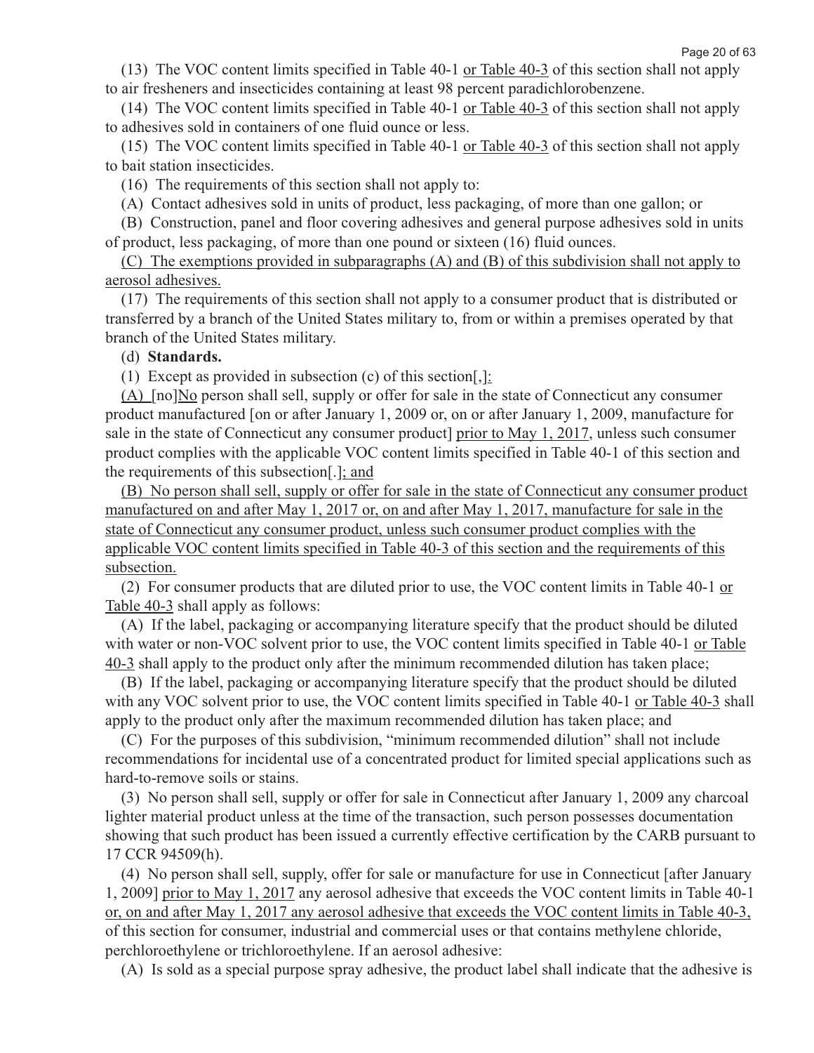(13) The VOC content limits specified in Table 40-1 <u>or Table 40-3</u> of this section shall not apply to air fresheners and insecticides containing at least 98 percent paradichlorobenzene.

(14) The VOC content limits specified in Table 40-1 <u>or Table 40-3</u> of this section shall not apply to adhesives sold in containers of one fluid ounce or less.

(15) The VOC content limits specified in Table 40-1 <u>or Table 40-3</u> of this section shall not apply to bait station insecticides.

(16) The requirements of this section shall not apply to:

(A) Contact adhesives sold in units of product, less packaging, of more than one gallon; or

(B) Construction, panel and floor covering adhesives and general purpose adhesives sold in units of product, less packaging, of more than one pound or sixteen (16) fluid ounces.

<u>(C) The exemptions provided in subparagraphs (A) and (B) of this subdivision shall not apply to aerosol adhesives.</u>

(17) The requirements of this section shall not apply to a consumer product that is distributed or transferred by a branch of the United States military to, from or within a premises operated by that branch of the United States military.

(d) **Standards.**

(1) Except as provided in subsection (c) of this section[,]<u>:</u>

<u>(A)</u> [no]<u>No</u> person shall sell, supply or offer for sale in the state of Connecticut any consumer product manufactured [on or after January 1, 2009 or, on or after January 1, 2009, manufacture for sale in the state of Connecticut any consumer product] <u>prior to May 1, 2017</u>, unless such consumer product complies with the applicable VOC content limits specified in Table 40-1 of this section and the requirements of this subsection[.]<u>; and</u>

<u>(B) No person shall sell, supply or offer for sale in the state of Connecticut any consumer product manufactured on and after May 1, 2017 or, on and after May 1, 2017, manufacture for sale in the state of Connecticut any consumer product, unless such consumer product complies with the applicable VOC content limits specified in Table 40-3 of this section and the requirements of this subsection.</u>

(2) For consumer products that are diluted prior to use, the VOC content limits in Table 40-1 <u>or Table 40-3</u> shall apply as follows:

(A) If the label, packaging or accompanying literature specify that the product should be diluted with water or non-VOC solvent prior to use, the VOC content limits specified in Table 40-1 <u>or Table 40-3</u> shall apply to the product only after the minimum recommended dilution has taken place;

(B) If the label, packaging or accompanying literature specify that the product should be diluted with any VOC solvent prior to use, the VOC content limits specified in Table 40-1 <u>or Table 40-3</u> shall apply to the product only after the maximum recommended dilution has taken place; and

(C) For the purposes of this subdivision, "minimum recommended dilution" shall not include recommendations for incidental use of a concentrated product for limited special applications such as hard-to-remove soils or stains.

(3) No person shall sell, supply or offer for sale in Connecticut after January 1, 2009 any charcoal lighter material product unless at the time of the transaction, such person possesses documentation showing that such product has been issued a currently effective certification by the CARB pursuant to 17 CCR 94509(h).

(4) No person shall sell, supply, offer for sale or manufacture for use in Connecticut [after January 1, 2009] <u>prior to May 1, 2017</u> any aerosol adhesive that exceeds the VOC content limits in Table 40-1 <u>or, on and after May 1, 2017 any aerosol adhesive that exceeds the VOC content limits in Table 40-3,</u> of this section for consumer, industrial and commercial uses or that contains methylene chloride, perchloroethylene or trichloroethylene. If an aerosol adhesive:

(A) Is sold as a special purpose spray adhesive, the product label shall indicate that the adhesive is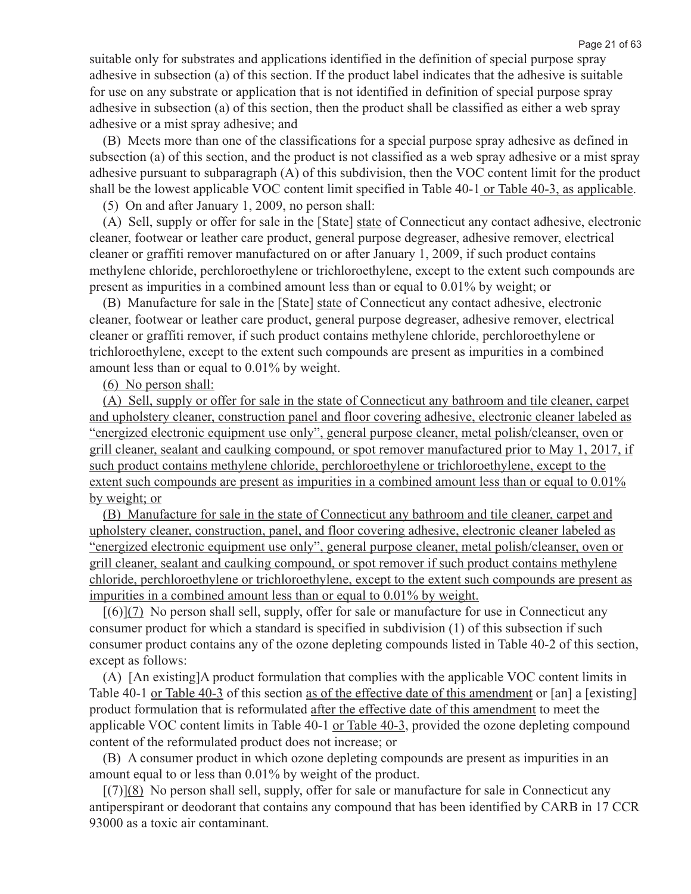suitable only for substrates and applications identified in the definition of special purpose spray adhesive in subsection (a) of this section. If the product label indicates that the adhesive is suitable for use on any substrate or application that is not identified in definition of special purpose spray adhesive in subsection (a) of this section, then the product shall be classified as either a web spray adhesive or a mist spray adhesive; and

(B) Meets more than one of the classifications for a special purpose spray adhesive as defined in subsection (a) of this section, and the product is not classified as a web spray adhesive or a mist spray adhesive pursuant to subparagraph (A) of this subdivision, then the VOC content limit for the product shall be the lowest applicable VOC content limit specified in Table 40-1 or Table 40-3, as applicable.

(5) On and after January 1, 2009, no person shall:

(A) Sell, supply or offer for sale in the [State] state of Connecticut any contact adhesive, electronic cleaner, footwear or leather care product, general purpose degreaser, adhesive remover, electrical cleaner or graffiti remover manufactured on or after January 1, 2009, if such product contains methylene chloride, perchloroethylene or trichloroethylene, except to the extent such compounds are present as impurities in a combined amount less than or equal to 0.01% by weight; or

(B) Manufacture for sale in the [State] state of Connecticut any contact adhesive, electronic cleaner, footwear or leather care product, general purpose degreaser, adhesive remover, electrical cleaner or graffiti remover, if such product contains methylene chloride, perchloroethylene or trichloroethylene, except to the extent such compounds are present as impurities in a combined amount less than or equal to 0.01% by weight.

(6) No person shall:

(A) Sell, supply or offer for sale in the state of Connecticut any bathroom and tile cleaner, carpet and upholstery cleaner, construction panel and floor covering adhesive, electronic cleaner labeled as "energized electronic equipment use only", general purpose cleaner, metal polish/cleanser, oven or grill cleaner, sealant and caulking compound, or spot remover manufactured prior to May 1, 2017, if such product contains methylene chloride, perchloroethylene or trichloroethylene, except to the extent such compounds are present as impurities in a combined amount less than or equal to 0.01% by weight; or

(B) Manufacture for sale in the state of Connecticut any bathroom and tile cleaner, carpet and upholstery cleaner, construction, panel, and floor covering adhesive, electronic cleaner labeled as "energized electronic equipment use only", general purpose cleaner, metal polish/cleanser, oven or grill cleaner, sealant and caulking compound, or spot remover if such product contains methylene chloride, perchloroethylene or trichloroethylene, except to the extent such compounds are present as impurities in a combined amount less than or equal to 0.01% by weight.

[(6)](7) No person shall sell, supply, offer for sale or manufacture for use in Connecticut any consumer product for which a standard is specified in subdivision (1) of this subsection if such consumer product contains any of the ozone depleting compounds listed in Table 40-2 of this section, except as follows:

(A) [An existing]A product formulation that complies with the applicable VOC content limits in Table 40-1 or Table 40-3 of this section as of the effective date of this amendment or [an] a [existing] product formulation that is reformulated after the effective date of this amendment to meet the applicable VOC content limits in Table 40-1 or Table 40-3, provided the ozone depleting compound content of the reformulated product does not increase; or

(B) A consumer product in which ozone depleting compounds are present as impurities in an amount equal to or less than 0.01% by weight of the product.

[(7)](8) No person shall sell, supply, offer for sale or manufacture for sale in Connecticut any antiperspirant or deodorant that contains any compound that has been identified by CARB in 17 CCR 93000 as a toxic air contaminant.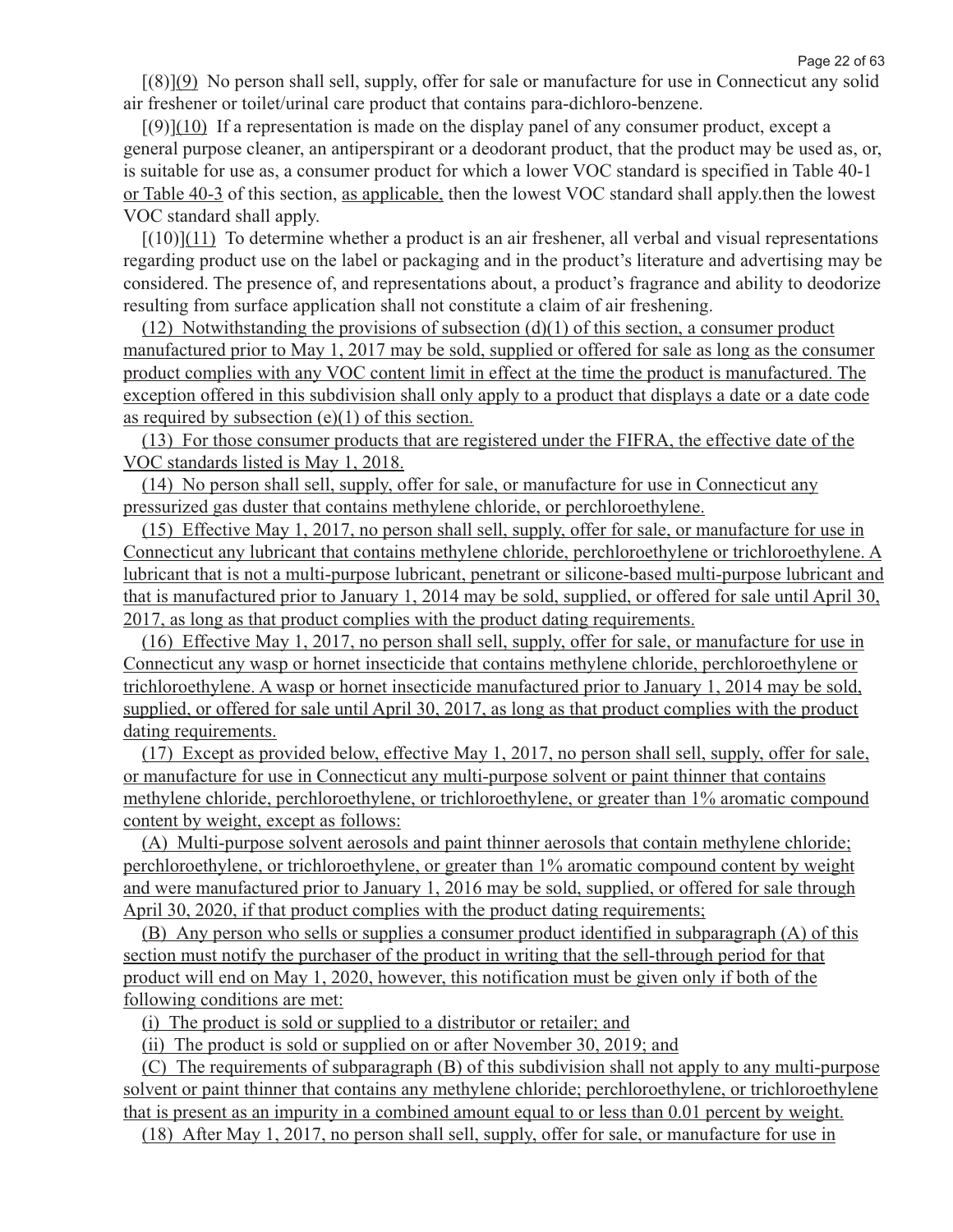[(8)](9)  No person shall sell, supply, offer for sale or manufacture for use in Connecticut any solid air freshener or toilet/urinal care product that contains para-dichloro-benzene.

[(9)](10)  If a representation is made on the display panel of any consumer product, except a general purpose cleaner, an antiperspirant or a deodorant product, that the product may be used as, or, is suitable for use as, a consumer product for which a lower VOC standard is specified in Table 40-1 or Table 40-3 of this section, as applicable, then the lowest VOC standard shall apply.then the lowest VOC standard shall apply.

[(10)](11)  To determine whether a product is an air freshener, all verbal and visual representations regarding product use on the label or packaging and in the product's literature and advertising may be considered. The presence of, and representations about, a product's fragrance and ability to deodorize resulting from surface application shall not constitute a claim of air freshening.

(12)  Notwithstanding the provisions of subsection (d)(1) of this section, a consumer product manufactured prior to May 1, 2017 may be sold, supplied or offered for sale as long as the consumer product complies with any VOC content limit in effect at the time the product is manufactured. The exception offered in this subdivision shall only apply to a product that displays a date or a date code as required by subsection (e)(1) of this section.

(13)  For those consumer products that are registered under the FIFRA, the effective date of the VOC standards listed is May 1, 2018.

(14)  No person shall sell, supply, offer for sale, or manufacture for use in Connecticut any pressurized gas duster that contains methylene chloride, or perchloroethylene.

(15)  Effective May 1, 2017, no person shall sell, supply, offer for sale, or manufacture for use in Connecticut any lubricant that contains methylene chloride, perchloroethylene or trichloroethylene. A lubricant that is not a multi-purpose lubricant, penetrant or silicone-based multi-purpose lubricant and that is manufactured prior to January 1, 2014 may be sold, supplied, or offered for sale until April 30, 2017, as long as that product complies with the product dating requirements.

(16)  Effective May 1, 2017, no person shall sell, supply, offer for sale, or manufacture for use in Connecticut any wasp or hornet insecticide that contains methylene chloride, perchloroethylene or trichloroethylene. A wasp or hornet insecticide manufactured prior to January 1, 2014 may be sold, supplied, or offered for sale until April 30, 2017, as long as that product complies with the product dating requirements.

(17)  Except as provided below, effective May 1, 2017, no person shall sell, supply, offer for sale, or manufacture for use in Connecticut any multi-purpose solvent or paint thinner that contains methylene chloride, perchloroethylene, or trichloroethylene, or greater than 1% aromatic compound content by weight, except as follows:

(A)  Multi-purpose solvent aerosols and paint thinner aerosols that contain methylene chloride; perchloroethylene, or trichloroethylene, or greater than 1% aromatic compound content by weight and were manufactured prior to January 1, 2016 may be sold, supplied, or offered for sale through April 30, 2020, if that product complies with the product dating requirements;

(B)  Any person who sells or supplies a consumer product identified in subparagraph (A) of this section must notify the purchaser of the product in writing that the sell-through period for that product will end on May 1, 2020, however, this notification must be given only if both of the following conditions are met:

(i)  The product is sold or supplied to a distributor or retailer; and

(ii)  The product is sold or supplied on or after November 30, 2019; and

(C)  The requirements of subparagraph (B) of this subdivision shall not apply to any multi-purpose solvent or paint thinner that contains any methylene chloride; perchloroethylene, or trichloroethylene that is present as an impurity in a combined amount equal to or less than 0.01 percent by weight.

(18)  After May 1, 2017, no person shall sell, supply, offer for sale, or manufacture for use in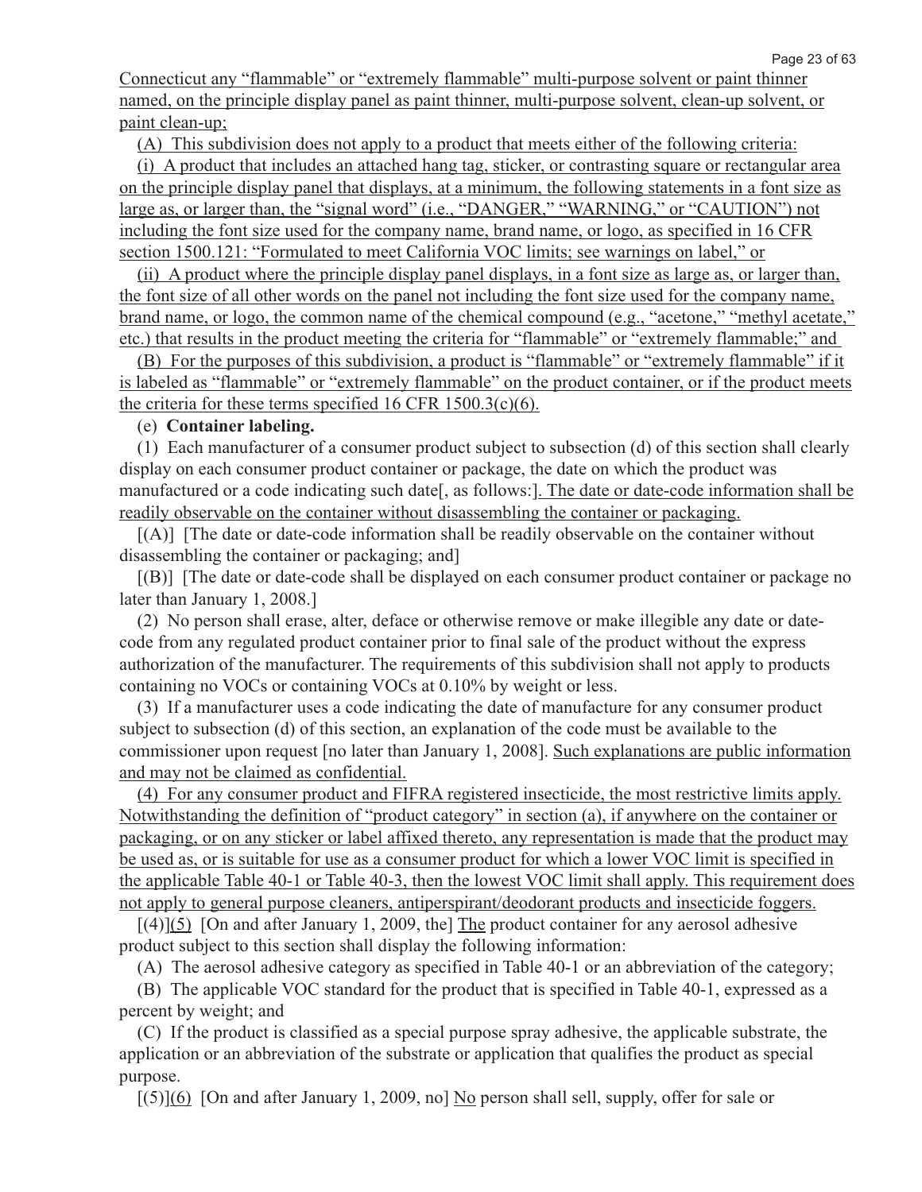Connecticut any "flammable" or "extremely flammable" multi-purpose solvent or paint thinner named, on the principle display panel as paint thinner, multi-purpose solvent, clean-up solvent, or paint clean-up;

(A) This subdivision does not apply to a product that meets either of the following criteria:

(i) A product that includes an attached hang tag, sticker, or contrasting square or rectangular area on the principle display panel that displays, at a minimum, the following statements in a font size as large as, or larger than, the "signal word" (i.e., "DANGER," "WARNING," or "CAUTION") not including the font size used for the company name, brand name, or logo, as specified in 16 CFR section 1500.121: "Formulated to meet California VOC limits; see warnings on label," or

(ii) A product where the principle display panel displays, in a font size as large as, or larger than, the font size of all other words on the panel not including the font size used for the company name, brand name, or logo, the common name of the chemical compound (e.g., "acetone," "methyl acetate," etc.) that results in the product meeting the criteria for "flammable" or "extremely flammable;" and

(B) For the purposes of this subdivision, a product is "flammable" or "extremely flammable" if it is labeled as "flammable" or "extremely flammable" on the product container, or if the product meets the criteria for these terms specified 16 CFR 1500.3(c)(6).

(e) **Container labeling.**

(1) Each manufacturer of a consumer product subject to subsection (d) of this section shall clearly display on each consumer product container or package, the date on which the product was manufactured or a code indicating such date[, as follows:]. The date or date-code information shall be readily observable on the container without disassembling the container or packaging.

[(A)] [The date or date-code information shall be readily observable on the container without disassembling the container or packaging; and]

[(B)] [The date or date-code shall be displayed on each consumer product container or package no later than January 1, 2008.]

(2) No person shall erase, alter, deface or otherwise remove or make illegible any date or date-code from any regulated product container prior to final sale of the product without the express authorization of the manufacturer. The requirements of this subdivision shall not apply to products containing no VOCs or containing VOCs at 0.10% by weight or less.

(3) If a manufacturer uses a code indicating the date of manufacture for any consumer product subject to subsection (d) of this section, an explanation of the code must be available to the commissioner upon request [no later than January 1, 2008]. Such explanations are public information and may not be claimed as confidential.

(4) For any consumer product and FIFRA registered insecticide, the most restrictive limits apply. Notwithstanding the definition of "product category" in section (a), if anywhere on the container or packaging, or on any sticker or label affixed thereto, any representation is made that the product may be used as, or is suitable for use as a consumer product for which a lower VOC limit is specified in the applicable Table 40-1 or Table 40-3, then the lowest VOC limit shall apply. This requirement does not apply to general purpose cleaners, antiperspirant/deodorant products and insecticide foggers.

[(4)](5) [On and after January 1, 2009, the] The product container for any aerosol adhesive product subject to this section shall display the following information:

(A) The aerosol adhesive category as specified in Table 40-1 or an abbreviation of the category;

(B) The applicable VOC standard for the product that is specified in Table 40-1, expressed as a percent by weight; and

(C) If the product is classified as a special purpose spray adhesive, the applicable substrate, the application or an abbreviation of the substrate or application that qualifies the product as special purpose.

[(5)](6) [On and after January 1, 2009, no] No person shall sell, supply, offer for sale or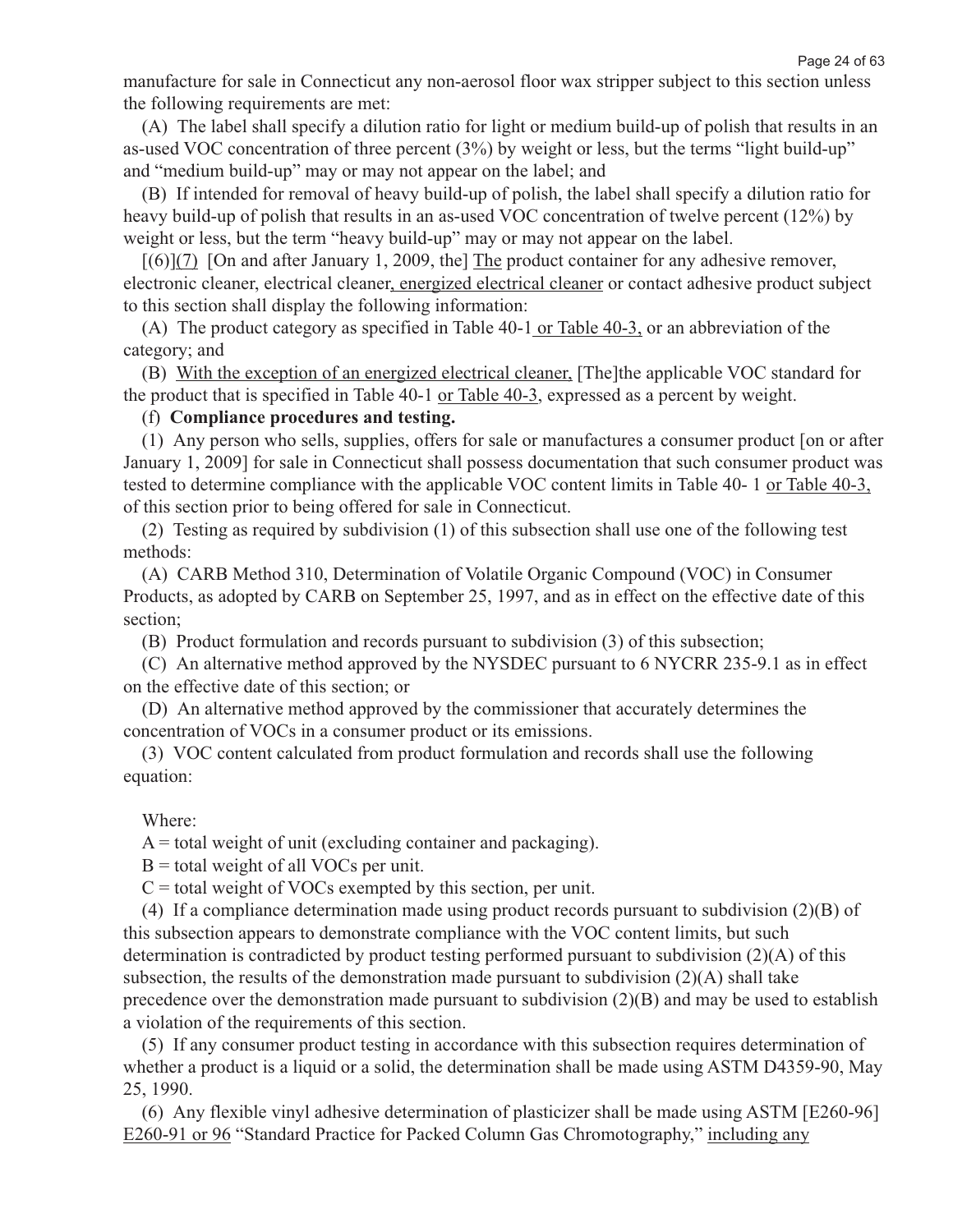manufacture for sale in Connecticut any non-aerosol floor wax stripper subject to this section unless the following requirements are met:

(A) The label shall specify a dilution ratio for light or medium build-up of polish that results in an as-used VOC concentration of three percent (3%) by weight or less, but the terms "light build-up" and "medium build-up" may or may not appear on the label; and

(B) If intended for removal of heavy build-up of polish, the label shall specify a dilution ratio for heavy build-up of polish that results in an as-used VOC concentration of twelve percent (12%) by weight or less, but the term "heavy build-up" may or may not appear on the label.

[(6)]<u>(7)</u> [On and after January 1, 2009, the] <u>The</u> product container for any adhesive remover, electronic cleaner, electrical cleaner<u>, energized electrical cleaner</u> or contact adhesive product subject to this section shall display the following information:

(A) The product category as specified in Table 40-1<u> or Table 40-3,</u> or an abbreviation of the category; and

(B) <u>With the exception of an energized electrical cleaner,</u> [The]the applicable VOC standard for the product that is specified in Table 40-1 <u>or Table 40-3</u>, expressed as a percent by weight.

(f) **Compliance procedures and testing.**

(1) Any person who sells, supplies, offers for sale or manufactures a consumer product [on or after January 1, 2009] for sale in Connecticut shall possess documentation that such consumer product was tested to determine compliance with the applicable VOC content limits in Table 40- 1 <u>or Table 40-3,</u> of this section prior to being offered for sale in Connecticut.

(2) Testing as required by subdivision (1) of this subsection shall use one of the following test methods:

(A) CARB Method 310, Determination of Volatile Organic Compound (VOC) in Consumer Products, as adopted by CARB on September 25, 1997, and as in effect on the effective date of this section;

(B) Product formulation and records pursuant to subdivision (3) of this subsection;

(C) An alternative method approved by the NYSDEC pursuant to 6 NYCRR 235-9.1 as in effect on the effective date of this section; or

(D) An alternative method approved by the commissioner that accurately determines the concentration of VOCs in a consumer product or its emissions.

(3) VOC content calculated from product formulation and records shall use the following equation:

Where:

A = total weight of unit (excluding container and packaging).

B = total weight of all VOCs per unit.

C = total weight of VOCs exempted by this section, per unit.

(4) If a compliance determination made using product records pursuant to subdivision (2)(B) of this subsection appears to demonstrate compliance with the VOC content limits, but such determination is contradicted by product testing performed pursuant to subdivision (2)(A) of this subsection, the results of the demonstration made pursuant to subdivision (2)(A) shall take precedence over the demonstration made pursuant to subdivision (2)(B) and may be used to establish a violation of the requirements of this section.

(5) If any consumer product testing in accordance with this subsection requires determination of whether a product is a liquid or a solid, the determination shall be made using ASTM D4359-90, May 25, 1990.

(6) Any flexible vinyl adhesive determination of plasticizer shall be made using ASTM [E260-96] <u>E260-91 or 96</u> "Standard Practice for Packed Column Gas Chromatography," <u>including any</u>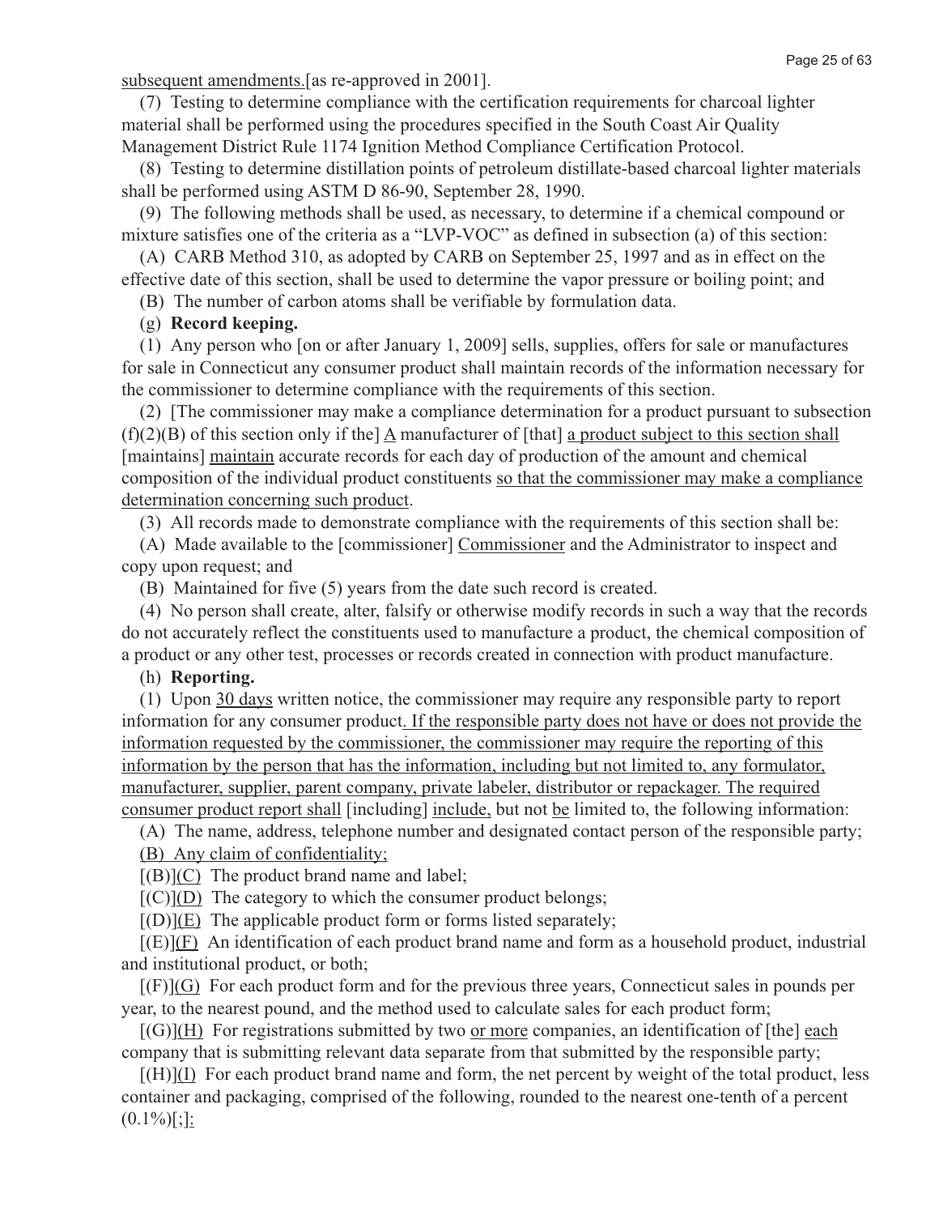subsequent amendments.[as re-approved in 2001].

(7) Testing to determine compliance with the certification requirements for charcoal lighter material shall be performed using the procedures specified in the South Coast Air Quality Management District Rule 1174 Ignition Method Compliance Certification Protocol.

(8) Testing to determine distillation points of petroleum distillate-based charcoal lighter materials shall be performed using ASTM D 86-90, September 28, 1990.

(9) The following methods shall be used, as necessary, to determine if a chemical compound or mixture satisfies one of the criteria as a "LVP-VOC" as defined in subsection (a) of this section:

(A) CARB Method 310, as adopted by CARB on September 25, 1997 and as in effect on the effective date of this section, shall be used to determine the vapor pressure or boiling point; and

(B) The number of carbon atoms shall be verifiable by formulation data.

(g) **Record keeping.**

(1) Any person who [on or after January 1, 2009] sells, supplies, offers for sale or manufactures for sale in Connecticut any consumer product shall maintain records of the information necessary for the commissioner to determine compliance with the requirements of this section.

(2) [The commissioner may make a compliance determination for a product pursuant to subsection (f)(2)(B) of this section only if the] A manufacturer of [that] a product subject to this section shall [maintains] maintain accurate records for each day of production of the amount and chemical composition of the individual product constituents so that the commissioner may make a compliance determination concerning such product.

(3) All records made to demonstrate compliance with the requirements of this section shall be:

(A) Made available to the [commissioner] Commissioner and the Administrator to inspect and copy upon request; and

(B) Maintained for five (5) years from the date such record is created.

(4) No person shall create, alter, falsify or otherwise modify records in such a way that the records do not accurately reflect the constituents used to manufacture a product, the chemical composition of a product or any other test, processes or records created in connection with product manufacture.

(h) **Reporting.**

(1) Upon 30 days written notice, the commissioner may require any responsible party to report information for any consumer product. If the responsible party does not have or does not provide the information requested by the commissioner, the commissioner may require the reporting of this information by the person that has the information, including but not limited to, any formulator, manufacturer, supplier, parent company, private labeler, distributor or repackager. The required consumer product report shall [including] include, but not be limited to, the following information:

(A) The name, address, telephone number and designated contact person of the responsible party;

(B) Any claim of confidentiality;

[(B)](C) The product brand name and label;

[(C)](D) The category to which the consumer product belongs;

[(D)](E) The applicable product form or forms listed separately;

[(E)](F) An identification of each product brand name and form as a household product, industrial and institutional product, or both;

[(F)](G) For each product form and for the previous three years, Connecticut sales in pounds per year, to the nearest pound, and the method used to calculate sales for each product form;

[(G)](H) For registrations submitted by two or more companies, an identification of [the] each company that is submitting relevant data separate from that submitted by the responsible party;

[(H)](I) For each product brand name and form, the net percent by weight of the total product, less container and packaging, comprised of the following, rounded to the nearest one-tenth of a percent (0.1%)[;]: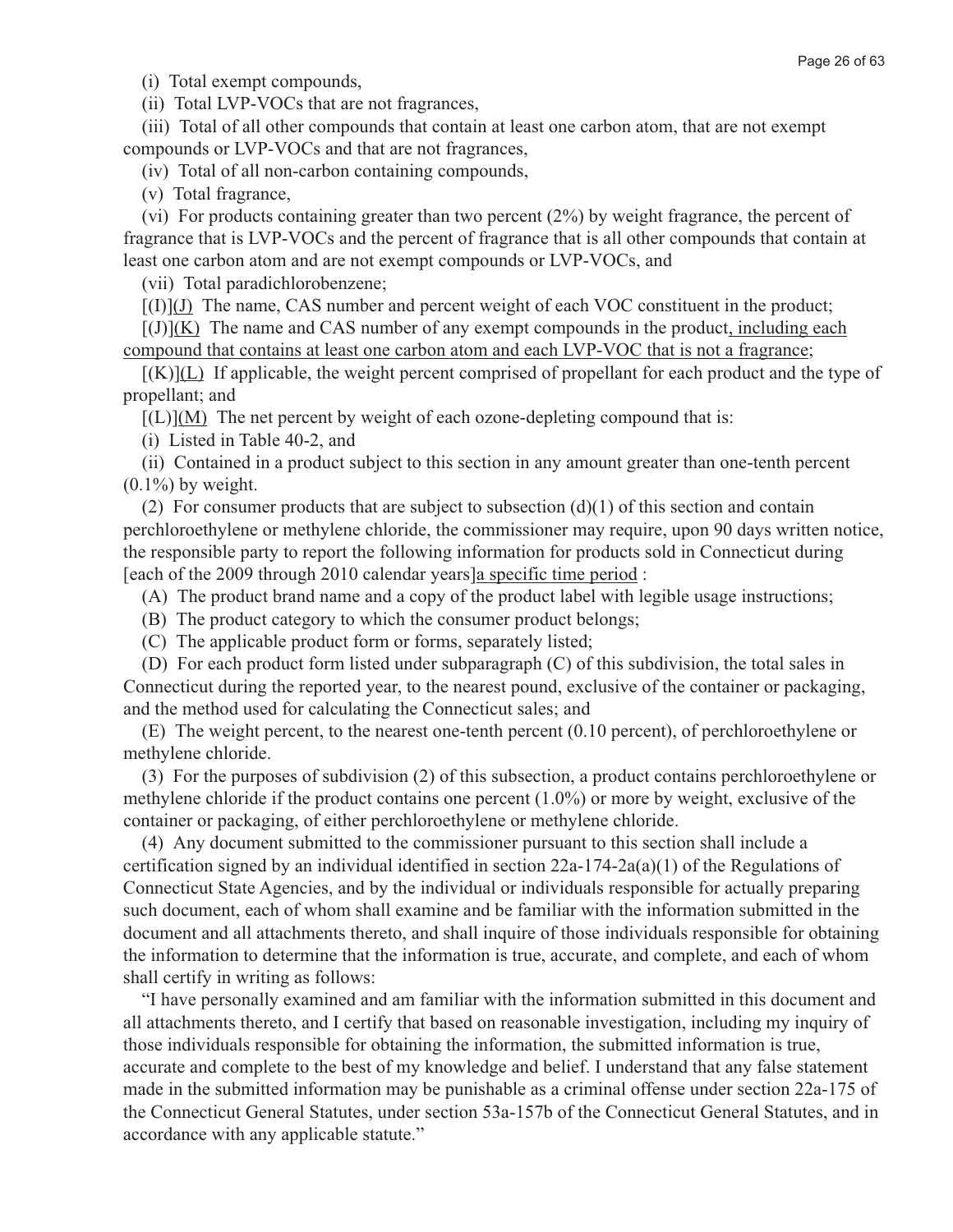(i) Total exempt compounds,

(ii) Total LVP-VOCs that are not fragrances,

(iii) Total of all other compounds that contain at least one carbon atom, that are not exempt compounds or LVP-VOCs and that are not fragrances,

(iv) Total of all non-carbon containing compounds,

(v) Total fragrance,

(vi) For products containing greater than two percent (2%) by weight fragrance, the percent of fragrance that is LVP-VOCs and the percent of fragrance that is all other compounds that contain at least one carbon atom and are not exempt compounds or LVP-VOCs, and

(vii) Total paradichlorobenzene;

[(I)](J) The name, CAS number and percent weight of each VOC constituent in the product;

[(J)](K) The name and CAS number of any exempt compounds in the product, including each compound that contains at least one carbon atom and each LVP-VOC that is not a fragrance;

[(K)](L) If applicable, the weight percent comprised of propellant for each product and the type of propellant; and

[(L)](M) The net percent by weight of each ozone-depleting compound that is:

(i) Listed in Table 40-2, and

(ii) Contained in a product subject to this section in any amount greater than one-tenth percent (0.1%) by weight.

(2) For consumer products that are subject to subsection (d)(1) of this section and contain perchloroethylene or methylene chloride, the commissioner may require, upon 90 days written notice, the responsible party to report the following information for products sold in Connecticut during [each of the 2009 through 2010 calendar years]a specific time period :

(A) The product brand name and a copy of the product label with legible usage instructions;

(B) The product category to which the consumer product belongs;

(C) The applicable product form or forms, separately listed;

(D) For each product form listed under subparagraph (C) of this subdivision, the total sales in Connecticut during the reported year, to the nearest pound, exclusive of the container or packaging, and the method used for calculating the Connecticut sales; and

(E) The weight percent, to the nearest one-tenth percent (0.10 percent), of perchloroethylene or methylene chloride.

(3) For the purposes of subdivision (2) of this subsection, a product contains perchloroethylene or methylene chloride if the product contains one percent (1.0%) or more by weight, exclusive of the container or packaging, of either perchloroethylene or methylene chloride.

(4) Any document submitted to the commissioner pursuant to this section shall include a certification signed by an individual identified in section 22a-174-2a(a)(1) of the Regulations of Connecticut State Agencies, and by the individual or individuals responsible for actually preparing such document, each of whom shall examine and be familiar with the information submitted in the document and all attachments thereto, and shall inquire of those individuals responsible for obtaining the information to determine that the information is true, accurate, and complete, and each of whom shall certify in writing as follows:

"I have personally examined and am familiar with the information submitted in this document and all attachments thereto, and I certify that based on reasonable investigation, including my inquiry of those individuals responsible for obtaining the information, the submitted information is true, accurate and complete to the best of my knowledge and belief. I understand that any false statement made in the submitted information may be punishable as a criminal offense under section 22a-175 of the Connecticut General Statutes, under section 53a-157b of the Connecticut General Statutes, and in accordance with any applicable statute."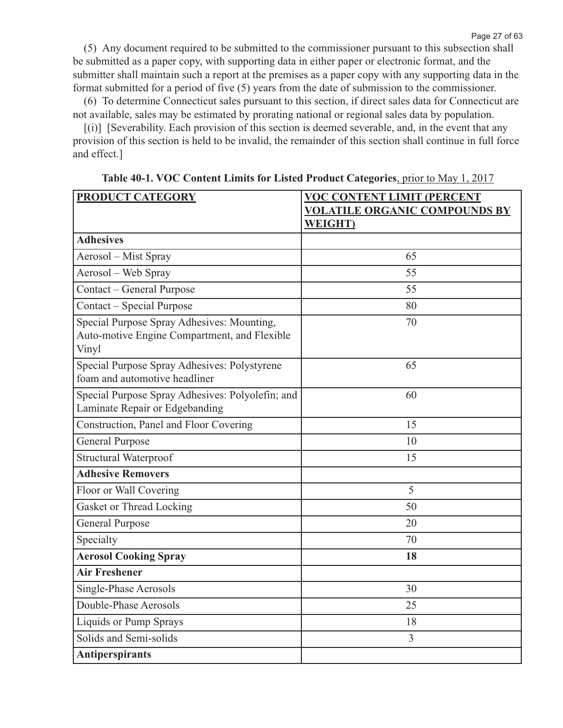(5) Any document required to be submitted to the commissioner pursuant to this subsection shall be submitted as a paper copy, with supporting data in either paper or electronic format, and the submitter shall maintain such a report at the premises as a paper copy with any supporting data in the format submitted for a period of five (5) years from the date of submission to the commissioner.

(6) To determine Connecticut sales pursuant to this section, if direct sales data for Connecticut are not available, sales may be estimated by prorating national or regional sales data by population.

[(i)] [Severability. Each provision of this section is deemed severable, and, in the event that any provision of this section is held to be invalid, the remainder of this section shall continue in full force and effect.]

**Table 40-1. VOC Content Limits for Listed Product Categories**, prior to May 1, 2017

| PRODUCT CATEGORY | VOC CONTENT LIMIT (PERCENT VOLATILE ORGANIC COMPOUNDS BY WEIGHT) |
|---|---|
| **Adhesives** | |
| Aerosol – Mist Spray | 65 |
| Aerosol – Web Spray | 55 |
| Contact – General Purpose | 55 |
| Contact – Special Purpose | 80 |
| Special Purpose Spray Adhesives: Mounting, Auto-motive Engine Compartment, and Flexible Vinyl | 70 |
| Special Purpose Spray Adhesives: Polystyrene foam and automotive headliner | 65 |
| Special Purpose Spray Adhesives: Polyolefin; and Laminate Repair or Edgebanding | 60 |
| Construction, Panel and Floor Covering | 15 |
| General Purpose | 10 |
| Structural Waterproof | 15 |
| **Adhesive Removers** | |
| Floor or Wall Covering | 5 |
| Gasket or Thread Locking | 50 |
| General Purpose | 20 |
| Specialty | 70 |
| **Aerosol Cooking Spray** | **18** |
| **Air Freshener** | |
| Single-Phase Aerosols | 30 |
| Double-Phase Aerosols | 25 |
| Liquids or Pump Sprays | 18 |
| Solids and Semi-solids | 3 |
| **Antiperspirants** | |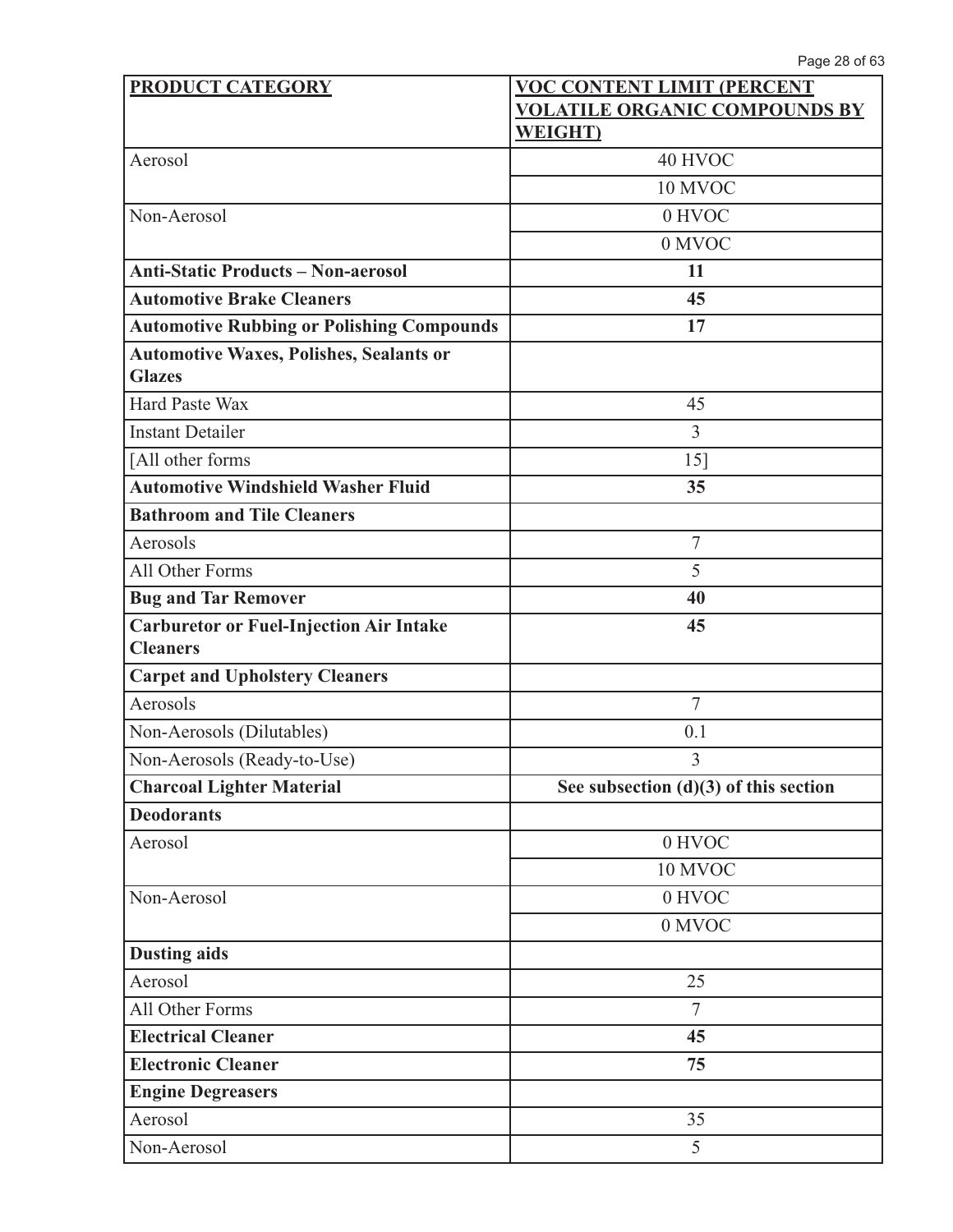| PRODUCT CATEGORY | VOC CONTENT LIMIT (PERCENT VOLATILE ORGANIC COMPOUNDS BY WEIGHT) |
|---|---|
| Aerosol | 40 HVOC |
| | 10 MVOC |
| Non-Aerosol | 0 HVOC |
| | 0 MVOC |
| **Anti-Static Products – Non-aerosol** | **11** |
| **Automotive Brake Cleaners** | **45** |
| **Automotive Rubbing or Polishing Compounds** | **17** |
| **Automotive Waxes, Polishes, Sealants or Glazes** | |
| Hard Paste Wax | 45 |
| Instant Detailer | 3 |
| [All other forms | 15] |
| **Automotive Windshield Washer Fluid** | **35** |
| **Bathroom and Tile Cleaners** | |
| Aerosols | 7 |
| All Other Forms | 5 |
| **Bug and Tar Remover** | **40** |
| **Carburetor or Fuel-Injection Air Intake Cleaners** | **45** |
| **Carpet and Upholstery Cleaners** | |
| Aerosols | 7 |
| Non-Aerosols (Dilutables) | 0.1 |
| Non-Aerosols (Ready-to-Use) | 3 |
| **Charcoal Lighter Material** | **See subsection (d)(3) of this section** |
| **Deodorants** | |
| Aerosol | 0 HVOC |
| | 10 MVOC |
| Non-Aerosol | 0 HVOC |
| | 0 MVOC |
| **Dusting aids** | |
| Aerosol | 25 |
| All Other Forms | 7 |
| **Electrical Cleaner** | **45** |
| **Electronic Cleaner** | **75** |
| **Engine Degreasers** | |
| Aerosol | 35 |
| Non-Aerosol | 5 |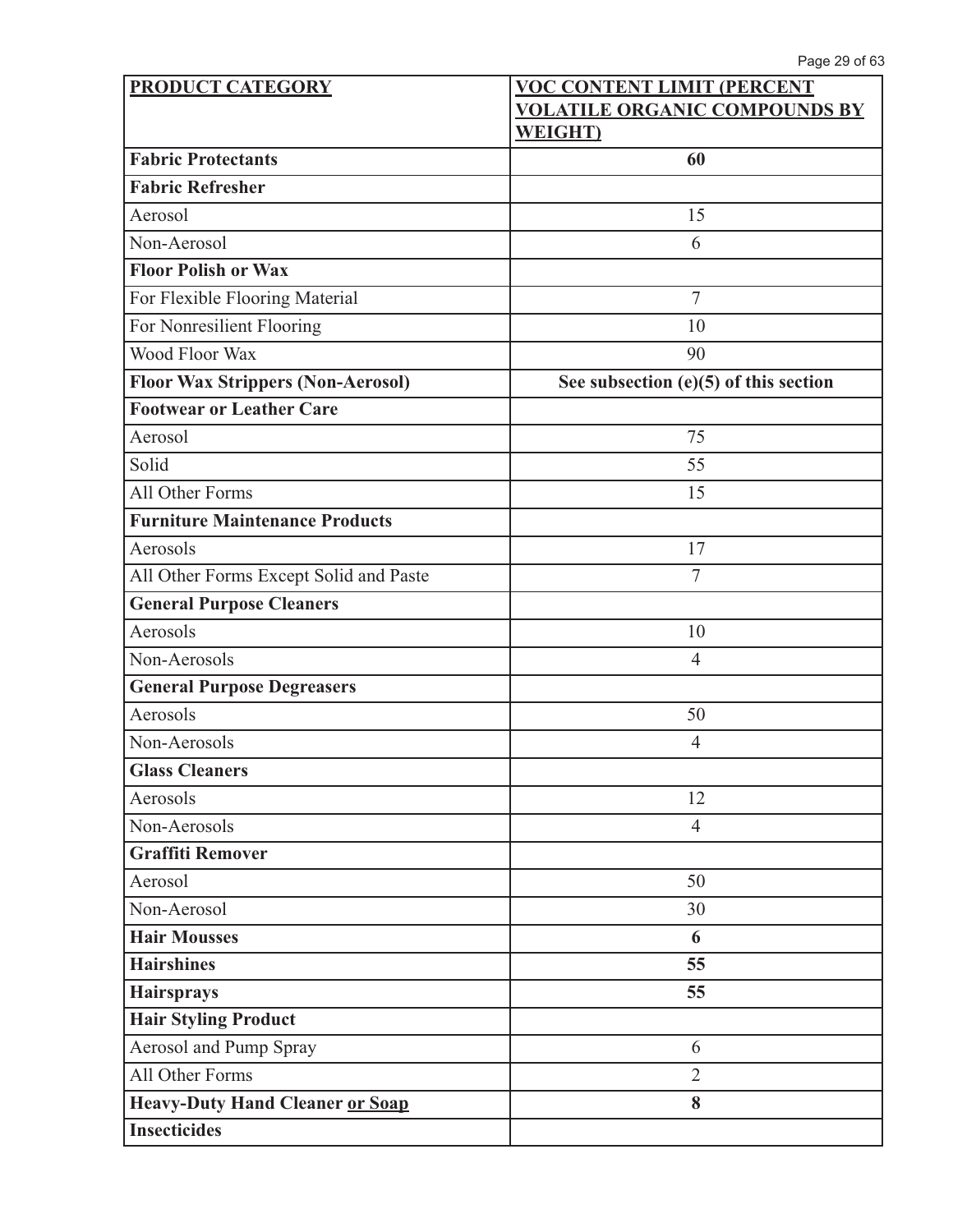| **PRODUCT CATEGORY** | **VOC CONTENT LIMIT (PERCENT VOLATILE ORGANIC COMPOUNDS BY WEIGHT)** |
|---|---|
| **Fabric Protectants** | **60** |
| **Fabric Refresher** | |
| Aerosol | 15 |
| Non-Aerosol | 6 |
| **Floor Polish or Wax** | |
| For Flexible Flooring Material | 7 |
| For Nonresilient Flooring | 10 |
| Wood Floor Wax | 90 |
| **Floor Wax Strippers (Non-Aerosol)** | **See subsection (e)(5) of this section** |
| **Footwear or Leather Care** | |
| Aerosol | 75 |
| Solid | 55 |
| All Other Forms | 15 |
| **Furniture Maintenance Products** | |
| Aerosols | 17 |
| All Other Forms Except Solid and Paste | 7 |
| **General Purpose Cleaners** | |
| Aerosols | 10 |
| Non-Aerosols | 4 |
| **General Purpose Degreasers** | |
| Aerosols | 50 |
| Non-Aerosols | 4 |
| **Glass Cleaners** | |
| Aerosols | 12 |
| Non-Aerosols | 4 |
| **Graffiti Remover** | |
| Aerosol | 50 |
| Non-Aerosol | 30 |
| **Hair Mousses** | **6** |
| **Hairshines** | **55** |
| **Hairsprays** | **55** |
| **Hair Styling Product** | |
| Aerosol and Pump Spray | 6 |
| All Other Forms | 2 |
| **Heavy-Duty Hand Cleaner or Soap** | **8** |
| **Insecticides** | |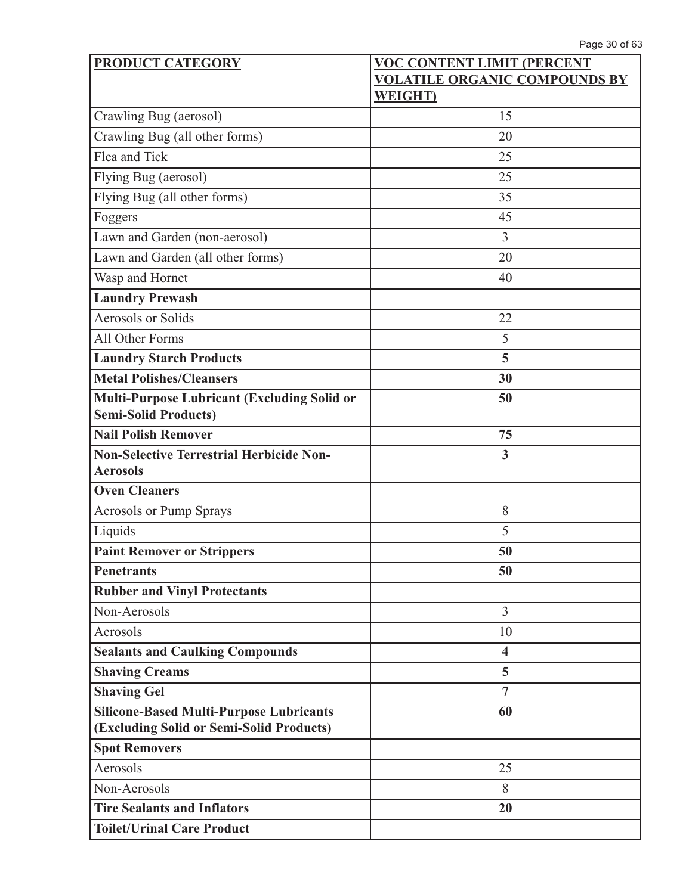| PRODUCT CATEGORY | VOC CONTENT LIMIT (PERCENT VOLATILE ORGANIC COMPOUNDS BY WEIGHT) |
|---|---|
| Crawling Bug (aerosol) | 15 |
| Crawling Bug (all other forms) | 20 |
| Flea and Tick | 25 |
| Flying Bug (aerosol) | 25 |
| Flying Bug (all other forms) | 35 |
| Foggers | 45 |
| Lawn and Garden (non-aerosol) | 3 |
| Lawn and Garden (all other forms) | 20 |
| Wasp and Hornet | 40 |
| **Laundry Prewash** | |
| Aerosols or Solids | 22 |
| All Other Forms | 5 |
| **Laundry Starch Products** | **5** |
| **Metal Polishes/Cleansers** | **30** |
| **Multi-Purpose Lubricant (Excluding Solid or Semi-Solid Products)** | **50** |
| **Nail Polish Remover** | **75** |
| **Non-Selective Terrestrial Herbicide Non-Aerosols** | **3** |
| **Oven Cleaners** | |
| Aerosols or Pump Sprays | 8 |
| Liquids | 5 |
| **Paint Remover or Strippers** | **50** |
| **Penetrants** | **50** |
| **Rubber and Vinyl Protectants** | |
| Non-Aerosols | 3 |
| Aerosols | 10 |
| **Sealants and Caulking Compounds** | **4** |
| **Shaving Creams** | **5** |
| **Shaving Gel** | **7** |
| **Silicone-Based Multi-Purpose Lubricants (Excluding Solid or Semi-Solid Products)** | **60** |
| **Spot Removers** | |
| Aerosols | 25 |
| Non-Aerosols | 8 |
| **Tire Sealants and Inflators** | **20** |
| **Toilet/Urinal Care Product** | |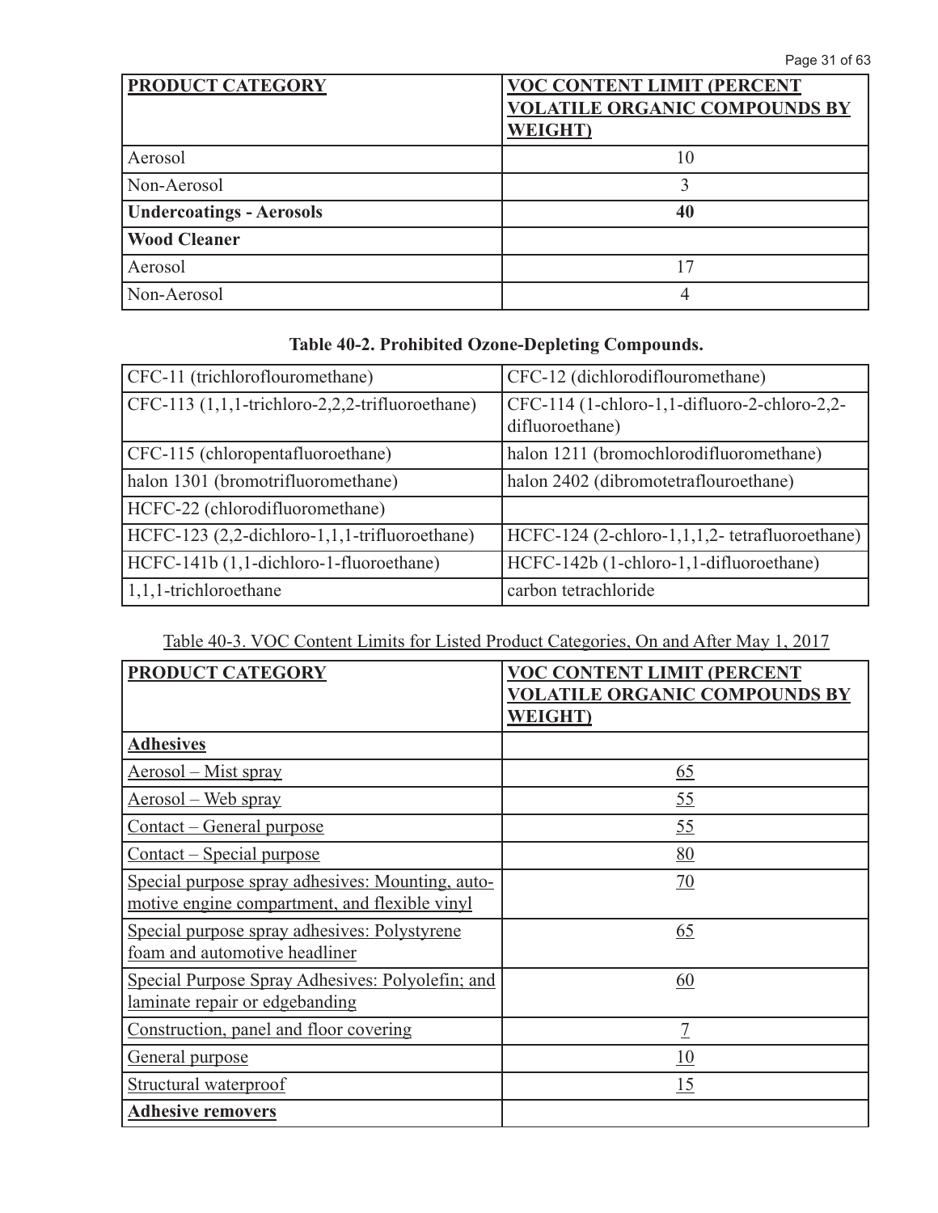| **PRODUCT CATEGORY** | **VOC CONTENT LIMIT (PERCENT VOLATILE ORGANIC COMPOUNDS BY WEIGHT)** |
|---|---|
| Aerosol | 10 |
| Non-Aerosol | 3 |
| **Undercoatings - Aerosols** | **40** |
| **Wood Cleaner** | |
| Aerosol | 17 |
| Non-Aerosol | 4 |

**Table 40-2. Prohibited Ozone-Depleting Compounds.**

| | |
|---|---|
| CFC-11 (trichloroflouromethane) | CFC-12 (dichlorodiflouromethane) |
| CFC-113 (1,1,1-trichloro-2,2,2-trifluoroethane) | CFC-114 (1-chloro-1,1-difluoro-2-chloro-2,2-difluoroethane) |
| CFC-115 (chloropentafluoroethane) | halon 1211 (bromochlorodifluoromethane) |
| halon 1301 (bromotrifluoromethane) | halon 2402 (dibromotetraflouroethane) |
| HCFC-22 (chlorodifluoromethane) | |
| HCFC-123 (2,2-dichloro-1,1,1-trifluoroethane) | HCFC-124 (2-chloro-1,1,1,2- tetrafluoroethane) |
| HCFC-141b (1,1-dichloro-1-fluoroethane) | HCFC-142b (1-chloro-1,1-difluoroethane) |
| 1,1,1-trichloroethane | carbon tetrachloride |

Table 40-3. VOC Content Limits for Listed Product Categories, On and After May 1, 2017

| **PRODUCT CATEGORY** | **VOC CONTENT LIMIT (PERCENT VOLATILE ORGANIC COMPOUNDS BY WEIGHT)** |
|---|---|
| **Adhesives** | |
| Aerosol – Mist spray | 65 |
| Aerosol – Web spray | 55 |
| Contact – General purpose | 55 |
| Contact – Special purpose | 80 |
| Special purpose spray adhesives: Mounting, automotive engine compartment, and flexible vinyl | 70 |
| Special purpose spray adhesives: Polystyrene foam and automotive headliner | 65 |
| Special Purpose Spray Adhesives: Polyolefin; and laminate repair or edgebanding | 60 |
| Construction, panel and floor covering | 7 |
| General purpose | 10 |
| Structural waterproof | 15 |
| **Adhesive removers** | |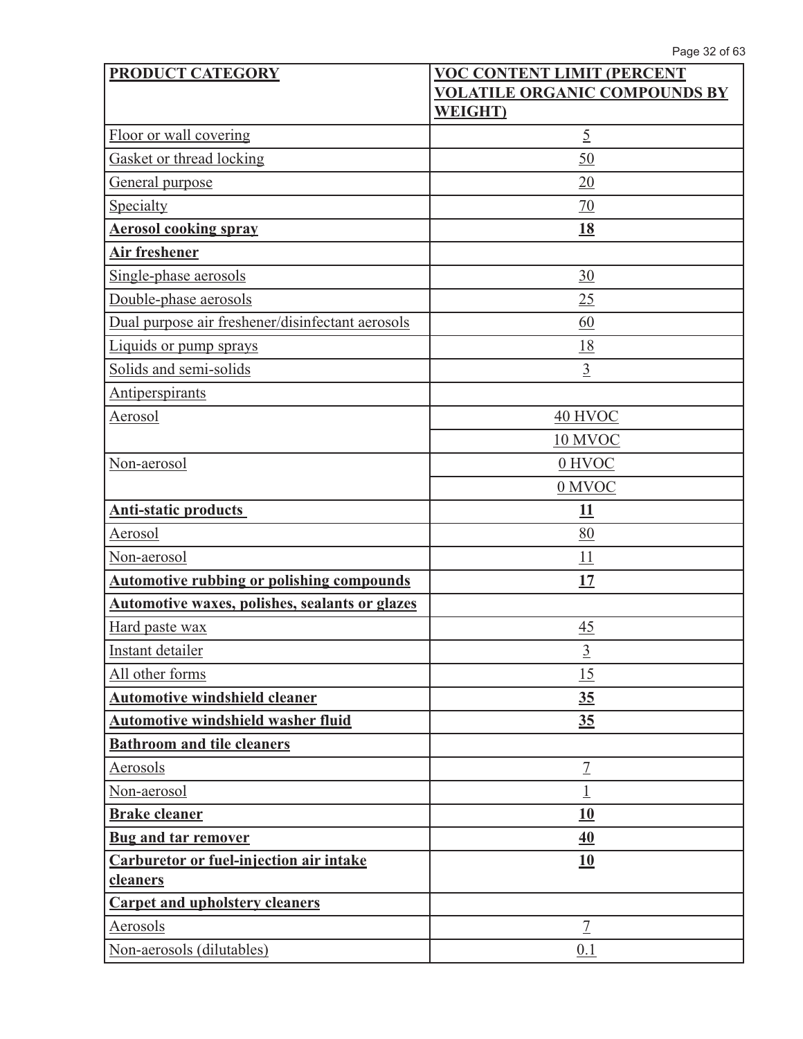| PRODUCT CATEGORY | VOC CONTENT LIMIT (PERCENT VOLATILE ORGANIC COMPOUNDS BY WEIGHT) |
|---|---|
| Floor or wall covering | 5 |
| Gasket or thread locking | 50 |
| General purpose | 20 |
| Specialty | 70 |
| **Aerosol cooking spray** | **18** |
| **Air freshener** | |
| Single-phase aerosols | 30 |
| Double-phase aerosols | 25 |
| Dual purpose air freshener/disinfectant aerosols | 60 |
| Liquids or pump sprays | 18 |
| Solids and semi-solids | 3 |
| Antiperspirants | |
| Aerosol | 40 HVOC |
| | 10 MVOC |
| Non-aerosol | 0 HVOC |
| | 0 MVOC |
| **Anti-static products** | **11** |
| Aerosol | 80 |
| Non-aerosol | 11 |
| **Automotive rubbing or polishing compounds** | **17** |
| **Automotive waxes, polishes, sealants or glazes** | |
| Hard paste wax | 45 |
| Instant detailer | 3 |
| All other forms | 15 |
| **Automotive windshield cleaner** | **35** |
| **Automotive windshield washer fluid** | **35** |
| **Bathroom and tile cleaners** | |
| Aerosols | 7 |
| Non-aerosol | 1 |
| **Brake cleaner** | **10** |
| **Bug and tar remover** | **40** |
| **Carburetor or fuel-injection air intake cleaners** | **10** |
| **Carpet and upholstery cleaners** | |
| Aerosols | 7 |
| Non-aerosols (dilutables) | 0.1 |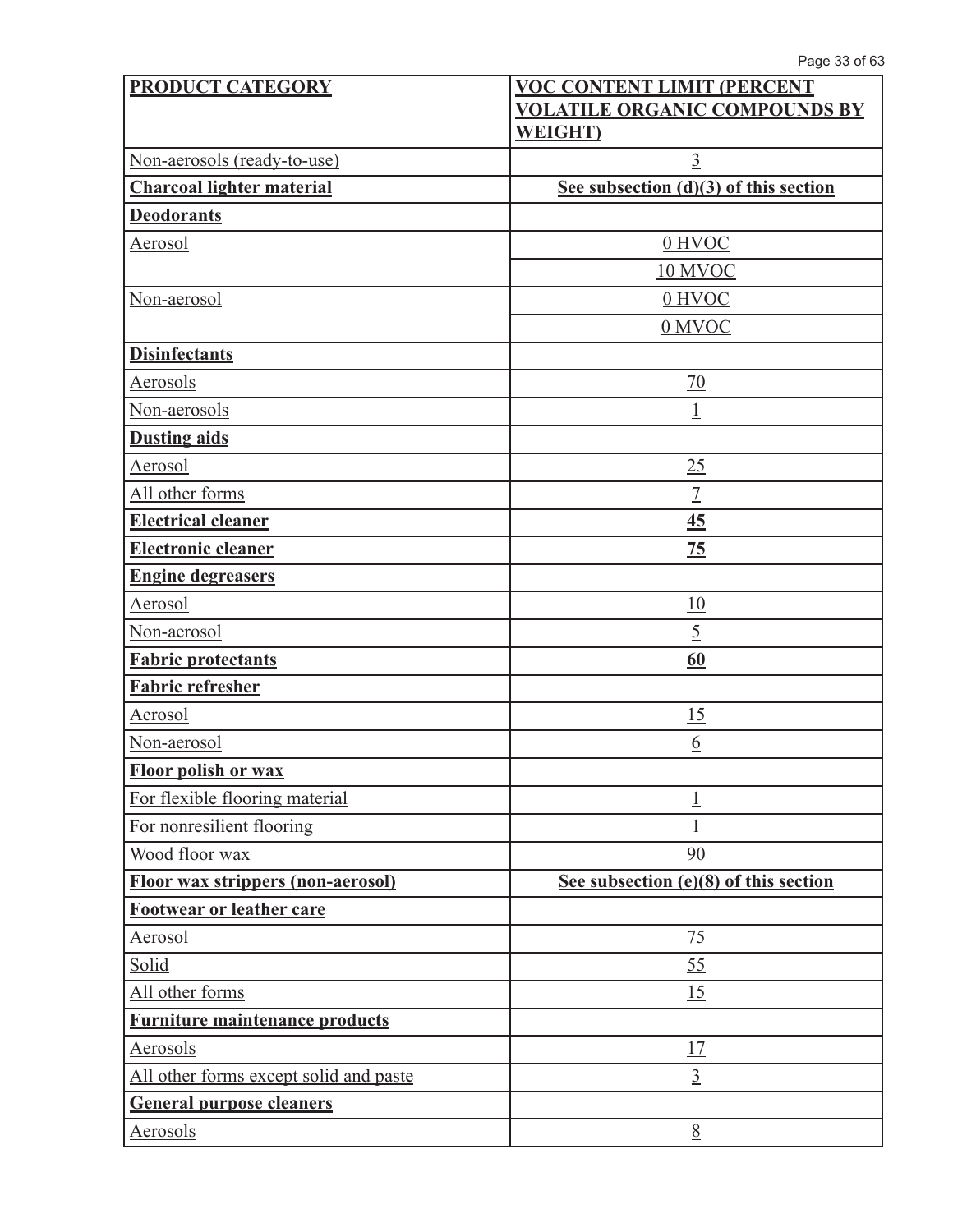| PRODUCT CATEGORY | VOC CONTENT LIMIT (PERCENT VOLATILE ORGANIC COMPOUNDS BY WEIGHT) |
|---|---|
| Non-aerosols (ready-to-use) | 3 |
| **Charcoal lighter material** | **See subsection (d)(3) of this section** |
| **Deodorants** | |
| Aerosol | 0 HVOC |
| | 10 MVOC |
| Non-aerosol | 0 HVOC |
| | 0 MVOC |
| **Disinfectants** | |
| Aerosols | 70 |
| Non-aerosols | 1 |
| **Dusting aids** | |
| Aerosol | 25 |
| All other forms | 7 |
| **Electrical cleaner** | **45** |
| **Electronic cleaner** | **75** |
| **Engine degreasers** | |
| Aerosol | 10 |
| Non-aerosol | 5 |
| **Fabric protectants** | **60** |
| **Fabric refresher** | |
| Aerosol | 15 |
| Non-aerosol | 6 |
| **Floor polish or wax** | |
| For flexible flooring material | 1 |
| For nonresilient flooring | 1 |
| Wood floor wax | 90 |
| **Floor wax strippers (non-aerosol)** | **See subsection (e)(8) of this section** |
| **Footwear or leather care** | |
| Aerosol | 75 |
| Solid | 55 |
| All other forms | 15 |
| **Furniture maintenance products** | |
| Aerosols | 17 |
| All other forms except solid and paste | 3 |
| **General purpose cleaners** | |
| Aerosols | 8 |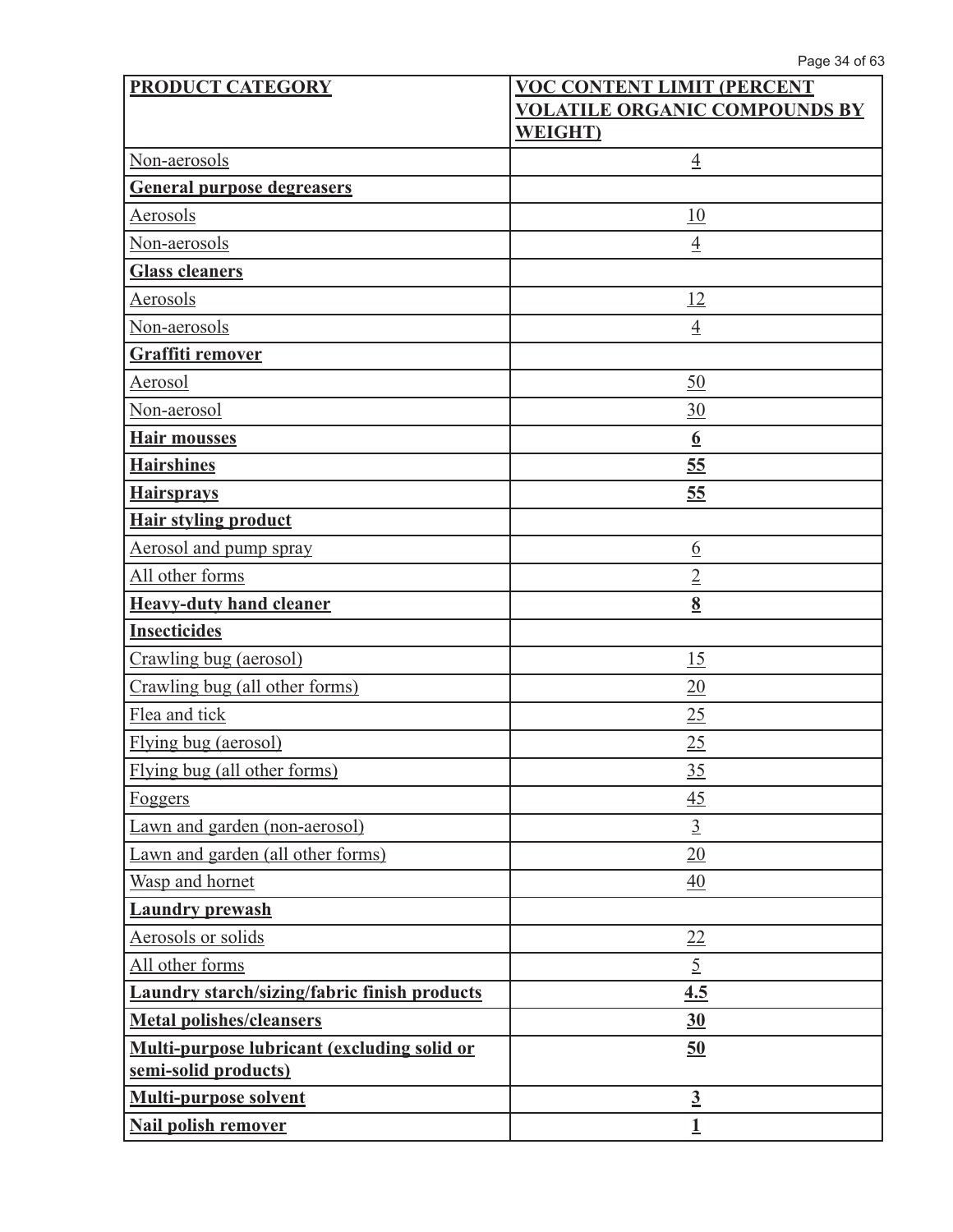| **PRODUCT CATEGORY** | **VOC CONTENT LIMIT (PERCENT VOLATILE ORGANIC COMPOUNDS BY WEIGHT)** |
|---|---|
| Non-aerosols | 4 |
| **General purpose degreasers** | |
| Aerosols | 10 |
| Non-aerosols | 4 |
| **Glass cleaners** | |
| Aerosols | 12 |
| Non-aerosols | 4 |
| **Graffiti remover** | |
| Aerosol | 50 |
| Non-aerosol | 30 |
| **Hair mousses** | **6** |
| **Hairshines** | **55** |
| **Hairsprays** | **55** |
| **Hair styling product** | |
| Aerosol and pump spray | 6 |
| All other forms | 2 |
| **Heavy-duty hand cleaner** | **8** |
| **Insecticides** | |
| Crawling bug (aerosol) | 15 |
| Crawling bug (all other forms) | 20 |
| Flea and tick | 25 |
| Flying bug (aerosol) | 25 |
| Flying bug (all other forms) | 35 |
| Foggers | 45 |
| Lawn and garden (non-aerosol) | 3 |
| Lawn and garden (all other forms) | 20 |
| Wasp and hornet | 40 |
| **Laundry prewash** | |
| Aerosols or solids | 22 |
| All other forms | 5 |
| **Laundry starch/sizing/fabric finish products** | **4.5** |
| **Metal polishes/cleansers** | **30** |
| **Multi-purpose lubricant (excluding solid or semi-solid products)** | **50** |
| **Multi-purpose solvent** | **3** |
| **Nail polish remover** | **1** |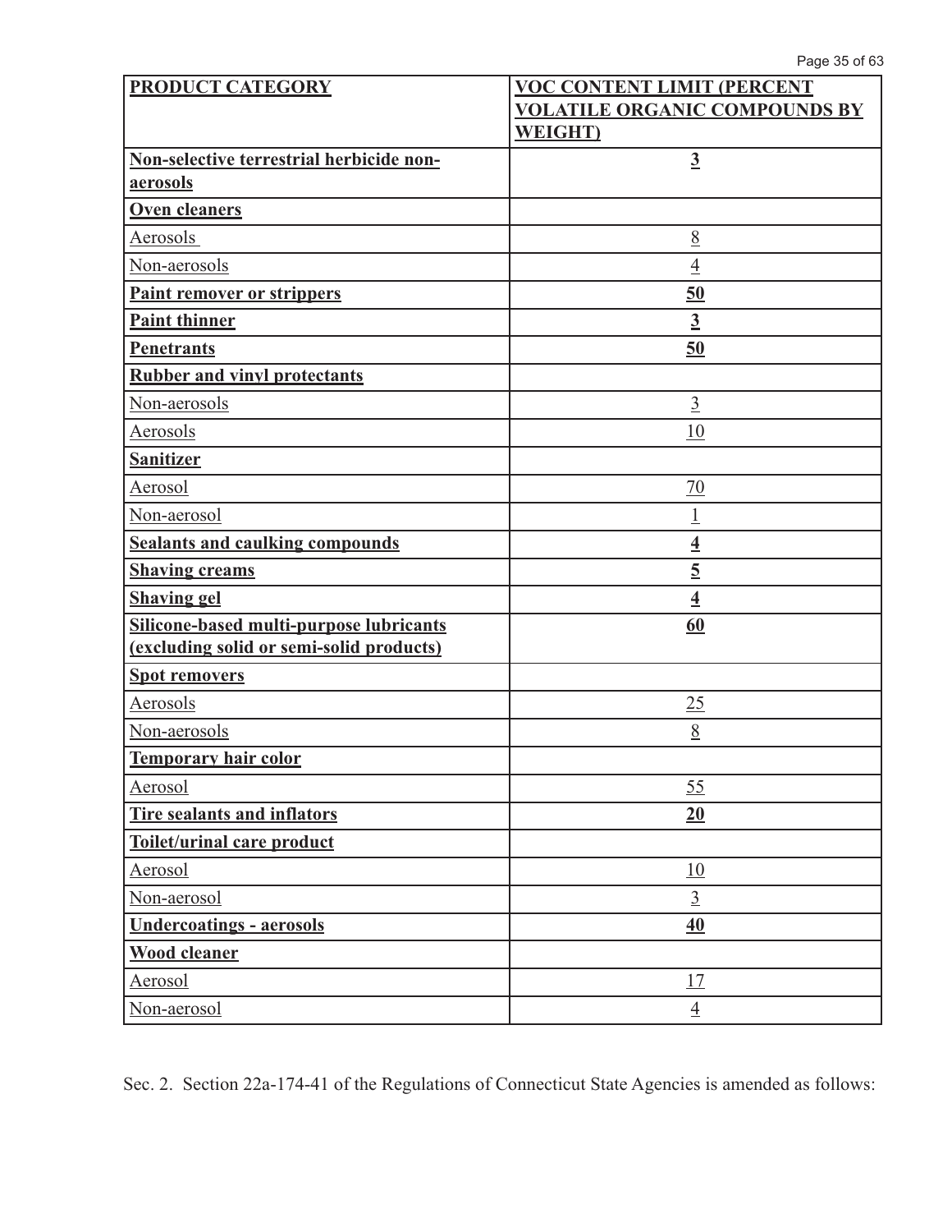| PRODUCT CATEGORY | VOC CONTENT LIMIT (PERCENT VOLATILE ORGANIC COMPOUNDS BY WEIGHT) |
|---|---|
| **Non-selective terrestrial herbicide non-aerosols** | **3** |
| **Oven cleaners** | |
| Aerosols | 8 |
| Non-aerosols | 4 |
| **Paint remover or strippers** | **50** |
| **Paint thinner** | **3** |
| **Penetrants** | **50** |
| **Rubber and vinyl protectants** | |
| Non-aerosols | 3 |
| Aerosols | 10 |
| **Sanitizer** | |
| Aerosol | 70 |
| Non-aerosol | 1 |
| **Sealants and caulking compounds** | **4** |
| **Shaving creams** | **5** |
| **Shaving gel** | **4** |
| **Silicone-based multi-purpose lubricants (excluding solid or semi-solid products)** | **60** |
| **Spot removers** | |
| Aerosols | 25 |
| Non-aerosols | 8 |
| **Temporary hair color** | |
| Aerosol | 55 |
| **Tire sealants and inflators** | **20** |
| **Toilet/urinal care product** | |
| Aerosol | 10 |
| Non-aerosol | 3 |
| **Undercoatings - aerosols** | **40** |
| **Wood cleaner** | |
| Aerosol | 17 |
| Non-aerosol | 4 |

Sec. 2. Section 22a-174-41 of the Regulations of Connecticut State Agencies is amended as follows: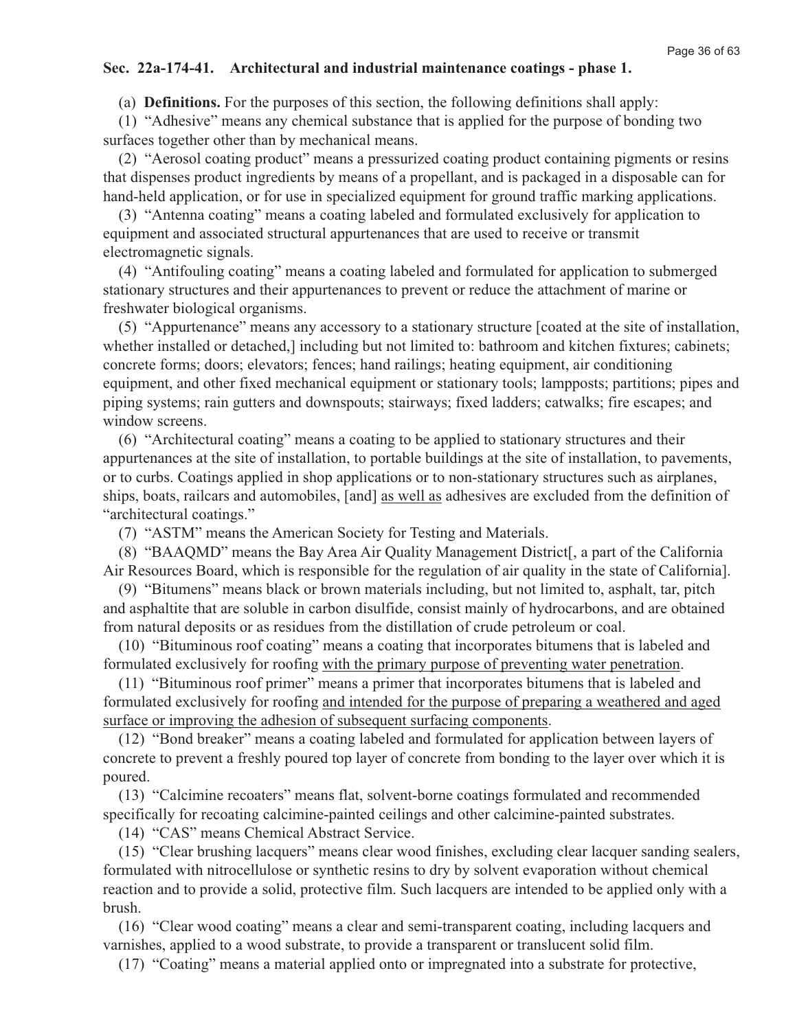## Sec. 22a-174-41. Architectural and industrial maintenance coatings - phase 1.

(a) **Definitions.** For the purposes of this section, the following definitions shall apply:

(1) "Adhesive" means any chemical substance that is applied for the purpose of bonding two surfaces together other than by mechanical means.

(2) "Aerosol coating product" means a pressurized coating product containing pigments or resins that dispenses product ingredients by means of a propellant, and is packaged in a disposable can for hand-held application, or for use in specialized equipment for ground traffic marking applications.

(3) "Antenna coating" means a coating labeled and formulated exclusively for application to equipment and associated structural appurtenances that are used to receive or transmit electromagnetic signals.

(4) "Antifouling coating" means a coating labeled and formulated for application to submerged stationary structures and their appurtenances to prevent or reduce the attachment of marine or freshwater biological organisms.

(5) "Appurtenance" means any accessory to a stationary structure [coated at the site of installation, whether installed or detached,] including but not limited to: bathroom and kitchen fixtures; cabinets; concrete forms; doors; elevators; fences; hand railings; heating equipment, air conditioning equipment, and other fixed mechanical equipment or stationary tools; lampposts; partitions; pipes and piping systems; rain gutters and downspouts; stairways; fixed ladders; catwalks; fire escapes; and window screens.

(6) "Architectural coating" means a coating to be applied to stationary structures and their appurtenances at the site of installation, to portable buildings at the site of installation, to pavements, or to curbs. Coatings applied in shop applications or to non-stationary structures such as airplanes, ships, boats, railcars and automobiles, [and] <u>as well as</u> adhesives are excluded from the definition of "architectural coatings."

(7) "ASTM" means the American Society for Testing and Materials.

(8) "BAAQMD" means the Bay Area Air Quality Management District[, a part of the California Air Resources Board, which is responsible for the regulation of air quality in the state of California].

(9) "Bitumens" means black or brown materials including, but not limited to, asphalt, tar, pitch and asphaltite that are soluble in carbon disulfide, consist mainly of hydrocarbons, and are obtained from natural deposits or as residues from the distillation of crude petroleum or coal.

(10) "Bituminous roof coating" means a coating that incorporates bitumens that is labeled and formulated exclusively for roofing <u>with the primary purpose of preventing water penetration</u>.

(11) "Bituminous roof primer" means a primer that incorporates bitumens that is labeled and formulated exclusively for roofing <u>and intended for the purpose of preparing a weathered and aged surface or improving the adhesion of subsequent surfacing components</u>.

(12) "Bond breaker" means a coating labeled and formulated for application between layers of concrete to prevent a freshly poured top layer of concrete from bonding to the layer over which it is poured.

(13) "Calcimine recoaters" means flat, solvent-borne coatings formulated and recommended specifically for recoating calcimine-painted ceilings and other calcimine-painted substrates.

(14) "CAS" means Chemical Abstract Service.

(15) "Clear brushing lacquers" means clear wood finishes, excluding clear lacquer sanding sealers, formulated with nitrocellulose or synthetic resins to dry by solvent evaporation without chemical reaction and to provide a solid, protective film. Such lacquers are intended to be applied only with a brush.

(16) "Clear wood coating" means a clear and semi-transparent coating, including lacquers and varnishes, applied to a wood substrate, to provide a transparent or translucent solid film.

(17) "Coating" means a material applied onto or impregnated into a substrate for protective,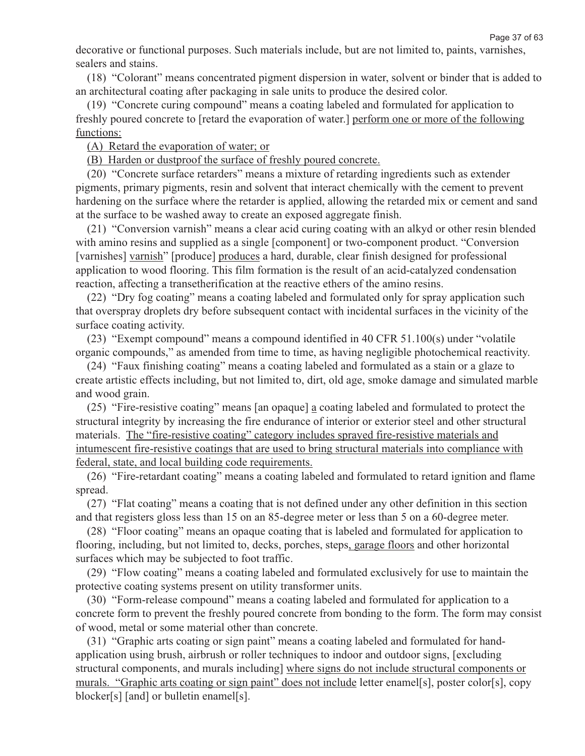decorative or functional purposes. Such materials include, but are not limited to, paints, varnishes, sealers and stains.

(18) "Colorant" means concentrated pigment dispersion in water, solvent or binder that is added to an architectural coating after packaging in sale units to produce the desired color.

(19) "Concrete curing compound" means a coating labeled and formulated for application to freshly poured concrete to [retard the evaporation of water.] <u>perform one or more of the following functions:</u>

<u>(A) Retard the evaporation of water; or</u>

<u>(B) Harden or dustproof the surface of freshly poured concrete.</u>

(20) "Concrete surface retarders" means a mixture of retarding ingredients such as extender pigments, primary pigments, resin and solvent that interact chemically with the cement to prevent hardening on the surface where the retarder is applied, allowing the retarded mix or cement and sand at the surface to be washed away to create an exposed aggregate finish.

(21) "Conversion varnish" means a clear acid curing coating with an alkyd or other resin blended with amino resins and supplied as a single [component] or two-component product. "Conversion [varnishes] <u>varnish</u>" [produce] <u>produces</u> a hard, durable, clear finish designed for professional application to wood flooring. This film formation is the result of an acid-catalyzed condensation reaction, affecting a transetherification at the reactive ethers of the amino resins.

(22) "Dry fog coating" means a coating labeled and formulated only for spray application such that overspray droplets dry before subsequent contact with incidental surfaces in the vicinity of the surface coating activity.

(23) "Exempt compound" means a compound identified in 40 CFR 51.100(s) under "volatile organic compounds," as amended from time to time, as having negligible photochemical reactivity.

(24) "Faux finishing coating" means a coating labeled and formulated as a stain or a glaze to create artistic effects including, but not limited to, dirt, old age, smoke damage and simulated marble and wood grain.

(25) "Fire-resistive coating" means [an opaque] <u>a</u> coating labeled and formulated to protect the structural integrity by increasing the fire endurance of interior or exterior steel and other structural materials. <u>The "fire-resistive coating" category includes sprayed fire-resistive materials and intumescent fire-resistive coatings that are used to bring structural materials into compliance with federal, state, and local building code requirements.</u>

(26) "Fire-retardant coating" means a coating labeled and formulated to retard ignition and flame spread.

(27) "Flat coating" means a coating that is not defined under any other definition in this section and that registers gloss less than 15 on an 85-degree meter or less than 5 on a 60-degree meter.

(28) "Floor coating" means an opaque coating that is labeled and formulated for application to flooring, including, but not limited to, decks, porches, steps<u>, garage floors</u> and other horizontal surfaces which may be subjected to foot traffic.

(29) "Flow coating" means a coating labeled and formulated exclusively for use to maintain the protective coating systems present on utility transformer units.

(30) "Form-release compound" means a coating labeled and formulated for application to a concrete form to prevent the freshly poured concrete from bonding to the form. The form may consist of wood, metal or some material other than concrete.

(31) "Graphic arts coating or sign paint" means a coating labeled and formulated for hand-application using brush, airbrush or roller techniques to indoor and outdoor signs, [excluding structural components, and murals including] <u>where signs do not include structural components or murals. "Graphic arts coating or sign paint" does not include</u> letter enamel[s], poster color[s], copy blocker[s] [and] or bulletin enamel[s].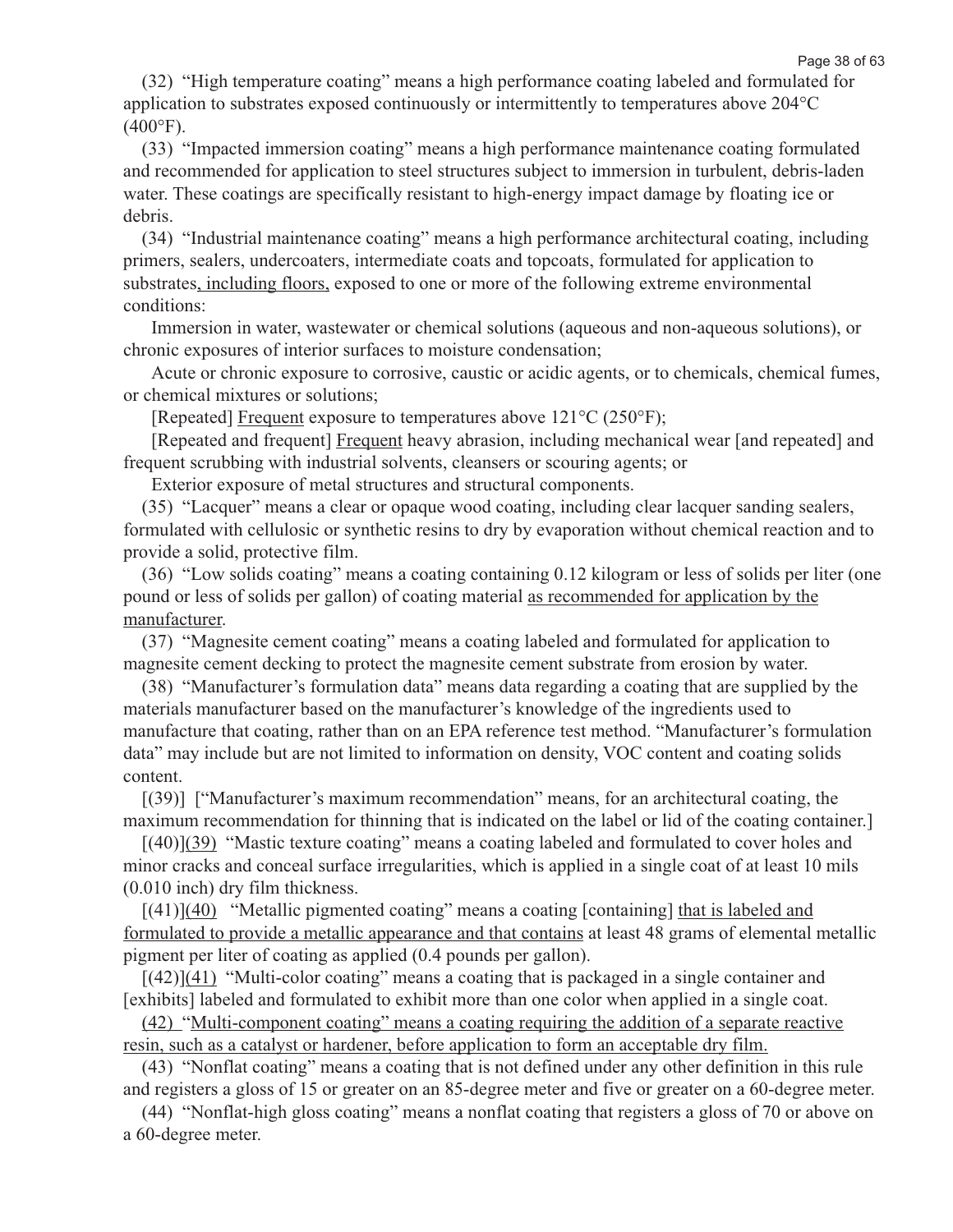(32) "High temperature coating" means a high performance coating labeled and formulated for application to substrates exposed continuously or intermittently to temperatures above 204°C (400°F).

(33) "Impacted immersion coating" means a high performance maintenance coating formulated and recommended for application to steel structures subject to immersion in turbulent, debris-laden water. These coatings are specifically resistant to high-energy impact damage by floating ice or debris.

(34) "Industrial maintenance coating" means a high performance architectural coating, including primers, sealers, undercoaters, intermediate coats and topcoats, formulated for application to substrates, including floors, exposed to one or more of the following extreme environmental conditions:

Immersion in water, wastewater or chemical solutions (aqueous and non-aqueous solutions), or chronic exposures of interior surfaces to moisture condensation;

Acute or chronic exposure to corrosive, caustic or acidic agents, or to chemicals, chemical fumes, or chemical mixtures or solutions;

[Repeated] Frequent exposure to temperatures above 121°C (250°F);

[Repeated and frequent] Frequent heavy abrasion, including mechanical wear [and repeated] and frequent scrubbing with industrial solvents, cleansers or scouring agents; or

Exterior exposure of metal structures and structural components.

(35) "Lacquer" means a clear or opaque wood coating, including clear lacquer sanding sealers, formulated with cellulosic or synthetic resins to dry by evaporation without chemical reaction and to provide a solid, protective film.

(36) "Low solids coating" means a coating containing 0.12 kilogram or less of solids per liter (one pound or less of solids per gallon) of coating material as recommended for application by the manufacturer.

(37) "Magnesite cement coating" means a coating labeled and formulated for application to magnesite cement decking to protect the magnesite cement substrate from erosion by water.

(38) "Manufacturer's formulation data" means data regarding a coating that are supplied by the materials manufacturer based on the manufacturer's knowledge of the ingredients used to manufacture that coating, rather than on an EPA reference test method. "Manufacturer's formulation data" may include but are not limited to information on density, VOC content and coating solids content.

[(39)] ["Manufacturer's maximum recommendation" means, for an architectural coating, the maximum recommendation for thinning that is indicated on the label or lid of the coating container.]

[(40)](39) "Mastic texture coating" means a coating labeled and formulated to cover holes and minor cracks and conceal surface irregularities, which is applied in a single coat of at least 10 mils (0.010 inch) dry film thickness.

[(41)](40) "Metallic pigmented coating" means a coating [containing] that is labeled and formulated to provide a metallic appearance and that contains at least 48 grams of elemental metallic pigment per liter of coating as applied (0.4 pounds per gallon).

[(42)](41) "Multi-color coating" means a coating that is packaged in a single container and [exhibits] labeled and formulated to exhibit more than one color when applied in a single coat.

(42) "Multi-component coating" means a coating requiring the addition of a separate reactive resin, such as a catalyst or hardener, before application to form an acceptable dry film.

(43) "Nonflat coating" means a coating that is not defined under any other definition in this rule and registers a gloss of 15 or greater on an 85-degree meter and five or greater on a 60-degree meter.

(44) "Nonflat-high gloss coating" means a nonflat coating that registers a gloss of 70 or above on a 60-degree meter.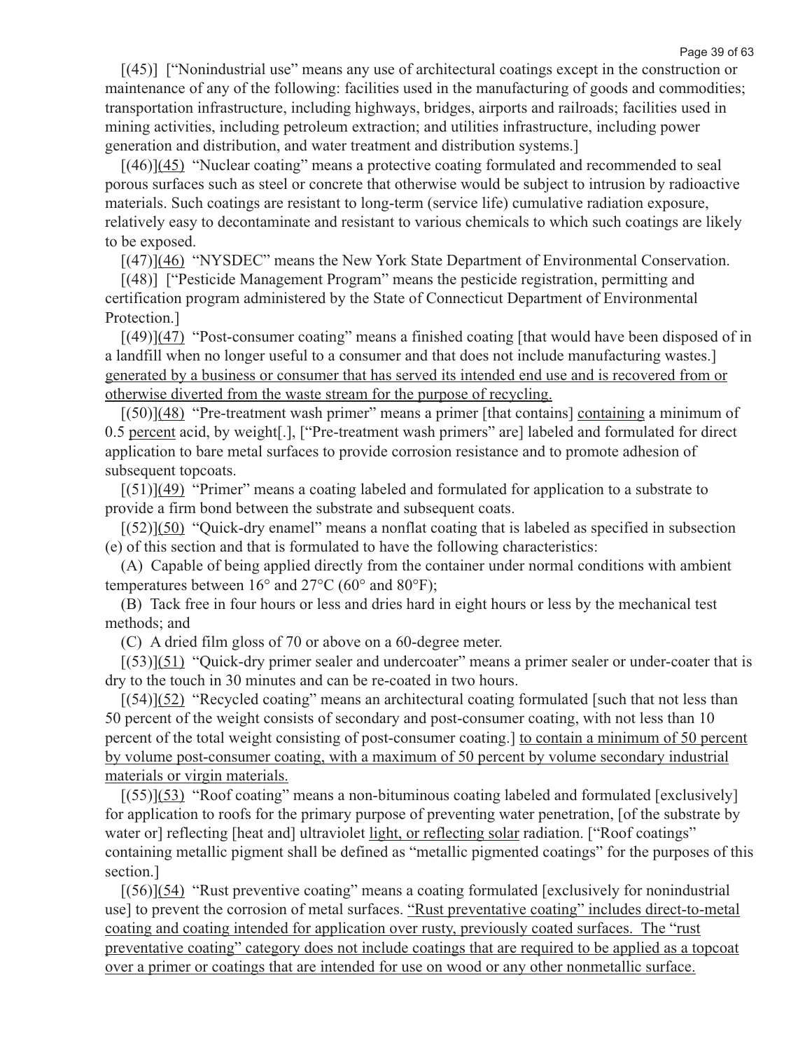[(45)] ["Nonindustrial use" means any use of architectural coatings except in the construction or maintenance of any of the following: facilities used in the manufacturing of goods and commodities; transportation infrastructure, including highways, bridges, airports and railroads; facilities used in mining activities, including petroleum extraction; and utilities infrastructure, including power generation and distribution, and water treatment and distribution systems.]

[(46)](45) "Nuclear coating" means a protective coating formulated and recommended to seal porous surfaces such as steel or concrete that otherwise would be subject to intrusion by radioactive materials. Such coatings are resistant to long-term (service life) cumulative radiation exposure, relatively easy to decontaminate and resistant to various chemicals to which such coatings are likely to be exposed.

[(47)](46) "NYSDEC" means the New York State Department of Environmental Conservation.

[(48)] ["Pesticide Management Program" means the pesticide registration, permitting and certification program administered by the State of Connecticut Department of Environmental Protection.]

[(49)](47) "Post-consumer coating" means a finished coating [that would have been disposed of in a landfill when no longer useful to a consumer and that does not include manufacturing wastes.] generated by a business or consumer that has served its intended end use and is recovered from or otherwise diverted from the waste stream for the purpose of recycling.

[(50)](48) "Pre-treatment wash primer" means a primer [that contains] containing a minimum of 0.5 percent acid, by weight[.], ["Pre-treatment wash primers" are] labeled and formulated for direct application to bare metal surfaces to provide corrosion resistance and to promote adhesion of subsequent topcoats.

[(51)](49) "Primer" means a coating labeled and formulated for application to a substrate to provide a firm bond between the substrate and subsequent coats.

[(52)](50) "Quick-dry enamel" means a nonflat coating that is labeled as specified in subsection (e) of this section and that is formulated to have the following characteristics:

(A) Capable of being applied directly from the container under normal conditions with ambient temperatures between 16° and 27°C (60° and 80°F);

(B) Tack free in four hours or less and dries hard in eight hours or less by the mechanical test methods; and

(C) A dried film gloss of 70 or above on a 60-degree meter.

[(53)](51) "Quick-dry primer sealer and undercoater" means a primer sealer or under-coater that is dry to the touch in 30 minutes and can be re-coated in two hours.

[(54)](52) "Recycled coating" means an architectural coating formulated [such that not less than 50 percent of the weight consists of secondary and post-consumer coating, with not less than 10 percent of the total weight consisting of post-consumer coating.] to contain a minimum of 50 percent by volume post-consumer coating, with a maximum of 50 percent by volume secondary industrial materials or virgin materials.

[(55)](53) "Roof coating" means a non-bituminous coating labeled and formulated [exclusively] for application to roofs for the primary purpose of preventing water penetration, [of the substrate by water or] reflecting [heat and] ultraviolet light, or reflecting solar radiation. ["Roof coatings" containing metallic pigment shall be defined as "metallic pigmented coatings" for the purposes of this section.]

[(56)](54) "Rust preventive coating" means a coating formulated [exclusively for nonindustrial use] to prevent the corrosion of metal surfaces. "Rust preventative coating" includes direct-to-metal coating and coating intended for application over rusty, previously coated surfaces. The "rust preventative coating" category does not include coatings that are required to be applied as a topcoat over a primer or coatings that are intended for use on wood or any other nonmetallic surface.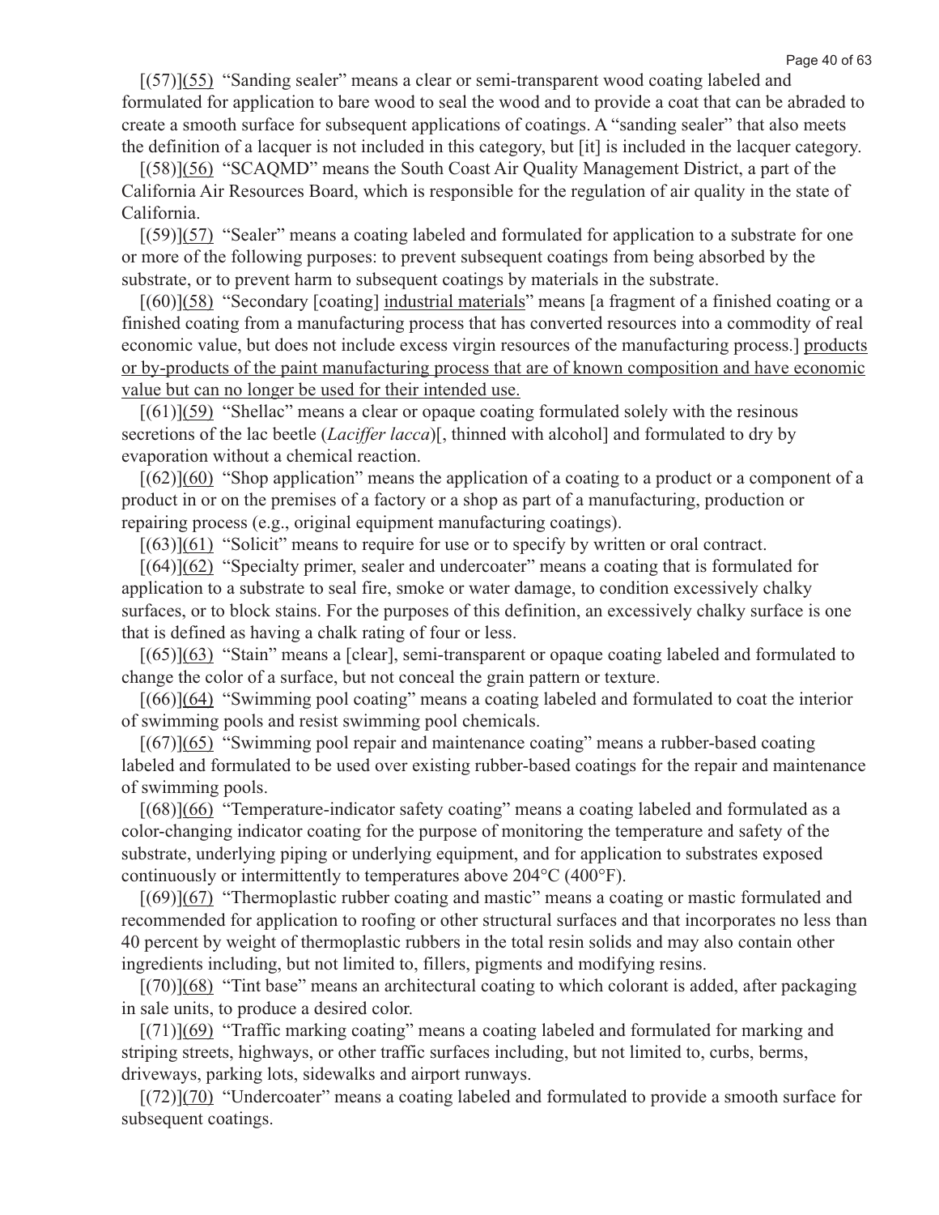[(57)](55) "Sanding sealer" means a clear or semi-transparent wood coating labeled and formulated for application to bare wood to seal the wood and to provide a coat that can be abraded to create a smooth surface for subsequent applications of coatings. A "sanding sealer" that also meets the definition of a lacquer is not included in this category, but [it] is included in the lacquer category.

[(58)](56) "SCAQMD" means the South Coast Air Quality Management District, a part of the California Air Resources Board, which is responsible for the regulation of air quality in the state of California.

[(59)](57) "Sealer" means a coating labeled and formulated for application to a substrate for one or more of the following purposes: to prevent subsequent coatings from being absorbed by the substrate, or to prevent harm to subsequent coatings by materials in the substrate.

[(60)](58) "Secondary [coating] industrial materials" means [a fragment of a finished coating or a finished coating from a manufacturing process that has converted resources into a commodity of real economic value, but does not include excess virgin resources of the manufacturing process.] products or by-products of the paint manufacturing process that are of known composition and have economic value but can no longer be used for their intended use.

[(61)](59) "Shellac" means a clear or opaque coating formulated solely with the resinous secretions of the lac beetle (*Laciffer lacca*)[, thinned with alcohol] and formulated to dry by evaporation without a chemical reaction.

[(62)](60) "Shop application" means the application of a coating to a product or a component of a product in or on the premises of a factory or a shop as part of a manufacturing, production or repairing process (e.g., original equipment manufacturing coatings).

[(63)](61) "Solicit" means to require for use or to specify by written or oral contract.

[(64)](62) "Specialty primer, sealer and undercoater" means a coating that is formulated for application to a substrate to seal fire, smoke or water damage, to condition excessively chalky surfaces, or to block stains. For the purposes of this definition, an excessively chalky surface is one that is defined as having a chalk rating of four or less.

[(65)](63) "Stain" means a [clear], semi-transparent or opaque coating labeled and formulated to change the color of a surface, but not conceal the grain pattern or texture.

[(66)](64) "Swimming pool coating" means a coating labeled and formulated to coat the interior of swimming pools and resist swimming pool chemicals.

[(67)](65) "Swimming pool repair and maintenance coating" means a rubber-based coating labeled and formulated to be used over existing rubber-based coatings for the repair and maintenance of swimming pools.

[(68)](66) "Temperature-indicator safety coating" means a coating labeled and formulated as a color-changing indicator coating for the purpose of monitoring the temperature and safety of the substrate, underlying piping or underlying equipment, and for application to substrates exposed continuously or intermittently to temperatures above 204°C (400°F).

[(69)](67) "Thermoplastic rubber coating and mastic" means a coating or mastic formulated and recommended for application to roofing or other structural surfaces and that incorporates no less than 40 percent by weight of thermoplastic rubbers in the total resin solids and may also contain other ingredients including, but not limited to, fillers, pigments and modifying resins.

[(70)](68) "Tint base" means an architectural coating to which colorant is added, after packaging in sale units, to produce a desired color.

[(71)](69) "Traffic marking coating" means a coating labeled and formulated for marking and striping streets, highways, or other traffic surfaces including, but not limited to, curbs, berms, driveways, parking lots, sidewalks and airport runways.

[(72)](70) "Undercoater" means a coating labeled and formulated to provide a smooth surface for subsequent coatings.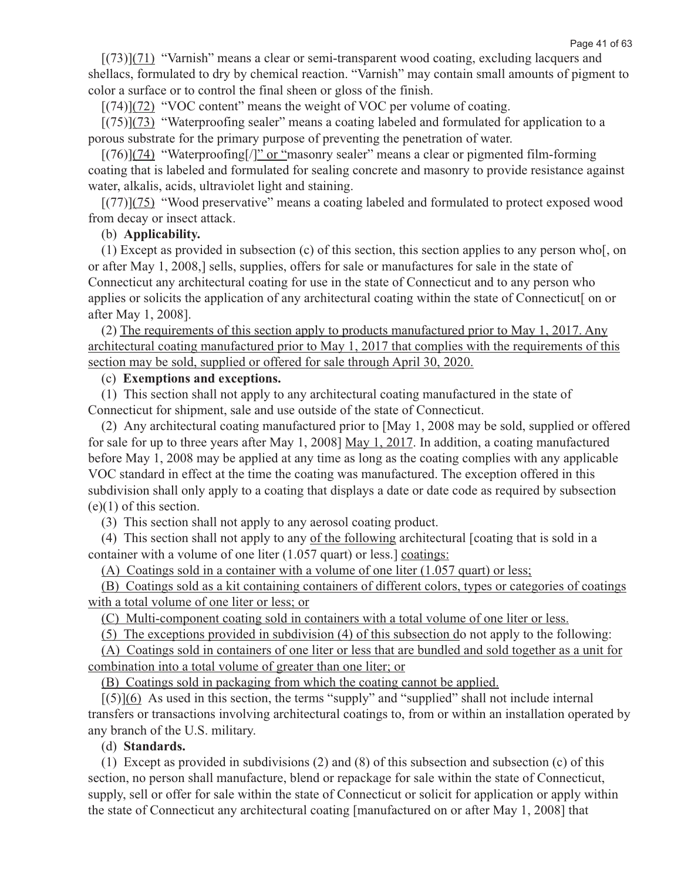[(73)](71) "Varnish" means a clear or semi-transparent wood coating, excluding lacquers and shellacs, formulated to dry by chemical reaction. "Varnish" may contain small amounts of pigment to color a surface or to control the final sheen or gloss of the finish.

[(74)](72) "VOC content" means the weight of VOC per volume of coating.

[(75)](73) "Waterproofing sealer" means a coating labeled and formulated for application to a porous substrate for the primary purpose of preventing the penetration of water.

[(76)](74) "Waterproofing[/]" or "masonry sealer" means a clear or pigmented film-forming coating that is labeled and formulated for sealing concrete and masonry to provide resistance against water, alkalis, acids, ultraviolet light and staining.

[(77)](75) "Wood preservative" means a coating labeled and formulated to protect exposed wood from decay or insect attack.

(b) **Applicability.**

(1) Except as provided in subsection (c) of this section, this section applies to any person who[, on or after May 1, 2008,] sells, supplies, offers for sale or manufactures for sale in the state of Connecticut any architectural coating for use in the state of Connecticut and to any person who applies or solicits the application of any architectural coating within the state of Connecticut[ on or after May 1, 2008].

(2) The requirements of this section apply to products manufactured prior to May 1, 2017. Any architectural coating manufactured prior to May 1, 2017 that complies with the requirements of this section may be sold, supplied or offered for sale through April 30, 2020.

(c) **Exemptions and exceptions.**

(1) This section shall not apply to any architectural coating manufactured in the state of Connecticut for shipment, sale and use outside of the state of Connecticut.

(2) Any architectural coating manufactured prior to [May 1, 2008 may be sold, supplied or offered for sale for up to three years after May 1, 2008] May 1, 2017. In addition, a coating manufactured before May 1, 2008 may be applied at any time as long as the coating complies with any applicable VOC standard in effect at the time the coating was manufactured. The exception offered in this subdivision shall only apply to a coating that displays a date or date code as required by subsection (e)(1) of this section.

(3) This section shall not apply to any aerosol coating product.

(4) This section shall not apply to any of the following architectural [coating that is sold in a container with a volume of one liter (1.057 quart) or less.] coatings:

(A) Coatings sold in a container with a volume of one liter (1.057 quart) or less;

(B) Coatings sold as a kit containing containers of different colors, types or categories of coatings with a total volume of one liter or less; or

(C) Multi-component coating sold in containers with a total volume of one liter or less.

(5) The exceptions provided in subdivision (4) of this subsection do not apply to the following:

(A) Coatings sold in containers of one liter or less that are bundled and sold together as a unit for combination into a total volume of greater than one liter; or

(B) Coatings sold in packaging from which the coating cannot be applied.

[(5)](6) As used in this section, the terms "supply" and "supplied" shall not include internal transfers or transactions involving architectural coatings to, from or within an installation operated by any branch of the U.S. military.

(d) **Standards.**

(1) Except as provided in subdivisions (2) and (8) of this subsection and subsection (c) of this section, no person shall manufacture, blend or repackage for sale within the state of Connecticut, supply, sell or offer for sale within the state of Connecticut or solicit for application or apply within the state of Connecticut any architectural coating [manufactured on or after May 1, 2008] that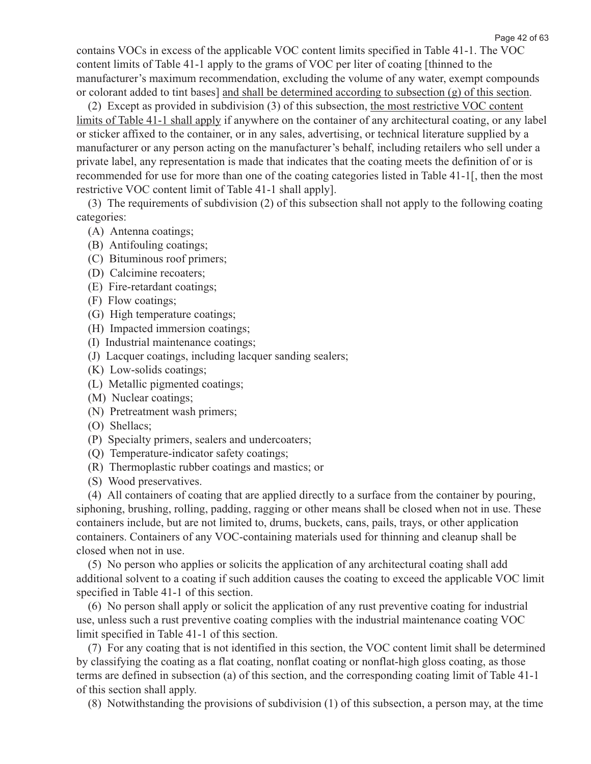contains VOCs in excess of the applicable VOC content limits specified in Table 41-1. The VOC content limits of Table 41-1 apply to the grams of VOC per liter of coating [thinned to the manufacturer's maximum recommendation, excluding the volume of any water, exempt compounds or colorant added to tint bases] <u>and shall be determined according to subsection (g) of this section</u>.

(2) Except as provided in subdivision (3) of this subsection, <u>the most restrictive VOC content limits of Table 41-1 shall apply</u> if anywhere on the container of any architectural coating, or any label or sticker affixed to the container, or in any sales, advertising, or technical literature supplied by a manufacturer or any person acting on the manufacturer's behalf, including retailers who sell under a private label, any representation is made that indicates that the coating meets the definition of or is recommended for use for more than one of the coating categories listed in Table 41-1[, then the most restrictive VOC content limit of Table 41-1 shall apply].

(3) The requirements of subdivision (2) of this subsection shall not apply to the following coating categories:

(A) Antenna coatings;

(B) Antifouling coatings;

(C) Bituminous roof primers;

(D) Calcimine recoaters;

(E) Fire-retardant coatings;

(F) Flow coatings;

(G) High temperature coatings;

(H) Impacted immersion coatings;

(I) Industrial maintenance coatings;

(J) Lacquer coatings, including lacquer sanding sealers;

(K) Low-solids coatings;

(L) Metallic pigmented coatings;

(M) Nuclear coatings;

(N) Pretreatment wash primers;

(O) Shellacs;

(P) Specialty primers, sealers and undercoaters;

(Q) Temperature-indicator safety coatings;

(R) Thermoplastic rubber coatings and mastics; or

(S) Wood preservatives.

(4) All containers of coating that are applied directly to a surface from the container by pouring, siphoning, brushing, rolling, padding, ragging or other means shall be closed when not in use. These containers include, but are not limited to, drums, buckets, cans, pails, trays, or other application containers. Containers of any VOC-containing materials used for thinning and cleanup shall be closed when not in use.

(5) No person who applies or solicits the application of any architectural coating shall add additional solvent to a coating if such addition causes the coating to exceed the applicable VOC limit specified in Table 41-1 of this section.

(6) No person shall apply or solicit the application of any rust preventive coating for industrial use, unless such a rust preventive coating complies with the industrial maintenance coating VOC limit specified in Table 41-1 of this section.

(7) For any coating that is not identified in this section, the VOC content limit shall be determined by classifying the coating as a flat coating, nonflat coating or nonflat-high gloss coating, as those terms are defined in subsection (a) of this section, and the corresponding coating limit of Table 41-1 of this section shall apply.

(8) Notwithstanding the provisions of subdivision (1) of this subsection, a person may, at the time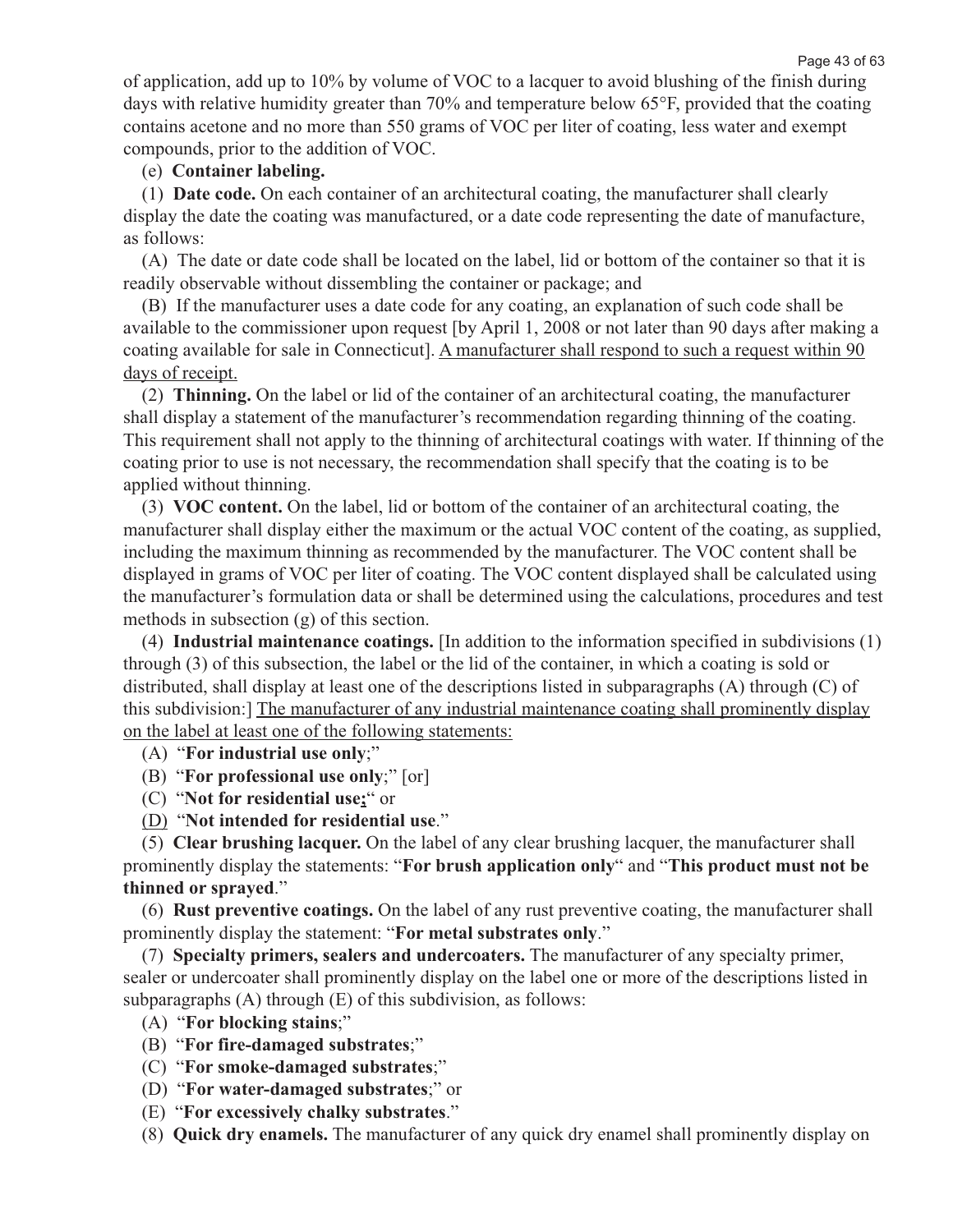of application, add up to 10% by volume of VOC to a lacquer to avoid blushing of the finish during days with relative humidity greater than 70% and temperature below 65°F, provided that the coating contains acetone and no more than 550 grams of VOC per liter of coating, less water and exempt compounds, prior to the addition of VOC.

(e) **Container labeling.**

(1) **Date code.** On each container of an architectural coating, the manufacturer shall clearly display the date the coating was manufactured, or a date code representing the date of manufacture, as follows:

(A) The date or date code shall be located on the label, lid or bottom of the container so that it is readily observable without dissembling the container or package; and

(B) If the manufacturer uses a date code for any coating, an explanation of such code shall be available to the commissioner upon request [by April 1, 2008 or not later than 90 days after making a coating available for sale in Connecticut]. <u>A manufacturer shall respond to such a request within 90 days of receipt.</u>

(2) **Thinning.** On the label or lid of the container of an architectural coating, the manufacturer shall display a statement of the manufacturer's recommendation regarding thinning of the coating. This requirement shall not apply to the thinning of architectural coatings with water. If thinning of the coating prior to use is not necessary, the recommendation shall specify that the coating is to be applied without thinning.

(3) **VOC content.** On the label, lid or bottom of the container of an architectural coating, the manufacturer shall display either the maximum or the actual VOC content of the coating, as supplied, including the maximum thinning as recommended by the manufacturer. The VOC content shall be displayed in grams of VOC per liter of coating. The VOC content displayed shall be calculated using the manufacturer's formulation data or shall be determined using the calculations, procedures and test methods in subsection (g) of this section.

(4) **Industrial maintenance coatings.** [In addition to the information specified in subdivisions (1) through (3) of this subsection, the label or the lid of the container, in which a coating is sold or distributed, shall display at least one of the descriptions listed in subparagraphs (A) through (C) of this subdivision:] <u>The manufacturer of any industrial maintenance coating shall prominently display on the label at least one of the following statements:</u>

(A) "**For industrial use only**;"

(B) "**For professional use only**;" [or]

(C) "**Not for residential use<u>;</u>**" or

<u>(D)</u> "**Not intended for residential use**."

(5) **Clear brushing lacquer.** On the label of any clear brushing lacquer, the manufacturer shall prominently display the statements: "**For brush application only**" and "**This product must not be thinned or sprayed**."

(6) **Rust preventive coatings.** On the label of any rust preventive coating, the manufacturer shall prominently display the statement: "**For metal substrates only**."

(7) **Specialty primers, sealers and undercoaters.** The manufacturer of any specialty primer, sealer or undercoater shall prominently display on the label one or more of the descriptions listed in subparagraphs (A) through (E) of this subdivision, as follows:

(A) "**For blocking stains**;"

(B) "**For fire-damaged substrates**;"

(C) "**For smoke-damaged substrates**;"

(D) "**For water-damaged substrates**;" or

(E) "**For excessively chalky substrates**."

(8) **Quick dry enamels.** The manufacturer of any quick dry enamel shall prominently display on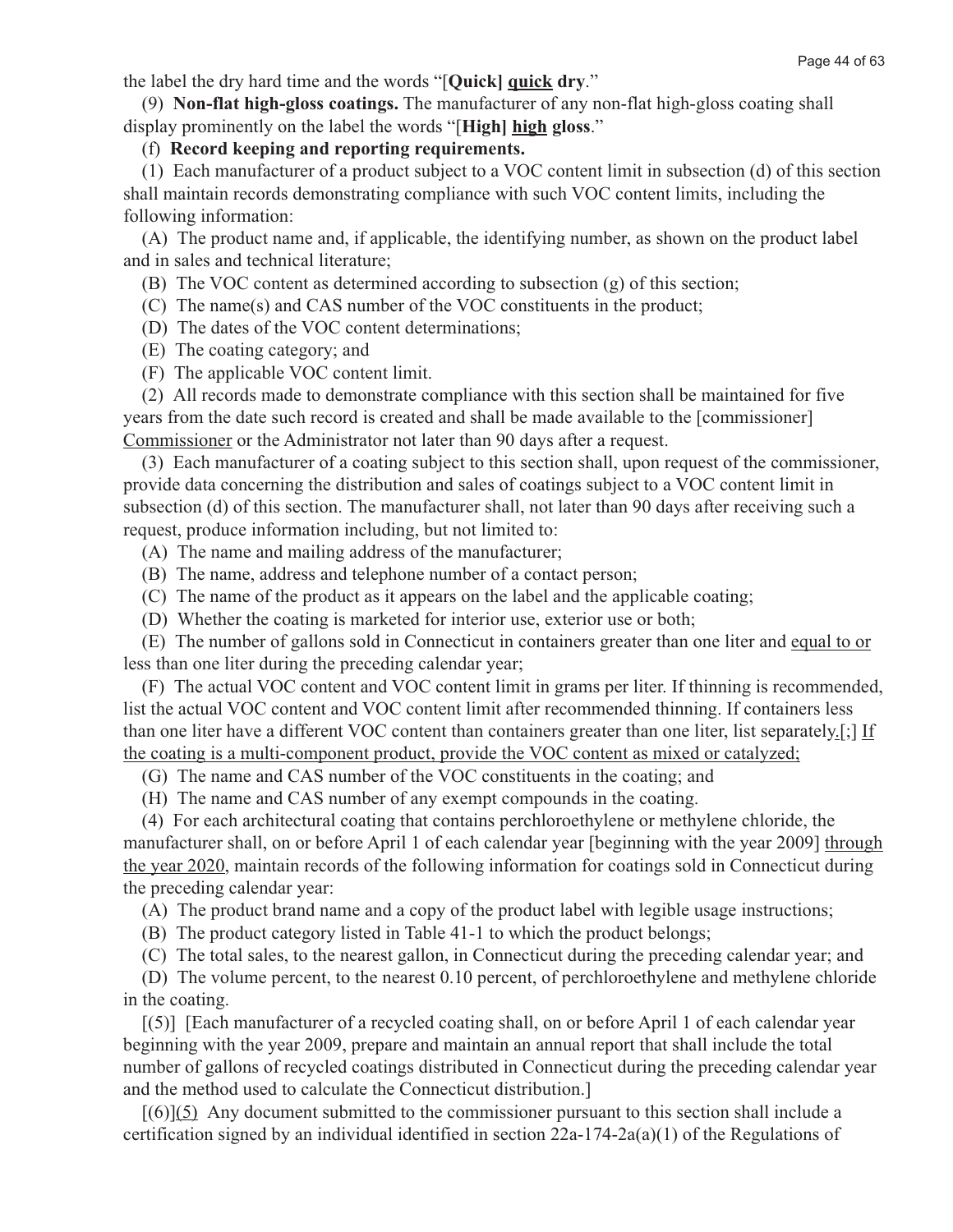the label the dry hard time and the words "[**Quick] quick dry**."

(9) **Non-flat high-gloss coatings.** The manufacturer of any non-flat high-gloss coating shall display prominently on the label the words "[**High] high gloss**."

(f) **Record keeping and reporting requirements.**

(1) Each manufacturer of a product subject to a VOC content limit in subsection (d) of this section shall maintain records demonstrating compliance with such VOC content limits, including the following information:

(A) The product name and, if applicable, the identifying number, as shown on the product label and in sales and technical literature;

(B) The VOC content as determined according to subsection (g) of this section;

(C) The name(s) and CAS number of the VOC constituents in the product;

(D) The dates of the VOC content determinations;

(E) The coating category; and

(F) The applicable VOC content limit.

(2) All records made to demonstrate compliance with this section shall be maintained for five years from the date such record is created and shall be made available to the [commissioner] Commissioner or the Administrator not later than 90 days after a request.

(3) Each manufacturer of a coating subject to this section shall, upon request of the commissioner, provide data concerning the distribution and sales of coatings subject to a VOC content limit in subsection (d) of this section. The manufacturer shall, not later than 90 days after receiving such a request, produce information including, but not limited to:

(A) The name and mailing address of the manufacturer;

(B) The name, address and telephone number of a contact person;

(C) The name of the product as it appears on the label and the applicable coating;

(D) Whether the coating is marketed for interior use, exterior use or both;

(E) The number of gallons sold in Connecticut in containers greater than one liter and equal to or less than one liter during the preceding calendar year;

(F) The actual VOC content and VOC content limit in grams per liter. If thinning is recommended, list the actual VOC content and VOC content limit after recommended thinning. If containers less than one liter have a different VOC content than containers greater than one liter, list separately.[;] If the coating is a multi-component product, provide the VOC content as mixed or catalyzed;

(G) The name and CAS number of the VOC constituents in the coating; and

(H) The name and CAS number of any exempt compounds in the coating.

(4) For each architectural coating that contains perchloroethylene or methylene chloride, the manufacturer shall, on or before April 1 of each calendar year [beginning with the year 2009] through the year 2020, maintain records of the following information for coatings sold in Connecticut during the preceding calendar year:

(A) The product brand name and a copy of the product label with legible usage instructions;

(B) The product category listed in Table 41-1 to which the product belongs;

(C) The total sales, to the nearest gallon, in Connecticut during the preceding calendar year; and

(D) The volume percent, to the nearest 0.10 percent, of perchloroethylene and methylene chloride in the coating.

[(5)] [Each manufacturer of a recycled coating shall, on or before April 1 of each calendar year beginning with the year 2009, prepare and maintain an annual report that shall include the total number of gallons of recycled coatings distributed in Connecticut during the preceding calendar year and the method used to calculate the Connecticut distribution.]

[(6)](5) Any document submitted to the commissioner pursuant to this section shall include a certification signed by an individual identified in section 22a-174-2a(a)(1) of the Regulations of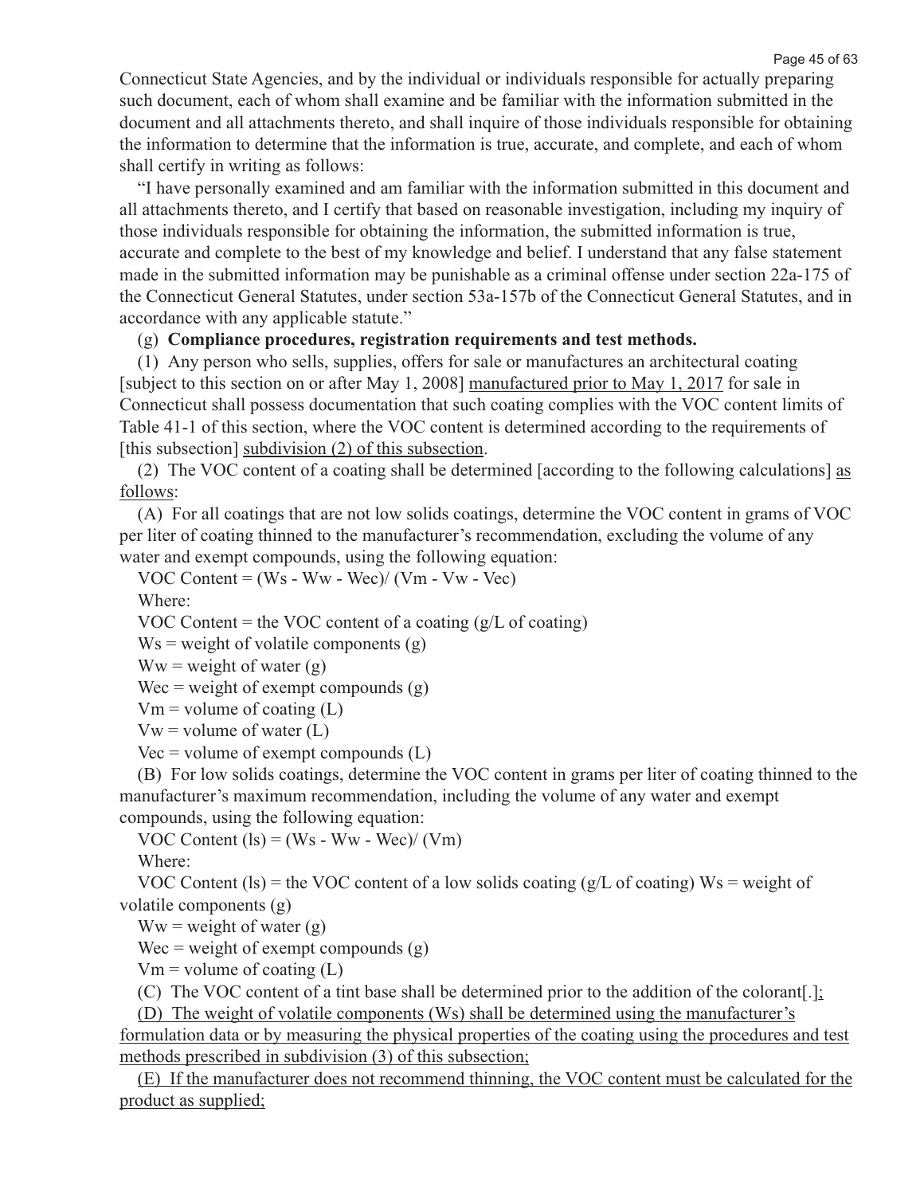Connecticut State Agencies, and by the individual or individuals responsible for actually preparing such document, each of whom shall examine and be familiar with the information submitted in the document and all attachments thereto, and shall inquire of those individuals responsible for obtaining the information to determine that the information is true, accurate, and complete, and each of whom shall certify in writing as follows:

"I have personally examined and am familiar with the information submitted in this document and all attachments thereto, and I certify that based on reasonable investigation, including my inquiry of those individuals responsible for obtaining the information, the submitted information is true, accurate and complete to the best of my knowledge and belief. I understand that any false statement made in the submitted information may be punishable as a criminal offense under section 22a-175 of the Connecticut General Statutes, under section 53a-157b of the Connecticut General Statutes, and in accordance with any applicable statute."

(g) **Compliance procedures, registration requirements and test methods.**

(1) Any person who sells, supplies, offers for sale or manufactures an architectural coating [subject to this section on or after May 1, 2008] <u>manufactured prior to May 1, 2017</u> for sale in Connecticut shall possess documentation that such coating complies with the VOC content limits of Table 41-1 of this section, where the VOC content is determined according to the requirements of [this subsection] <u>subdivision (2) of this subsection</u>.

(2) The VOC content of a coating shall be determined [according to the following calculations] <u>as follows</u>:

(A) For all coatings that are not low solids coatings, determine the VOC content in grams of VOC per liter of coating thinned to the manufacturer's recommendation, excluding the volume of any water and exempt compounds, using the following equation:

VOC Content = (Ws - Ww - Wec)/ (Vm - Vw - Vec)

Where:

VOC Content = the VOC content of a coating (g/L of coating)

Ws = weight of volatile components (g)

Ww = weight of water (g)

Wec = weight of exempt compounds (g)

Vm = volume of coating (L)

Vw = volume of water (L)

Vec = volume of exempt compounds (L)

(B) For low solids coatings, determine the VOC content in grams per liter of coating thinned to the manufacturer's maximum recommendation, including the volume of any water and exempt compounds, using the following equation:

VOC Content (ls) = (Ws - Ww - Wec)/ (Vm)

Where:

VOC Content (ls) = the VOC content of a low solids coating (g/L of coating) Ws = weight of volatile components (g)

Ww = weight of water (g)

Wec = weight of exempt compounds (g)

Vm = volume of coating (L)

(C) The VOC content of a tint base shall be determined prior to the addition of the colorant[.]<u>;</u>

<u>(D) The weight of volatile components (Ws) shall be determined using the manufacturer's formulation data or by measuring the physical properties of the coating using the procedures and test methods prescribed in subdivision (3) of this subsection;</u>

<u>(E) If the manufacturer does not recommend thinning, the VOC content must be calculated for the product as supplied;</u>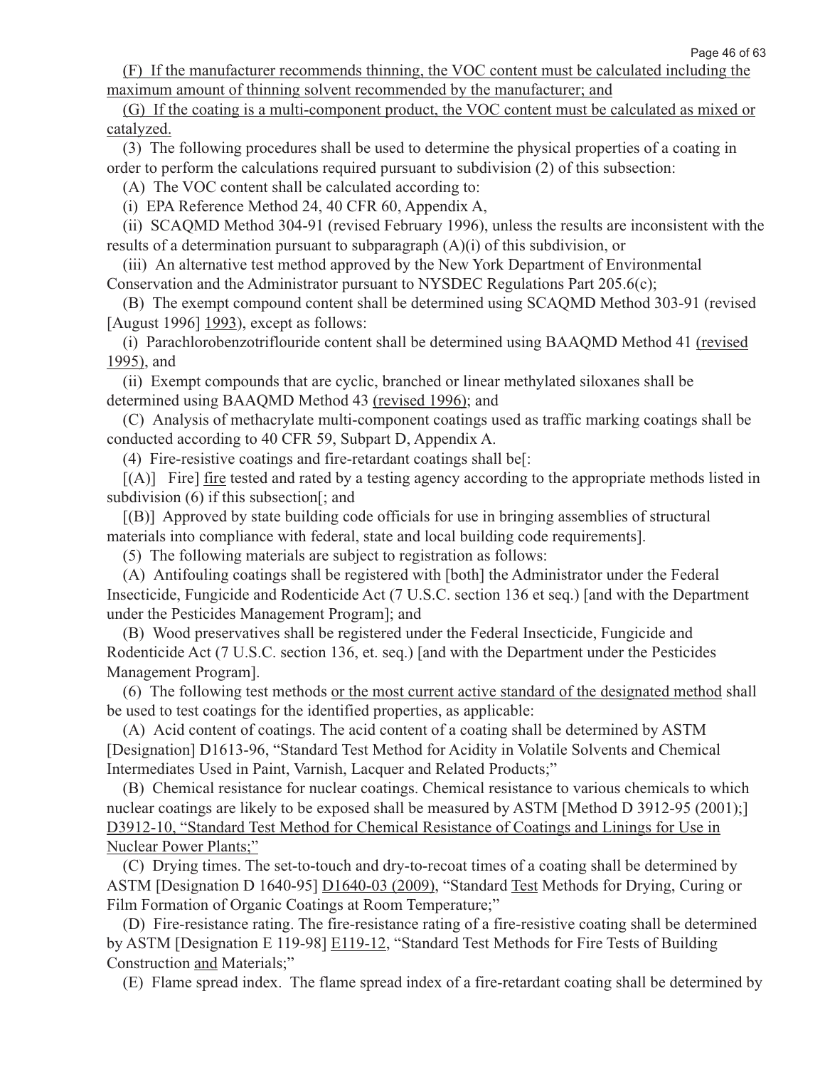(F) If the manufacturer recommends thinning, the VOC content must be calculated including the maximum amount of thinning solvent recommended by the manufacturer; and

(G) If the coating is a multi-component product, the VOC content must be calculated as mixed or catalyzed.

(3) The following procedures shall be used to determine the physical properties of a coating in order to perform the calculations required pursuant to subdivision (2) of this subsection:

(A) The VOC content shall be calculated according to:

(i) EPA Reference Method 24, 40 CFR 60, Appendix A,

(ii) SCAQMD Method 304-91 (revised February 1996), unless the results are inconsistent with the results of a determination pursuant to subparagraph (A)(i) of this subdivision, or

(iii) An alternative test method approved by the New York Department of Environmental Conservation and the Administrator pursuant to NYSDEC Regulations Part 205.6(c);

(B) The exempt compound content shall be determined using SCAQMD Method 303-91 (revised [August 1996] 1993), except as follows:

(i) Parachlorobenzotriflouride content shall be determined using BAAQMD Method 41 (revised 1995), and

(ii) Exempt compounds that are cyclic, branched or linear methylated siloxanes shall be determined using BAAQMD Method 43 (revised 1996); and

(C) Analysis of methacrylate multi-component coatings used as traffic marking coatings shall be conducted according to 40 CFR 59, Subpart D, Appendix A.

(4) Fire-resistive coatings and fire-retardant coatings shall be[:

[(A)] Fire] fire tested and rated by a testing agency according to the appropriate methods listed in subdivision (6) if this subsection[; and

[(B)] Approved by state building code officials for use in bringing assemblies of structural materials into compliance with federal, state and local building code requirements].

(5) The following materials are subject to registration as follows:

(A) Antifouling coatings shall be registered with [both] the Administrator under the Federal Insecticide, Fungicide and Rodenticide Act (7 U.S.C. section 136 et seq.) [and with the Department under the Pesticides Management Program]; and

(B) Wood preservatives shall be registered under the Federal Insecticide, Fungicide and Rodenticide Act (7 U.S.C. section 136, et. seq.) [and with the Department under the Pesticides Management Program].

(6) The following test methods or the most current active standard of the designated method shall be used to test coatings for the identified properties, as applicable:

(A) Acid content of coatings. The acid content of a coating shall be determined by ASTM [Designation] D1613-96, "Standard Test Method for Acidity in Volatile Solvents and Chemical Intermediates Used in Paint, Varnish, Lacquer and Related Products;"

(B) Chemical resistance for nuclear coatings. Chemical resistance to various chemicals to which nuclear coatings are likely to be exposed shall be measured by ASTM [Method D 3912-95 (2001);] D3912-10, "Standard Test Method for Chemical Resistance of Coatings and Linings for Use in Nuclear Power Plants;"

(C) Drying times. The set-to-touch and dry-to-recoat times of a coating shall be determined by ASTM [Designation D 1640-95] D1640-03 (2009), "Standard Test Methods for Drying, Curing or Film Formation of Organic Coatings at Room Temperature;"

(D) Fire-resistance rating. The fire-resistance rating of a fire-resistive coating shall be determined by ASTM [Designation E 119-98] E119-12, "Standard Test Methods for Fire Tests of Building Construction and Materials;"

(E) Flame spread index. The flame spread index of a fire-retardant coating shall be determined by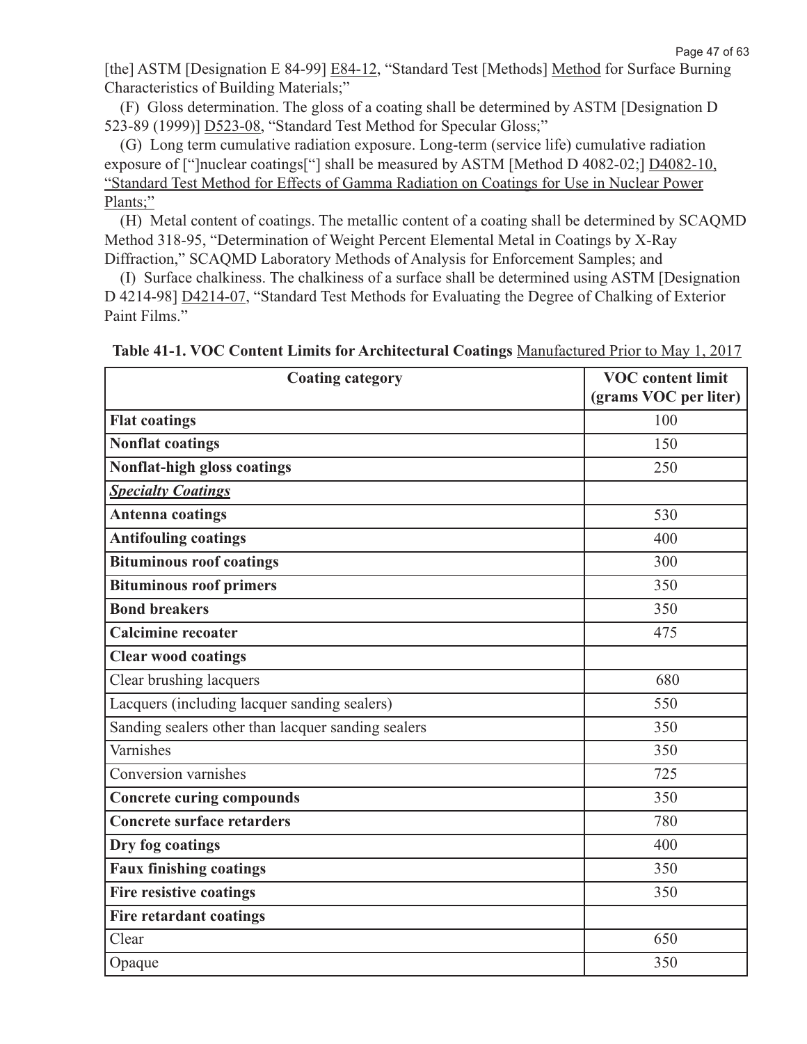[the] ASTM [Designation E 84-99] E84-12, "Standard Test [Methods] Method for Surface Burning Characteristics of Building Materials;"

(F) Gloss determination. The gloss of a coating shall be determined by ASTM [Designation D 523-89 (1999)] D523-08, "Standard Test Method for Specular Gloss;"

(G) Long term cumulative radiation exposure. Long-term (service life) cumulative radiation exposure of ["]nuclear coatings["] shall be measured by ASTM [Method D 4082-02;] D4082-10, "Standard Test Method for Effects of Gamma Radiation on Coatings for Use in Nuclear Power Plants;"

(H) Metal content of coatings. The metallic content of a coating shall be determined by SCAQMD Method 318-95, "Determination of Weight Percent Elemental Metal in Coatings by X-Ray Diffraction," SCAQMD Laboratory Methods of Analysis for Enforcement Samples; and

(I) Surface chalkiness. The chalkiness of a surface shall be determined using ASTM [Designation D 4214-98] D4214-07, "Standard Test Methods for Evaluating the Degree of Chalking of Exterior Paint Films."

**Table 41-1. VOC Content Limits for Architectural Coatings** Manufactured Prior to May 1, 2017

| Coating category | VOC content limit (grams VOC per liter) |
|---|---|
| **Flat coatings** | 100 |
| **Nonflat coatings** | 150 |
| **Nonflat-high gloss coatings** | 250 |
| ***Specialty Coatings*** | |
| **Antenna coatings** | 530 |
| **Antifouling coatings** | 400 |
| **Bituminous roof coatings** | 300 |
| **Bituminous roof primers** | 350 |
| **Bond breakers** | 350 |
| **Calcimine recoater** | 475 |
| **Clear wood coatings** | |
| Clear brushing lacquers | 680 |
| Lacquers (including lacquer sanding sealers) | 550 |
| Sanding sealers other than lacquer sanding sealers | 350 |
| Varnishes | 350 |
| Conversion varnishes | 725 |
| **Concrete curing compounds** | 350 |
| **Concrete surface retarders** | 780 |
| **Dry fog coatings** | 400 |
| **Faux finishing coatings** | 350 |
| **Fire resistive coatings** | 350 |
| **Fire retardant coatings** | |
| Clear | 650 |
| Opaque | 350 |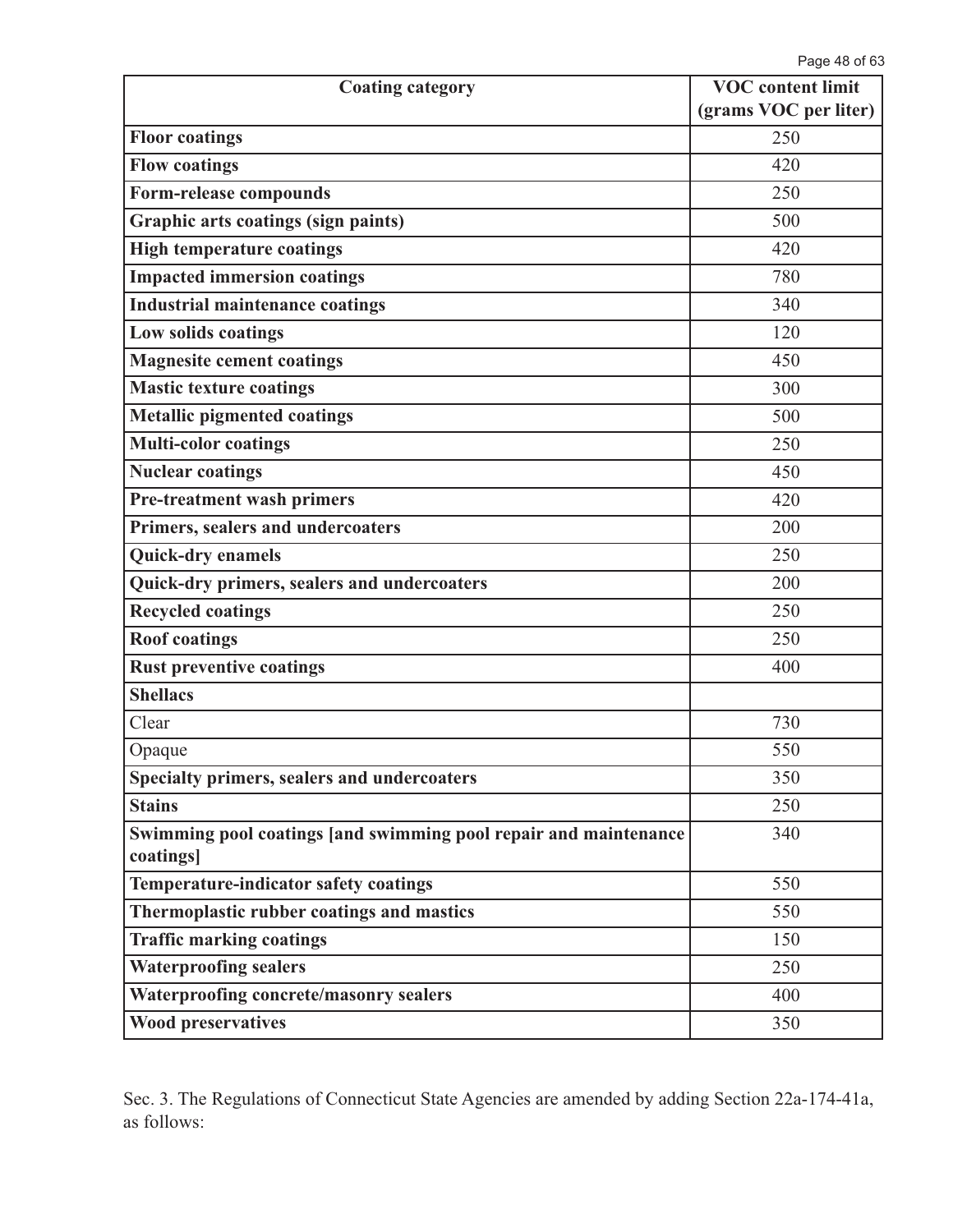| Coating category | VOC content limit (grams VOC per liter) |
|---|---|
| **Floor coatings** | 250 |
| **Flow coatings** | 420 |
| **Form-release compounds** | 250 |
| **Graphic arts coatings (sign paints)** | 500 |
| **High temperature coatings** | 420 |
| **Impacted immersion coatings** | 780 |
| **Industrial maintenance coatings** | 340 |
| **Low solids coatings** | 120 |
| **Magnesite cement coatings** | 450 |
| **Mastic texture coatings** | 300 |
| **Metallic pigmented coatings** | 500 |
| **Multi-color coatings** | 250 |
| **Nuclear coatings** | 450 |
| **Pre-treatment wash primers** | 420 |
| **Primers, sealers and undercoaters** | 200 |
| **Quick-dry enamels** | 250 |
| **Quick-dry primers, sealers and undercoaters** | 200 |
| **Recycled coatings** | 250 |
| **Roof coatings** | 250 |
| **Rust preventive coatings** | 400 |
| **Shellacs** | |
| Clear | 730 |
| Opaque | 550 |
| **Specialty primers, sealers and undercoaters** | 350 |
| **Stains** | 250 |
| **Swimming pool coatings [and swimming pool repair and maintenance coatings]** | 340 |
| **Temperature-indicator safety coatings** | 550 |
| **Thermoplastic rubber coatings and mastics** | 550 |
| **Traffic marking coatings** | 150 |
| **Waterproofing sealers** | 250 |
| **Waterproofing concrete/masonry sealers** | 400 |
| **Wood preservatives** | 350 |

Sec. 3. The Regulations of Connecticut State Agencies are amended by adding Section 22a-174-41a, as follows: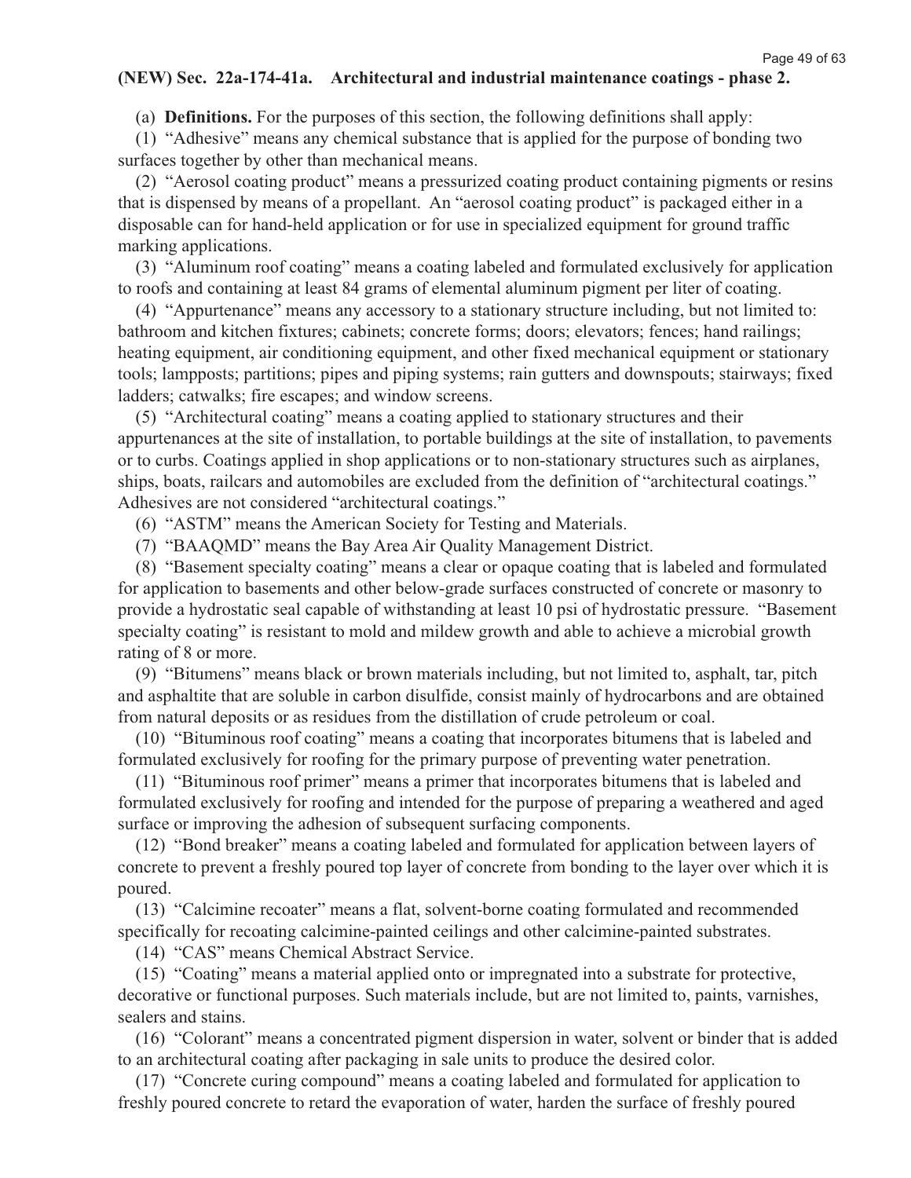**(NEW) Sec. 22a-174-41a. Architectural and industrial maintenance coatings - phase 2.**

(a) **Definitions.** For the purposes of this section, the following definitions shall apply:

(1) "Adhesive" means any chemical substance that is applied for the purpose of bonding two surfaces together by other than mechanical means.

(2) "Aerosol coating product" means a pressurized coating product containing pigments or resins that is dispensed by means of a propellant. An "aerosol coating product" is packaged either in a disposable can for hand-held application or for use in specialized equipment for ground traffic marking applications.

(3) "Aluminum roof coating" means a coating labeled and formulated exclusively for application to roofs and containing at least 84 grams of elemental aluminum pigment per liter of coating.

(4) "Appurtenance" means any accessory to a stationary structure including, but not limited to: bathroom and kitchen fixtures; cabinets; concrete forms; doors; elevators; fences; hand railings; heating equipment, air conditioning equipment, and other fixed mechanical equipment or stationary tools; lampposts; partitions; pipes and piping systems; rain gutters and downspouts; stairways; fixed ladders; catwalks; fire escapes; and window screens.

(5) "Architectural coating" means a coating applied to stationary structures and their appurtenances at the site of installation, to portable buildings at the site of installation, to pavements or to curbs. Coatings applied in shop applications or to non-stationary structures such as airplanes, ships, boats, railcars and automobiles are excluded from the definition of "architectural coatings." Adhesives are not considered "architectural coatings."

(6) "ASTM" means the American Society for Testing and Materials.

(7) "BAAQMD" means the Bay Area Air Quality Management District.

(8) "Basement specialty coating" means a clear or opaque coating that is labeled and formulated for application to basements and other below-grade surfaces constructed of concrete or masonry to provide a hydrostatic seal capable of withstanding at least 10 psi of hydrostatic pressure. "Basement specialty coating" is resistant to mold and mildew growth and able to achieve a microbial growth rating of 8 or more.

(9) "Bitumens" means black or brown materials including, but not limited to, asphalt, tar, pitch and asphaltite that are soluble in carbon disulfide, consist mainly of hydrocarbons and are obtained from natural deposits or as residues from the distillation of crude petroleum or coal.

(10) "Bituminous roof coating" means a coating that incorporates bitumens that is labeled and formulated exclusively for roofing for the primary purpose of preventing water penetration.

(11) "Bituminous roof primer" means a primer that incorporates bitumens that is labeled and formulated exclusively for roofing and intended for the purpose of preparing a weathered and aged surface or improving the adhesion of subsequent surfacing components.

(12) "Bond breaker" means a coating labeled and formulated for application between layers of concrete to prevent a freshly poured top layer of concrete from bonding to the layer over which it is poured.

(13) "Calcimine recoater" means a flat, solvent-borne coating formulated and recommended specifically for recoating calcimine-painted ceilings and other calcimine-painted substrates.

(14) "CAS" means Chemical Abstract Service.

(15) "Coating" means a material applied onto or impregnated into a substrate for protective, decorative or functional purposes. Such materials include, but are not limited to, paints, varnishes, sealers and stains.

(16) "Colorant" means a concentrated pigment dispersion in water, solvent or binder that is added to an architectural coating after packaging in sale units to produce the desired color.

(17) "Concrete curing compound" means a coating labeled and formulated for application to freshly poured concrete to retard the evaporation of water, harden the surface of freshly poured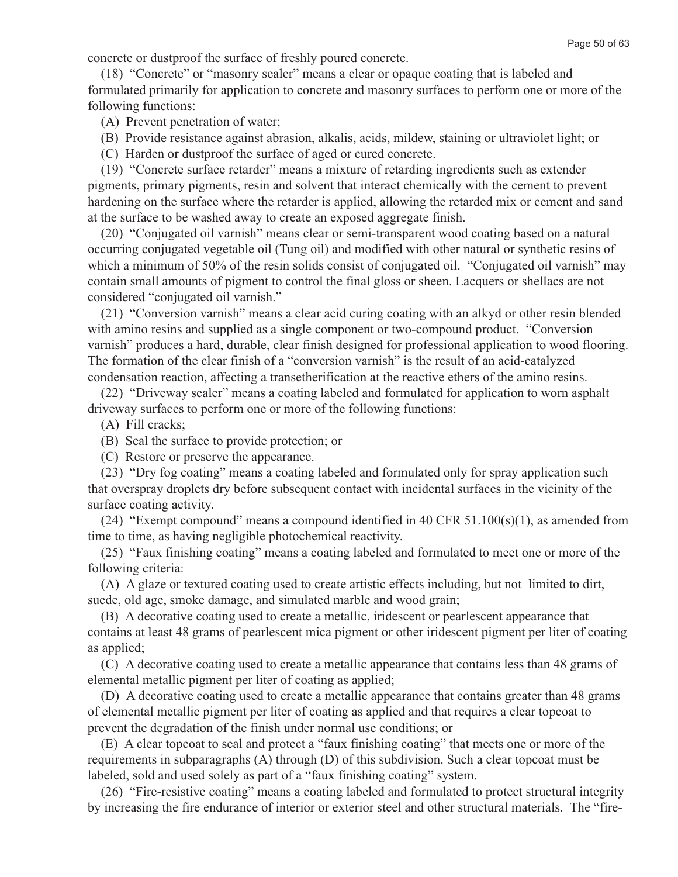concrete or dustproof the surface of freshly poured concrete.

(18) "Concrete" or "masonry sealer" means a clear or opaque coating that is labeled and formulated primarily for application to concrete and masonry surfaces to perform one or more of the following functions:

(A) Prevent penetration of water;

(B) Provide resistance against abrasion, alkalis, acids, mildew, staining or ultraviolet light; or

(C) Harden or dustproof the surface of aged or cured concrete.

(19) "Concrete surface retarder" means a mixture of retarding ingredients such as extender pigments, primary pigments, resin and solvent that interact chemically with the cement to prevent hardening on the surface where the retarder is applied, allowing the retarded mix or cement and sand at the surface to be washed away to create an exposed aggregate finish.

(20) "Conjugated oil varnish" means clear or semi-transparent wood coating based on a natural occurring conjugated vegetable oil (Tung oil) and modified with other natural or synthetic resins of which a minimum of 50% of the resin solids consist of conjugated oil. "Conjugated oil varnish" may contain small amounts of pigment to control the final gloss or sheen. Lacquers or shellacs are not considered "conjugated oil varnish."

(21) "Conversion varnish" means a clear acid curing coating with an alkyd or other resin blended with amino resins and supplied as a single component or two-compound product. "Conversion varnish" produces a hard, durable, clear finish designed for professional application to wood flooring. The formation of the clear finish of a "conversion varnish" is the result of an acid-catalyzed condensation reaction, affecting a transetherification at the reactive ethers of the amino resins.

(22) "Driveway sealer" means a coating labeled and formulated for application to worn asphalt driveway surfaces to perform one or more of the following functions:

(A) Fill cracks;

(B) Seal the surface to provide protection; or

(C) Restore or preserve the appearance.

(23) "Dry fog coating" means a coating labeled and formulated only for spray application such that overspray droplets dry before subsequent contact with incidental surfaces in the vicinity of the surface coating activity.

(24) "Exempt compound" means a compound identified in 40 CFR 51.100(s)(1), as amended from time to time, as having negligible photochemical reactivity.

(25) "Faux finishing coating" means a coating labeled and formulated to meet one or more of the following criteria:

(A) A glaze or textured coating used to create artistic effects including, but not limited to dirt, suede, old age, smoke damage, and simulated marble and wood grain;

(B) A decorative coating used to create a metallic, iridescent or pearlescent appearance that contains at least 48 grams of pearlescent mica pigment or other iridescent pigment per liter of coating as applied;

(C) A decorative coating used to create a metallic appearance that contains less than 48 grams of elemental metallic pigment per liter of coating as applied;

(D) A decorative coating used to create a metallic appearance that contains greater than 48 grams of elemental metallic pigment per liter of coating as applied and that requires a clear topcoat to prevent the degradation of the finish under normal use conditions; or

(E) A clear topcoat to seal and protect a "faux finishing coating" that meets one or more of the requirements in subparagraphs (A) through (D) of this subdivision. Such a clear topcoat must be labeled, sold and used solely as part of a "faux finishing coating" system.

(26) "Fire-resistive coating" means a coating labeled and formulated to protect structural integrity by increasing the fire endurance of interior or exterior steel and other structural materials. The "fire-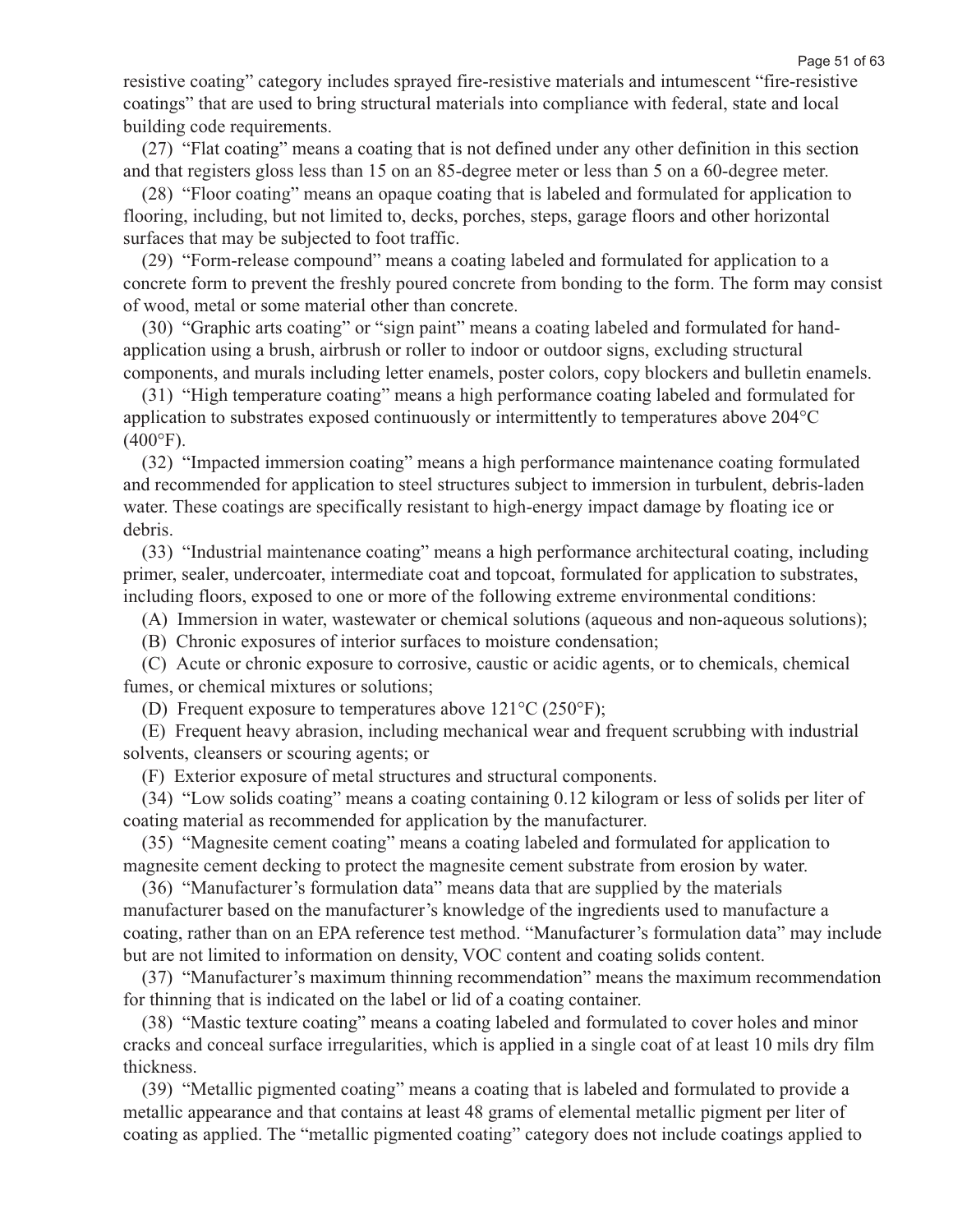resistive coating" category includes sprayed fire-resistive materials and intumescent "fire-resistive coatings" that are used to bring structural materials into compliance with federal, state and local building code requirements.

(27) "Flat coating" means a coating that is not defined under any other definition in this section and that registers gloss less than 15 on an 85-degree meter or less than 5 on a 60-degree meter.

(28) "Floor coating" means an opaque coating that is labeled and formulated for application to flooring, including, but not limited to, decks, porches, steps, garage floors and other horizontal surfaces that may be subjected to foot traffic.

(29) "Form-release compound" means a coating labeled and formulated for application to a concrete form to prevent the freshly poured concrete from bonding to the form. The form may consist of wood, metal or some material other than concrete.

(30) "Graphic arts coating" or "sign paint" means a coating labeled and formulated for hand-application using a brush, airbrush or roller to indoor or outdoor signs, excluding structural components, and murals including letter enamels, poster colors, copy blockers and bulletin enamels.

(31) "High temperature coating" means a high performance coating labeled and formulated for application to substrates exposed continuously or intermittently to temperatures above 204°C (400°F).

(32) "Impacted immersion coating" means a high performance maintenance coating formulated and recommended for application to steel structures subject to immersion in turbulent, debris-laden water. These coatings are specifically resistant to high-energy impact damage by floating ice or debris.

(33) "Industrial maintenance coating" means a high performance architectural coating, including primer, sealer, undercoater, intermediate coat and topcoat, formulated for application to substrates, including floors, exposed to one or more of the following extreme environmental conditions:

(A) Immersion in water, wastewater or chemical solutions (aqueous and non-aqueous solutions);

(B) Chronic exposures of interior surfaces to moisture condensation;

(C) Acute or chronic exposure to corrosive, caustic or acidic agents, or to chemicals, chemical fumes, or chemical mixtures or solutions;

(D) Frequent exposure to temperatures above 121°C (250°F);

(E) Frequent heavy abrasion, including mechanical wear and frequent scrubbing with industrial solvents, cleansers or scouring agents; or

(F) Exterior exposure of metal structures and structural components.

(34) "Low solids coating" means a coating containing 0.12 kilogram or less of solids per liter of coating material as recommended for application by the manufacturer.

(35) "Magnesite cement coating" means a coating labeled and formulated for application to magnesite cement decking to protect the magnesite cement substrate from erosion by water.

(36) "Manufacturer's formulation data" means data that are supplied by the materials manufacturer based on the manufacturer's knowledge of the ingredients used to manufacture a coating, rather than on an EPA reference test method. "Manufacturer's formulation data" may include but are not limited to information on density, VOC content and coating solids content.

(37) "Manufacturer's maximum thinning recommendation" means the maximum recommendation for thinning that is indicated on the label or lid of a coating container.

(38) "Mastic texture coating" means a coating labeled and formulated to cover holes and minor cracks and conceal surface irregularities, which is applied in a single coat of at least 10 mils dry film thickness.

(39) "Metallic pigmented coating" means a coating that is labeled and formulated to provide a metallic appearance and that contains at least 48 grams of elemental metallic pigment per liter of coating as applied. The "metallic pigmented coating" category does not include coatings applied to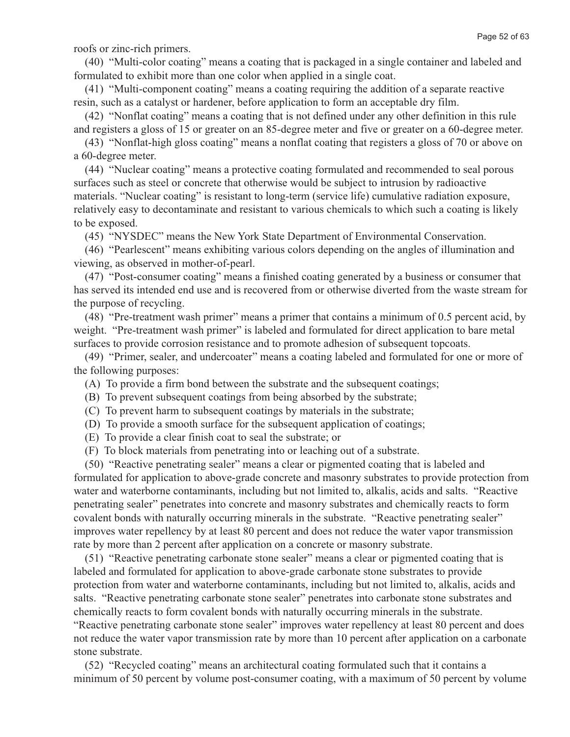roofs or zinc-rich primers.

(40) "Multi-color coating" means a coating that is packaged in a single container and labeled and formulated to exhibit more than one color when applied in a single coat.

(41) "Multi-component coating" means a coating requiring the addition of a separate reactive resin, such as a catalyst or hardener, before application to form an acceptable dry film.

(42) "Nonflat coating" means a coating that is not defined under any other definition in this rule and registers a gloss of 15 or greater on an 85-degree meter and five or greater on a 60-degree meter.

(43) "Nonflat-high gloss coating" means a nonflat coating that registers a gloss of 70 or above on a 60-degree meter.

(44) "Nuclear coating" means a protective coating formulated and recommended to seal porous surfaces such as steel or concrete that otherwise would be subject to intrusion by radioactive materials. "Nuclear coating" is resistant to long-term (service life) cumulative radiation exposure, relatively easy to decontaminate and resistant to various chemicals to which such a coating is likely to be exposed.

(45) "NYSDEC" means the New York State Department of Environmental Conservation.

(46) "Pearlescent" means exhibiting various colors depending on the angles of illumination and viewing, as observed in mother-of-pearl.

(47) "Post-consumer coating" means a finished coating generated by a business or consumer that has served its intended end use and is recovered from or otherwise diverted from the waste stream for the purpose of recycling.

(48) "Pre-treatment wash primer" means a primer that contains a minimum of 0.5 percent acid, by weight. "Pre-treatment wash primer" is labeled and formulated for direct application to bare metal surfaces to provide corrosion resistance and to promote adhesion of subsequent topcoats.

(49) "Primer, sealer, and undercoater" means a coating labeled and formulated for one or more of the following purposes:

(A) To provide a firm bond between the substrate and the subsequent coatings;

(B) To prevent subsequent coatings from being absorbed by the substrate;

(C) To prevent harm to subsequent coatings by materials in the substrate;

(D) To provide a smooth surface for the subsequent application of coatings;

(E) To provide a clear finish coat to seal the substrate; or

(F) To block materials from penetrating into or leaching out of a substrate.

(50) "Reactive penetrating sealer" means a clear or pigmented coating that is labeled and formulated for application to above-grade concrete and masonry substrates to provide protection from water and waterborne contaminants, including but not limited to, alkalis, acids and salts. "Reactive penetrating sealer" penetrates into concrete and masonry substrates and chemically reacts to form covalent bonds with naturally occurring minerals in the substrate. "Reactive penetrating sealer" improves water repellency by at least 80 percent and does not reduce the water vapor transmission rate by more than 2 percent after application on a concrete or masonry substrate.

(51) "Reactive penetrating carbonate stone sealer" means a clear or pigmented coating that is labeled and formulated for application to above-grade carbonate stone substrates to provide protection from water and waterborne contaminants, including but not limited to, alkalis, acids and salts. "Reactive penetrating carbonate stone sealer" penetrates into carbonate stone substrates and chemically reacts to form covalent bonds with naturally occurring minerals in the substrate. "Reactive penetrating carbonate stone sealer" improves water repellency at least 80 percent and does not reduce the water vapor transmission rate by more than 10 percent after application on a carbonate stone substrate.

(52) "Recycled coating" means an architectural coating formulated such that it contains a minimum of 50 percent by volume post-consumer coating, with a maximum of 50 percent by volume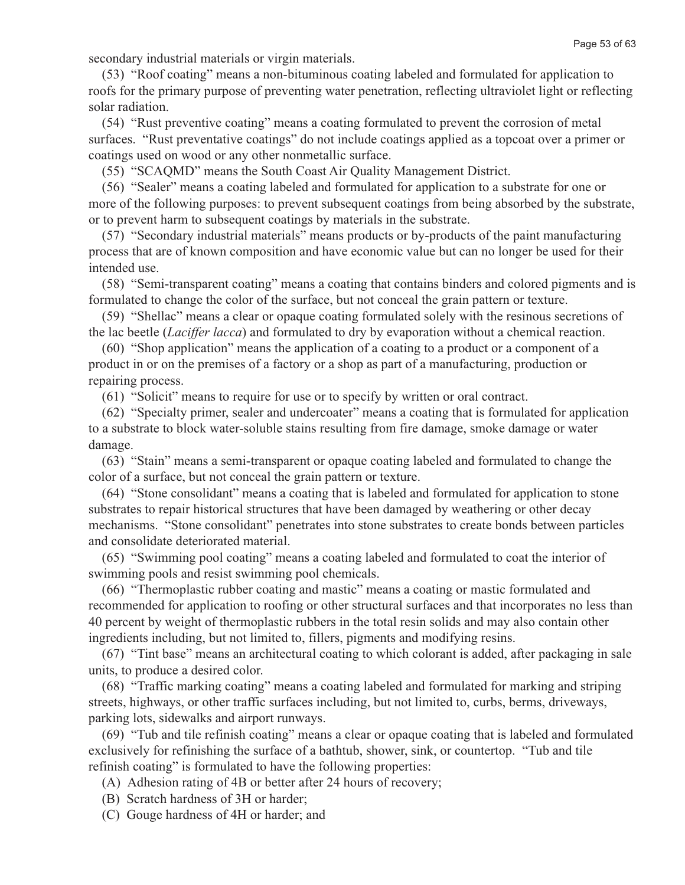secondary industrial materials or virgin materials.

(53) "Roof coating" means a non-bituminous coating labeled and formulated for application to roofs for the primary purpose of preventing water penetration, reflecting ultraviolet light or reflecting solar radiation.

(54) "Rust preventive coating" means a coating formulated to prevent the corrosion of metal surfaces. "Rust preventative coatings" do not include coatings applied as a topcoat over a primer or coatings used on wood or any other nonmetallic surface.

(55) "SCAQMD" means the South Coast Air Quality Management District.

(56) "Sealer" means a coating labeled and formulated for application to a substrate for one or more of the following purposes: to prevent subsequent coatings from being absorbed by the substrate, or to prevent harm to subsequent coatings by materials in the substrate.

(57) "Secondary industrial materials" means products or by-products of the paint manufacturing process that are of known composition and have economic value but can no longer be used for their intended use.

(58) "Semi-transparent coating" means a coating that contains binders and colored pigments and is formulated to change the color of the surface, but not conceal the grain pattern or texture.

(59) "Shellac" means a clear or opaque coating formulated solely with the resinous secretions of the lac beetle (*Laciffer lacca*) and formulated to dry by evaporation without a chemical reaction.

(60) "Shop application" means the application of a coating to a product or a component of a product in or on the premises of a factory or a shop as part of a manufacturing, production or repairing process.

(61) "Solicit" means to require for use or to specify by written or oral contract.

(62) "Specialty primer, sealer and undercoater" means a coating that is formulated for application to a substrate to block water-soluble stains resulting from fire damage, smoke damage or water damage.

(63) "Stain" means a semi-transparent or opaque coating labeled and formulated to change the color of a surface, but not conceal the grain pattern or texture.

(64) "Stone consolidant" means a coating that is labeled and formulated for application to stone substrates to repair historical structures that have been damaged by weathering or other decay mechanisms. "Stone consolidant" penetrates into stone substrates to create bonds between particles and consolidate deteriorated material.

(65) "Swimming pool coating" means a coating labeled and formulated to coat the interior of swimming pools and resist swimming pool chemicals.

(66) "Thermoplastic rubber coating and mastic" means a coating or mastic formulated and recommended for application to roofing or other structural surfaces and that incorporates no less than 40 percent by weight of thermoplastic rubbers in the total resin solids and may also contain other ingredients including, but not limited to, fillers, pigments and modifying resins.

(67) "Tint base" means an architectural coating to which colorant is added, after packaging in sale units, to produce a desired color.

(68) "Traffic marking coating" means a coating labeled and formulated for marking and striping streets, highways, or other traffic surfaces including, but not limited to, curbs, berms, driveways, parking lots, sidewalks and airport runways.

(69) "Tub and tile refinish coating" means a clear or opaque coating that is labeled and formulated exclusively for refinishing the surface of a bathtub, shower, sink, or countertop. "Tub and tile refinish coating" is formulated to have the following properties:

(A) Adhesion rating of 4B or better after 24 hours of recovery;

(B) Scratch hardness of 3H or harder;

(C) Gouge hardness of 4H or harder; and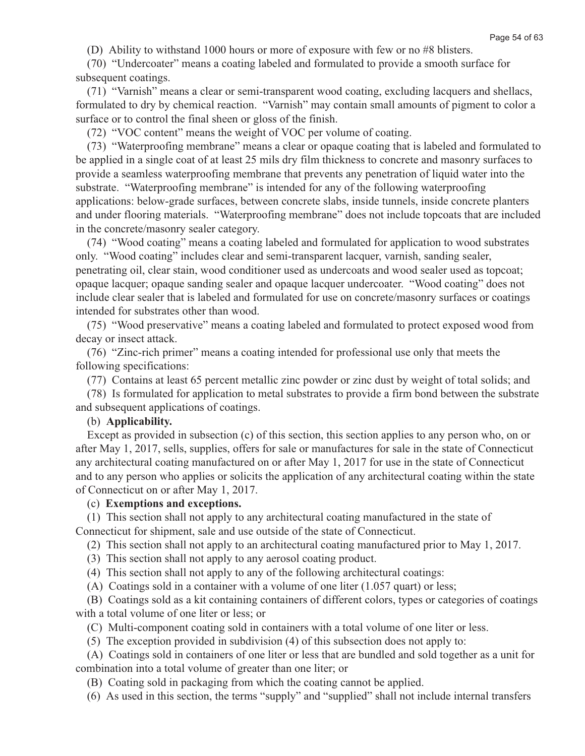(D) Ability to withstand 1000 hours or more of exposure with few or no #8 blisters.

(70) "Undercoater" means a coating labeled and formulated to provide a smooth surface for subsequent coatings.

(71) "Varnish" means a clear or semi-transparent wood coating, excluding lacquers and shellacs, formulated to dry by chemical reaction. "Varnish" may contain small amounts of pigment to color a surface or to control the final sheen or gloss of the finish.

(72) "VOC content" means the weight of VOC per volume of coating.

(73) "Waterproofing membrane" means a clear or opaque coating that is labeled and formulated to be applied in a single coat of at least 25 mils dry film thickness to concrete and masonry surfaces to provide a seamless waterproofing membrane that prevents any penetration of liquid water into the substrate. "Waterproofing membrane" is intended for any of the following waterproofing applications: below-grade surfaces, between concrete slabs, inside tunnels, inside concrete planters and under flooring materials. "Waterproofing membrane" does not include topcoats that are included in the concrete/masonry sealer category.

(74) "Wood coating" means a coating labeled and formulated for application to wood substrates only. "Wood coating" includes clear and semi-transparent lacquer, varnish, sanding sealer, penetrating oil, clear stain, wood conditioner used as undercoats and wood sealer used as topcoat; opaque lacquer; opaque sanding sealer and opaque lacquer undercoater. "Wood coating" does not include clear sealer that is labeled and formulated for use on concrete/masonry surfaces or coatings intended for substrates other than wood.

(75) "Wood preservative" means a coating labeled and formulated to protect exposed wood from decay or insect attack.

(76) "Zinc-rich primer" means a coating intended for professional use only that meets the following specifications:

(77) Contains at least 65 percent metallic zinc powder or zinc dust by weight of total solids; and

(78) Is formulated for application to metal substrates to provide a firm bond between the substrate and subsequent applications of coatings.

(b) **Applicability.**

Except as provided in subsection (c) of this section, this section applies to any person who, on or after May 1, 2017, sells, supplies, offers for sale or manufactures for sale in the state of Connecticut any architectural coating manufactured on or after May 1, 2017 for use in the state of Connecticut and to any person who applies or solicits the application of any architectural coating within the state of Connecticut on or after May 1, 2017.

(c) **Exemptions and exceptions.**

(1) This section shall not apply to any architectural coating manufactured in the state of Connecticut for shipment, sale and use outside of the state of Connecticut.

(2) This section shall not apply to an architectural coating manufactured prior to May 1, 2017.

(3) This section shall not apply to any aerosol coating product.

(4) This section shall not apply to any of the following architectural coatings:

(A) Coatings sold in a container with a volume of one liter (1.057 quart) or less;

(B) Coatings sold as a kit containing containers of different colors, types or categories of coatings with a total volume of one liter or less; or

(C) Multi-component coating sold in containers with a total volume of one liter or less.

(5) The exception provided in subdivision (4) of this subsection does not apply to:

(A) Coatings sold in containers of one liter or less that are bundled and sold together as a unit for combination into a total volume of greater than one liter; or

(B) Coating sold in packaging from which the coating cannot be applied.

(6) As used in this section, the terms "supply" and "supplied" shall not include internal transfers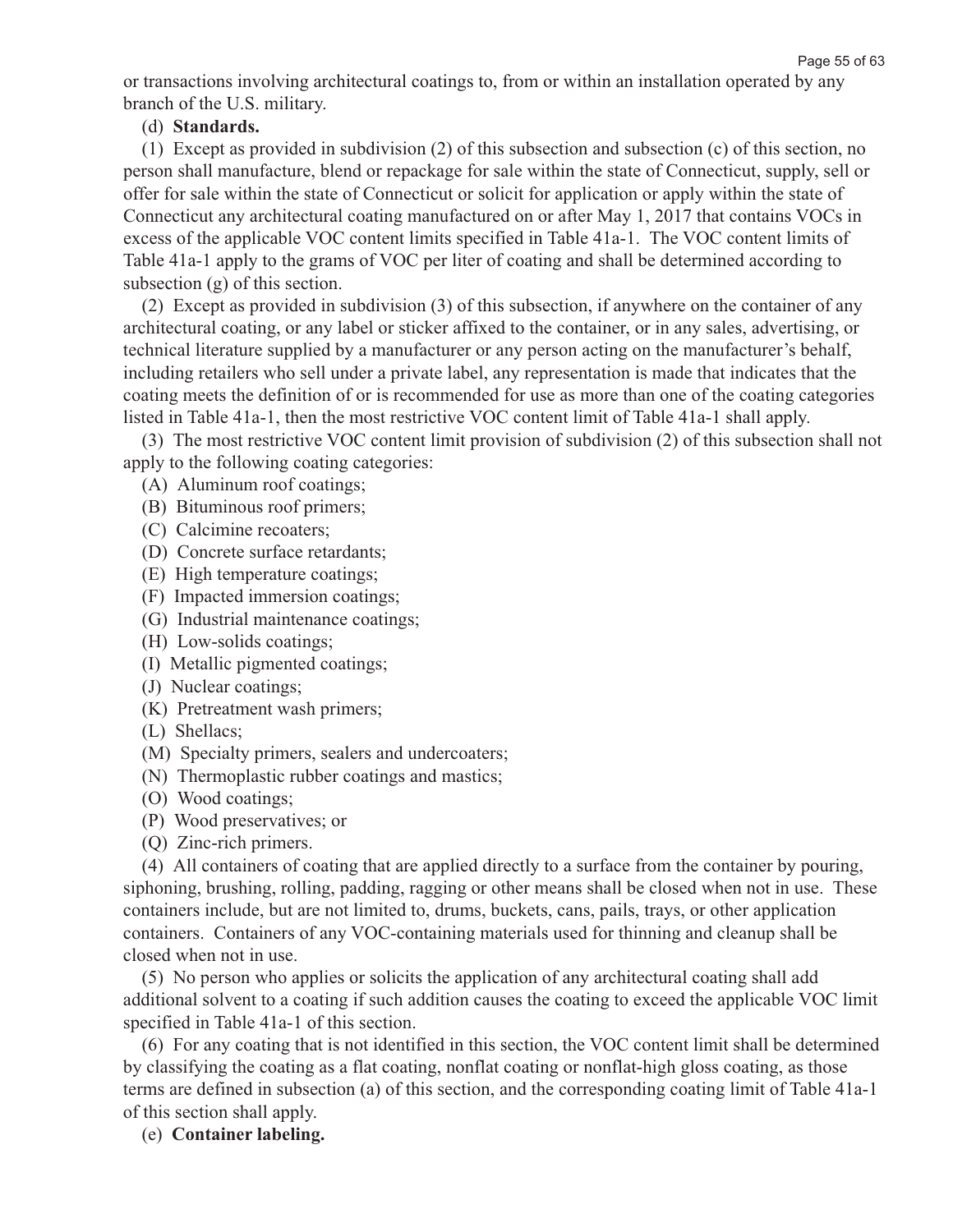or transactions involving architectural coatings to, from or within an installation operated by any branch of the U.S. military.

(d) **Standards.**

(1) Except as provided in subdivision (2) of this subsection and subsection (c) of this section, no person shall manufacture, blend or repackage for sale within the state of Connecticut, supply, sell or offer for sale within the state of Connecticut or solicit for application or apply within the state of Connecticut any architectural coating manufactured on or after May 1, 2017 that contains VOCs in excess of the applicable VOC content limits specified in Table 41a-1. The VOC content limits of Table 41a-1 apply to the grams of VOC per liter of coating and shall be determined according to subsection (g) of this section.

(2) Except as provided in subdivision (3) of this subsection, if anywhere on the container of any architectural coating, or any label or sticker affixed to the container, or in any sales, advertising, or technical literature supplied by a manufacturer or any person acting on the manufacturer's behalf, including retailers who sell under a private label, any representation is made that indicates that the coating meets the definition of or is recommended for use as more than one of the coating categories listed in Table 41a-1, then the most restrictive VOC content limit of Table 41a-1 shall apply.

(3) The most restrictive VOC content limit provision of subdivision (2) of this subsection shall not apply to the following coating categories:

(A) Aluminum roof coatings;

(B) Bituminous roof primers;

(C) Calcimine recoaters;

(D) Concrete surface retardants;

(E) High temperature coatings;

(F) Impacted immersion coatings;

(G) Industrial maintenance coatings;

(H) Low-solids coatings;

(I) Metallic pigmented coatings;

(J) Nuclear coatings;

(K) Pretreatment wash primers;

(L) Shellacs;

(M) Specialty primers, sealers and undercoaters;

(N) Thermoplastic rubber coatings and mastics;

(O) Wood coatings;

(P) Wood preservatives; or

(Q) Zinc-rich primers.

(4) All containers of coating that are applied directly to a surface from the container by pouring, siphoning, brushing, rolling, padding, ragging or other means shall be closed when not in use. These containers include, but are not limited to, drums, buckets, cans, pails, trays, or other application containers. Containers of any VOC-containing materials used for thinning and cleanup shall be closed when not in use.

(5) No person who applies or solicits the application of any architectural coating shall add additional solvent to a coating if such addition causes the coating to exceed the applicable VOC limit specified in Table 41a-1 of this section.

(6) For any coating that is not identified in this section, the VOC content limit shall be determined by classifying the coating as a flat coating, nonflat coating or nonflat-high gloss coating, as those terms are defined in subsection (a) of this section, and the corresponding coating limit of Table 41a-1 of this section shall apply.

(e) **Container labeling.**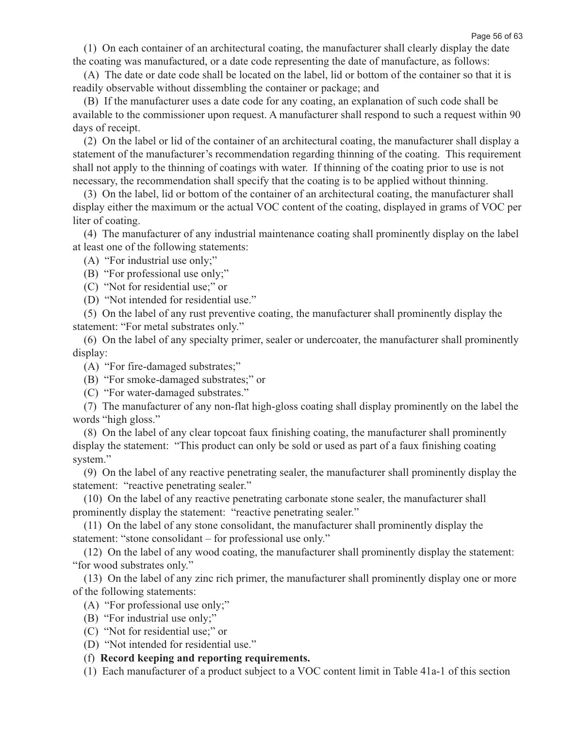(1) On each container of an architectural coating, the manufacturer shall clearly display the date the coating was manufactured, or a date code representing the date of manufacture, as follows:

(A) The date or date code shall be located on the label, lid or bottom of the container so that it is readily observable without dissembling the container or package; and

(B) If the manufacturer uses a date code for any coating, an explanation of such code shall be available to the commissioner upon request. A manufacturer shall respond to such a request within 90 days of receipt.

(2) On the label or lid of the container of an architectural coating, the manufacturer shall display a statement of the manufacturer's recommendation regarding thinning of the coating. This requirement shall not apply to the thinning of coatings with water. If thinning of the coating prior to use is not necessary, the recommendation shall specify that the coating is to be applied without thinning.

(3) On the label, lid or bottom of the container of an architectural coating, the manufacturer shall display either the maximum or the actual VOC content of the coating, displayed in grams of VOC per liter of coating.

(4) The manufacturer of any industrial maintenance coating shall prominently display on the label at least one of the following statements:

(A) "For industrial use only;"

(B) "For professional use only;"

(C) "Not for residential use;" or

(D) "Not intended for residential use."

(5) On the label of any rust preventive coating, the manufacturer shall prominently display the statement: "For metal substrates only."

(6) On the label of any specialty primer, sealer or undercoater, the manufacturer shall prominently display:

(A) "For fire-damaged substrates;"

(B) "For smoke-damaged substrates;" or

(C) "For water-damaged substrates."

(7) The manufacturer of any non-flat high-gloss coating shall display prominently on the label the words "high gloss."

(8) On the label of any clear topcoat faux finishing coating, the manufacturer shall prominently display the statement: "This product can only be sold or used as part of a faux finishing coating system."

(9) On the label of any reactive penetrating sealer, the manufacturer shall prominently display the statement: "reactive penetrating sealer."

(10) On the label of any reactive penetrating carbonate stone sealer, the manufacturer shall prominently display the statement: "reactive penetrating sealer."

(11) On the label of any stone consolidant, the manufacturer shall prominently display the statement: "stone consolidant – for professional use only."

(12) On the label of any wood coating, the manufacturer shall prominently display the statement: "for wood substrates only."

(13) On the label of any zinc rich primer, the manufacturer shall prominently display one or more of the following statements:

(A) "For professional use only;"

(B) "For industrial use only;"

(C) "Not for residential use;" or

(D) "Not intended for residential use."

(f) **Record keeping and reporting requirements.**

(1) Each manufacturer of a product subject to a VOC content limit in Table 41a-1 of this section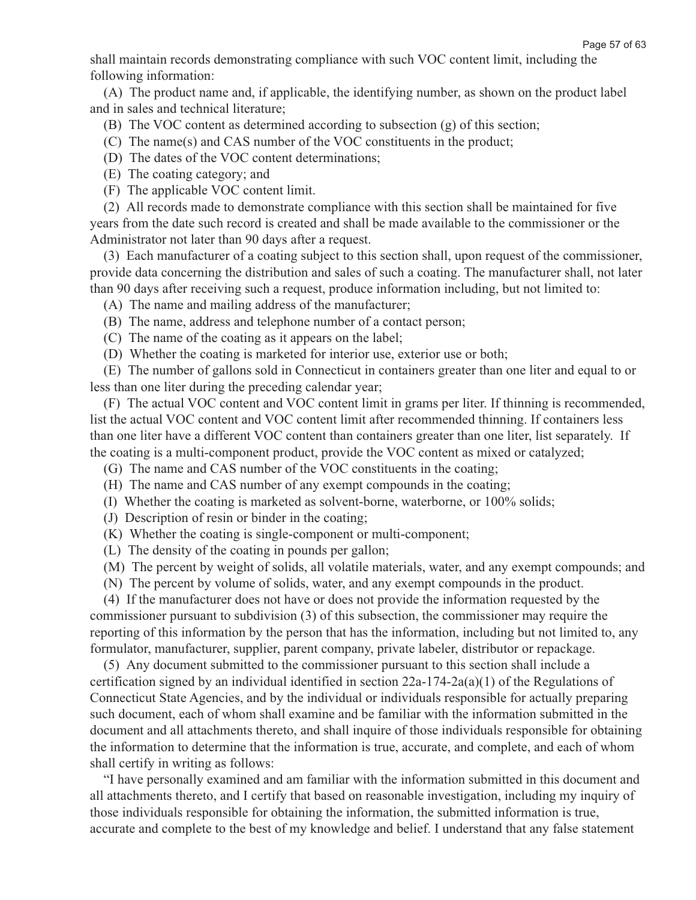shall maintain records demonstrating compliance with such VOC content limit, including the following information:

(A) The product name and, if applicable, the identifying number, as shown on the product label and in sales and technical literature;

(B) The VOC content as determined according to subsection (g) of this section;

(C) The name(s) and CAS number of the VOC constituents in the product;

(D) The dates of the VOC content determinations;

(E) The coating category; and

(F) The applicable VOC content limit.

(2) All records made to demonstrate compliance with this section shall be maintained for five years from the date such record is created and shall be made available to the commissioner or the Administrator not later than 90 days after a request.

(3) Each manufacturer of a coating subject to this section shall, upon request of the commissioner, provide data concerning the distribution and sales of such a coating. The manufacturer shall, not later than 90 days after receiving such a request, produce information including, but not limited to:

(A) The name and mailing address of the manufacturer;

(B) The name, address and telephone number of a contact person;

(C) The name of the coating as it appears on the label;

(D) Whether the coating is marketed for interior use, exterior use or both;

(E) The number of gallons sold in Connecticut in containers greater than one liter and equal to or less than one liter during the preceding calendar year;

(F) The actual VOC content and VOC content limit in grams per liter. If thinning is recommended, list the actual VOC content and VOC content limit after recommended thinning. If containers less than one liter have a different VOC content than containers greater than one liter, list separately. If the coating is a multi-component product, provide the VOC content as mixed or catalyzed;

(G) The name and CAS number of the VOC constituents in the coating;

(H) The name and CAS number of any exempt compounds in the coating;

(I) Whether the coating is marketed as solvent-borne, waterborne, or 100% solids;

(J) Description of resin or binder in the coating;

(K) Whether the coating is single-component or multi-component;

(L) The density of the coating in pounds per gallon;

(M) The percent by weight of solids, all volatile materials, water, and any exempt compounds; and

(N) The percent by volume of solids, water, and any exempt compounds in the product.

(4) If the manufacturer does not have or does not provide the information requested by the commissioner pursuant to subdivision (3) of this subsection, the commissioner may require the reporting of this information by the person that has the information, including but not limited to, any formulator, manufacturer, supplier, parent company, private labeler, distributor or repackage.

(5) Any document submitted to the commissioner pursuant to this section shall include a certification signed by an individual identified in section 22a-174-2a(a)(1) of the Regulations of Connecticut State Agencies, and by the individual or individuals responsible for actually preparing such document, each of whom shall examine and be familiar with the information submitted in the document and all attachments thereto, and shall inquire of those individuals responsible for obtaining the information to determine that the information is true, accurate, and complete, and each of whom shall certify in writing as follows:

"I have personally examined and am familiar with the information submitted in this document and all attachments thereto, and I certify that based on reasonable investigation, including my inquiry of those individuals responsible for obtaining the information, the submitted information is true, accurate and complete to the best of my knowledge and belief. I understand that any false statement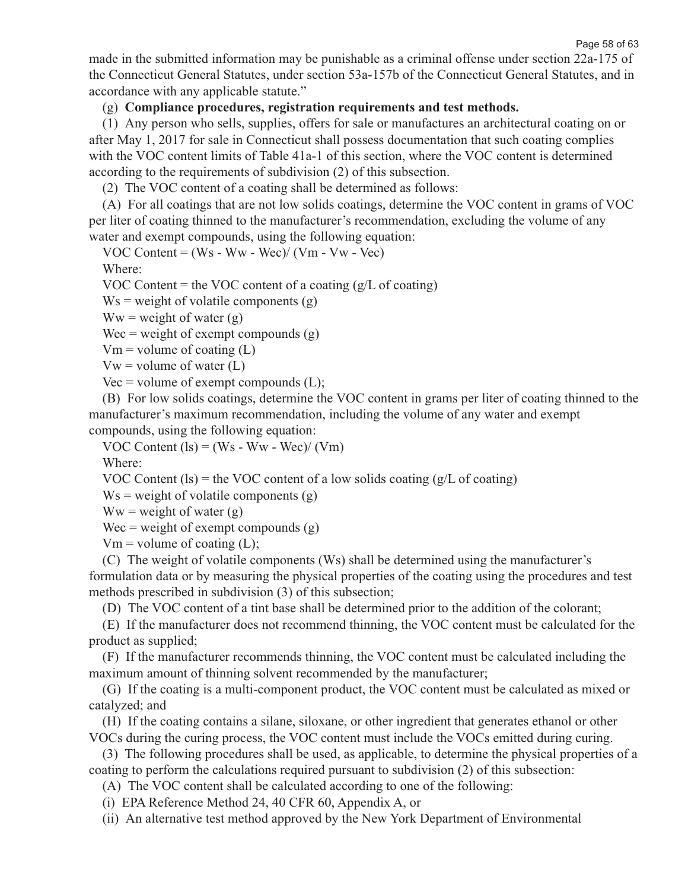made in the submitted information may be punishable as a criminal offense under section 22a-175 of the Connecticut General Statutes, under section 53a-157b of the Connecticut General Statutes, and in accordance with any applicable statute."

(g) **Compliance procedures, registration requirements and test methods.**

(1) Any person who sells, supplies, offers for sale or manufactures an architectural coating on or after May 1, 2017 for sale in Connecticut shall possess documentation that such coating complies with the VOC content limits of Table 41a-1 of this section, where the VOC content is determined according to the requirements of subdivision (2) of this subsection.

(2) The VOC content of a coating shall be determined as follows:

(A) For all coatings that are not low solids coatings, determine the VOC content in grams of VOC per liter of coating thinned to the manufacturer's recommendation, excluding the volume of any water and exempt compounds, using the following equation:

$$\text{VOC Content} = (W_s - W_w - W_{ec}) / (V_m - V_w - V_{ec})$$

Where:

VOC Content = the VOC content of a coating (g/L of coating)

$W_s$ = weight of volatile components (g)

$W_w$ = weight of water (g)

$W_{ec}$ = weight of exempt compounds (g)

$V_m$ = volume of coating (L)

$V_w$ = volume of water (L)

$V_{ec}$ = volume of exempt compounds (L);

(B) For low solids coatings, determine the VOC content in grams per liter of coating thinned to the manufacturer's maximum recommendation, including the volume of any water and exempt compounds, using the following equation:

$$\text{VOC Content (ls)} = (W_s - W_w - W_{ec}) / (V_m)$$

Where:

VOC Content (ls) = the VOC content of a low solids coating (g/L of coating)

$W_s$ = weight of volatile components (g)

$W_w$ = weight of water (g)

$W_{ec}$ = weight of exempt compounds (g)

$V_m$ = volume of coating (L);

(C) The weight of volatile components ($W_s$) shall be determined using the manufacturer's formulation data or by measuring the physical properties of the coating using the procedures and test methods prescribed in subdivision (3) of this subsection;

(D) The VOC content of a tint base shall be determined prior to the addition of the colorant;

(E) If the manufacturer does not recommend thinning, the VOC content must be calculated for the product as supplied;

(F) If the manufacturer recommends thinning, the VOC content must be calculated including the maximum amount of thinning solvent recommended by the manufacturer;

(G) If the coating is a multi-component product, the VOC content must be calculated as mixed or catalyzed; and

(H) If the coating contains a silane, siloxane, or other ingredient that generates ethanol or other VOCs during the curing process, the VOC content must include the VOCs emitted during curing.

(3) The following procedures shall be used, as applicable, to determine the physical properties of a coating to perform the calculations required pursuant to subdivision (2) of this subsection:

(A) The VOC content shall be calculated according to one of the following:

(i) EPA Reference Method 24, 40 CFR 60, Appendix A, or

(ii) An alternative test method approved by the New York Department of Environmental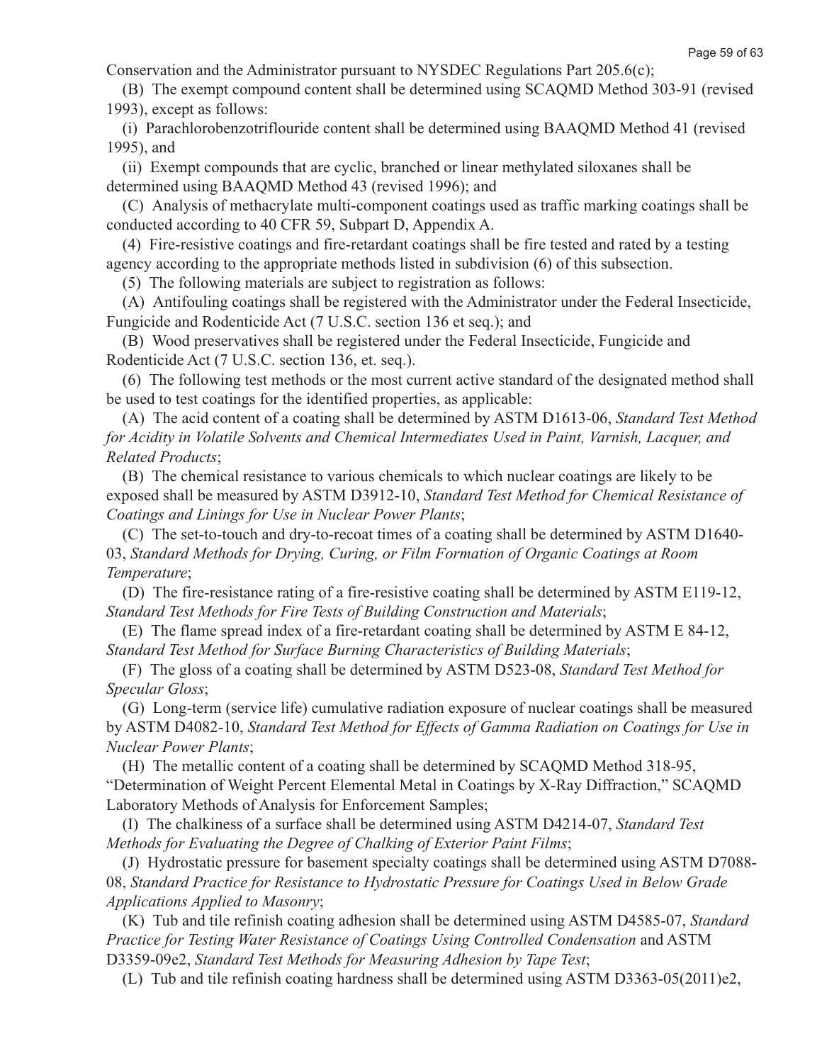Conservation and the Administrator pursuant to NYSDEC Regulations Part 205.6(c);

(B) The exempt compound content shall be determined using SCAQMD Method 303-91 (revised 1993), except as follows:

(i) Parachlorobenzotriflouride content shall be determined using BAAQMD Method 41 (revised 1995), and

(ii) Exempt compounds that are cyclic, branched or linear methylated siloxanes shall be determined using BAAQMD Method 43 (revised 1996); and

(C) Analysis of methacrylate multi-component coatings used as traffic marking coatings shall be conducted according to 40 CFR 59, Subpart D, Appendix A.

(4) Fire-resistive coatings and fire-retardant coatings shall be fire tested and rated by a testing agency according to the appropriate methods listed in subdivision (6) of this subsection.

(5) The following materials are subject to registration as follows:

(A) Antifouling coatings shall be registered with the Administrator under the Federal Insecticide, Fungicide and Rodenticide Act (7 U.S.C. section 136 et seq.); and

(B) Wood preservatives shall be registered under the Federal Insecticide, Fungicide and Rodenticide Act (7 U.S.C. section 136, et. seq.).

(6) The following test methods or the most current active standard of the designated method shall be used to test coatings for the identified properties, as applicable:

(A) The acid content of a coating shall be determined by ASTM D1613-06, *Standard Test Method for Acidity in Volatile Solvents and Chemical Intermediates Used in Paint, Varnish, Lacquer, and Related Products*;

(B) The chemical resistance to various chemicals to which nuclear coatings are likely to be exposed shall be measured by ASTM D3912-10, *Standard Test Method for Chemical Resistance of Coatings and Linings for Use in Nuclear Power Plants*;

(C) The set-to-touch and dry-to-recoat times of a coating shall be determined by ASTM D1640-03, *Standard Methods for Drying, Curing, or Film Formation of Organic Coatings at Room Temperature*;

(D) The fire-resistance rating of a fire-resistive coating shall be determined by ASTM E119-12, *Standard Test Methods for Fire Tests of Building Construction and Materials*;

(E) The flame spread index of a fire-retardant coating shall be determined by ASTM E 84-12, *Standard Test Method for Surface Burning Characteristics of Building Materials*;

(F) The gloss of a coating shall be determined by ASTM D523-08, *Standard Test Method for Specular Gloss*;

(G) Long-term (service life) cumulative radiation exposure of nuclear coatings shall be measured by ASTM D4082-10, *Standard Test Method for Effects of Gamma Radiation on Coatings for Use in Nuclear Power Plants*;

(H) The metallic content of a coating shall be determined by SCAQMD Method 318-95, "Determination of Weight Percent Elemental Metal in Coatings by X-Ray Diffraction," SCAQMD Laboratory Methods of Analysis for Enforcement Samples;

(I) The chalkiness of a surface shall be determined using ASTM D4214-07, *Standard Test Methods for Evaluating the Degree of Chalking of Exterior Paint Films*;

(J) Hydrostatic pressure for basement specialty coatings shall be determined using ASTM D7088-08, *Standard Practice for Resistance to Hydrostatic Pressure for Coatings Used in Below Grade Applications Applied to Masonry*;

(K) Tub and tile refinish coating adhesion shall be determined using ASTM D4585-07, *Standard Practice for Testing Water Resistance of Coatings Using Controlled Condensation* and ASTM D3359-09e2, *Standard Test Methods for Measuring Adhesion by Tape Test*;

(L) Tub and tile refinish coating hardness shall be determined using ASTM D3363-05(2011)e2,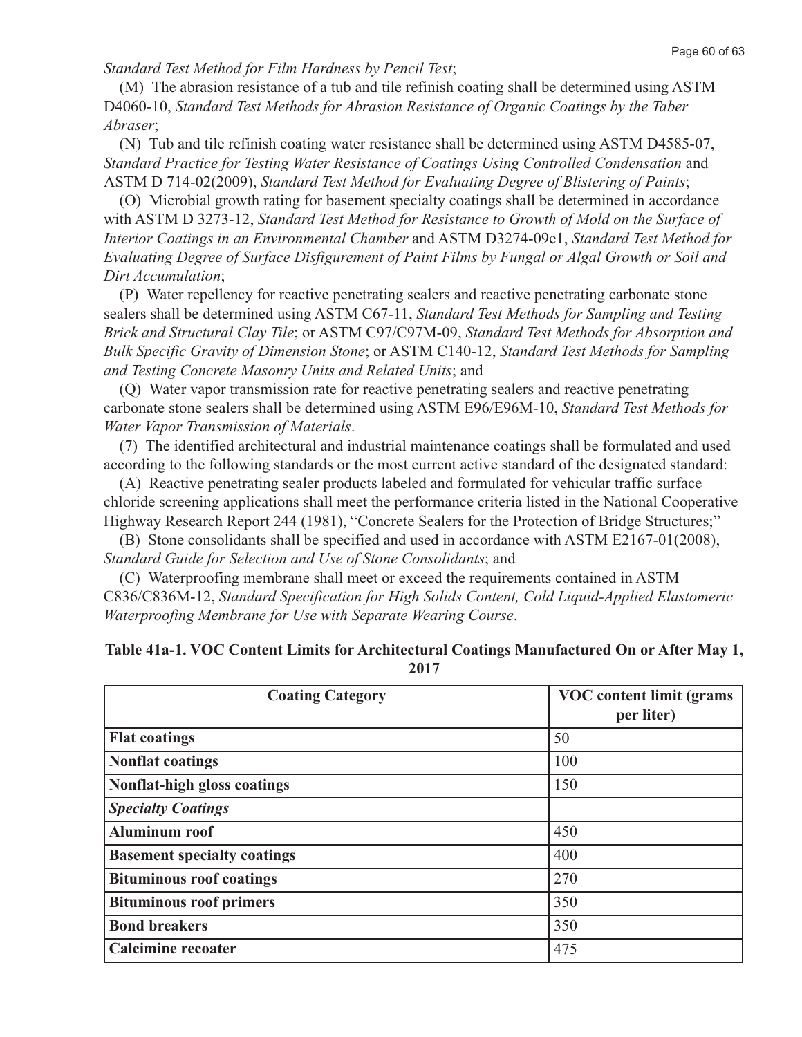*Standard Test Method for Film Hardness by Pencil Test*;

(M) The abrasion resistance of a tub and tile refinish coating shall be determined using ASTM D4060-10, *Standard Test Methods for Abrasion Resistance of Organic Coatings by the Taber Abraser*;

(N) Tub and tile refinish coating water resistance shall be determined using ASTM D4585-07, *Standard Practice for Testing Water Resistance of Coatings Using Controlled Condensation* and ASTM D 714-02(2009), *Standard Test Method for Evaluating Degree of Blistering of Paints*;

(O) Microbial growth rating for basement specialty coatings shall be determined in accordance with ASTM D 3273-12, *Standard Test Method for Resistance to Growth of Mold on the Surface of Interior Coatings in an Environmental Chamber* and ASTM D3274-09e1, *Standard Test Method for Evaluating Degree of Surface Disfigurement of Paint Films by Fungal or Algal Growth or Soil and Dirt Accumulation*;

(P) Water repellency for reactive penetrating sealers and reactive penetrating carbonate stone sealers shall be determined using ASTM C67-11, *Standard Test Methods for Sampling and Testing Brick and Structural Clay Tile*; or ASTM C97/C97M-09, *Standard Test Methods for Absorption and Bulk Specific Gravity of Dimension Stone*; or ASTM C140-12, *Standard Test Methods for Sampling and Testing Concrete Masonry Units and Related Units*; and

(Q) Water vapor transmission rate for reactive penetrating sealers and reactive penetrating carbonate stone sealers shall be determined using ASTM E96/E96M-10, *Standard Test Methods for Water Vapor Transmission of Materials*.

(7) The identified architectural and industrial maintenance coatings shall be formulated and used according to the following standards or the most current active standard of the designated standard:

(A) Reactive penetrating sealer products labeled and formulated for vehicular traffic surface chloride screening applications shall meet the performance criteria listed in the National Cooperative Highway Research Report 244 (1981), "Concrete Sealers for the Protection of Bridge Structures;"

(B) Stone consolidants shall be specified and used in accordance with ASTM E2167-01(2008), *Standard Guide for Selection and Use of Stone Consolidants*; and

(C) Waterproofing membrane shall meet or exceed the requirements contained in ASTM C836/C836M-12, *Standard Specification for High Solids Content, Cold Liquid-Applied Elastomeric Waterproofing Membrane for Use with Separate Wearing Course*.

**Table 41a-1. VOC Content Limits for Architectural Coatings Manufactured On or After May 1, 2017**

| Coating Category | VOC content limit (grams per liter) |
|---|---|
| **Flat coatings** | 50 |
| **Nonflat coatings** | 100 |
| **Nonflat-high gloss coatings** | 150 |
| ***Specialty Coatings*** | |
| **Aluminum roof** | 450 |
| **Basement specialty coatings** | 400 |
| **Bituminous roof coatings** | 270 |
| **Bituminous roof primers** | 350 |
| **Bond breakers** | 350 |
| **Calcimine recoater** | 475 |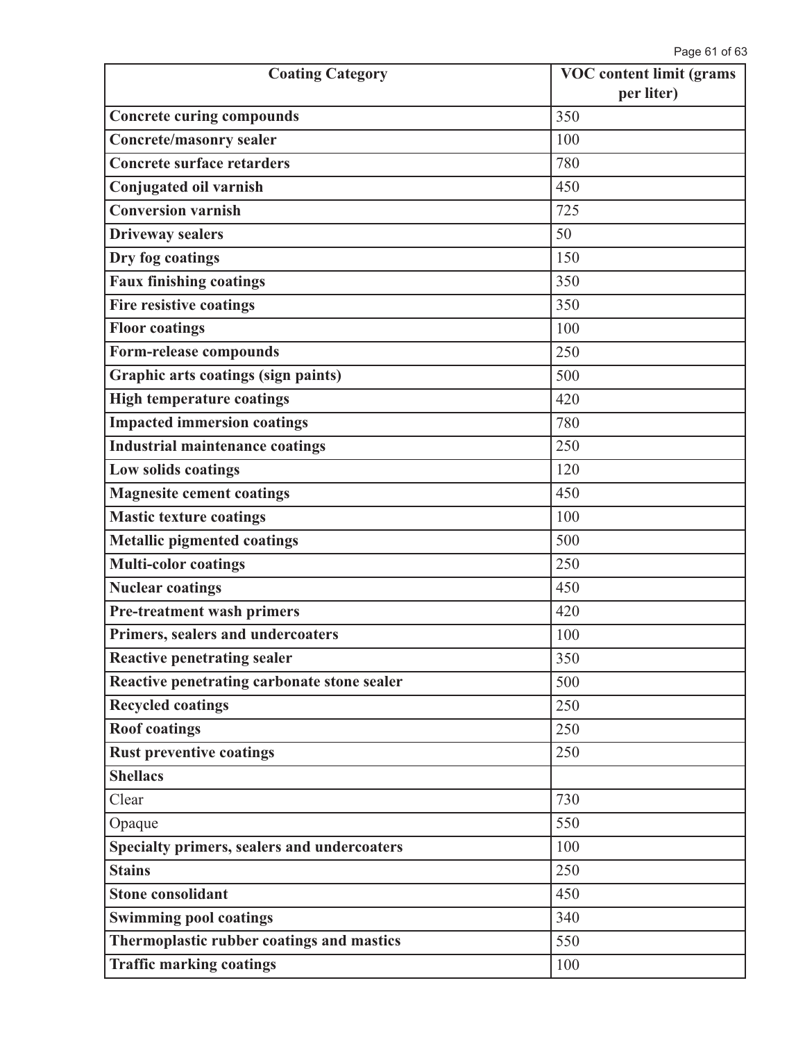| **Coating Category** | **VOC content limit (grams per liter)** |
|---|---|
| **Concrete curing compounds** | 350 |
| **Concrete/masonry sealer** | 100 |
| **Concrete surface retarders** | 780 |
| **Conjugated oil varnish** | 450 |
| **Conversion varnish** | 725 |
| **Driveway sealers** | 50 |
| **Dry fog coatings** | 150 |
| **Faux finishing coatings** | 350 |
| **Fire resistive coatings** | 350 |
| **Floor coatings** | 100 |
| **Form-release compounds** | 250 |
| **Graphic arts coatings (sign paints)** | 500 |
| **High temperature coatings** | 420 |
| **Impacted immersion coatings** | 780 |
| **Industrial maintenance coatings** | 250 |
| **Low solids coatings** | 120 |
| **Magnesite cement coatings** | 450 |
| **Mastic texture coatings** | 100 |
| **Metallic pigmented coatings** | 500 |
| **Multi-color coatings** | 250 |
| **Nuclear coatings** | 450 |
| **Pre-treatment wash primers** | 420 |
| **Primers, sealers and undercoaters** | 100 |
| **Reactive penetrating sealer** | 350 |
| **Reactive penetrating carbonate stone sealer** | 500 |
| **Recycled coatings** | 250 |
| **Roof coatings** | 250 |
| **Rust preventive coatings** | 250 |
| **Shellacs** | |
| Clear | 730 |
| Opaque | 550 |
| **Specialty primers, sealers and undercoaters** | 100 |
| **Stains** | 250 |
| **Stone consolidant** | 450 |
| **Swimming pool coatings** | 340 |
| **Thermoplastic rubber coatings and mastics** | 550 |
| **Traffic marking coatings** | 100 |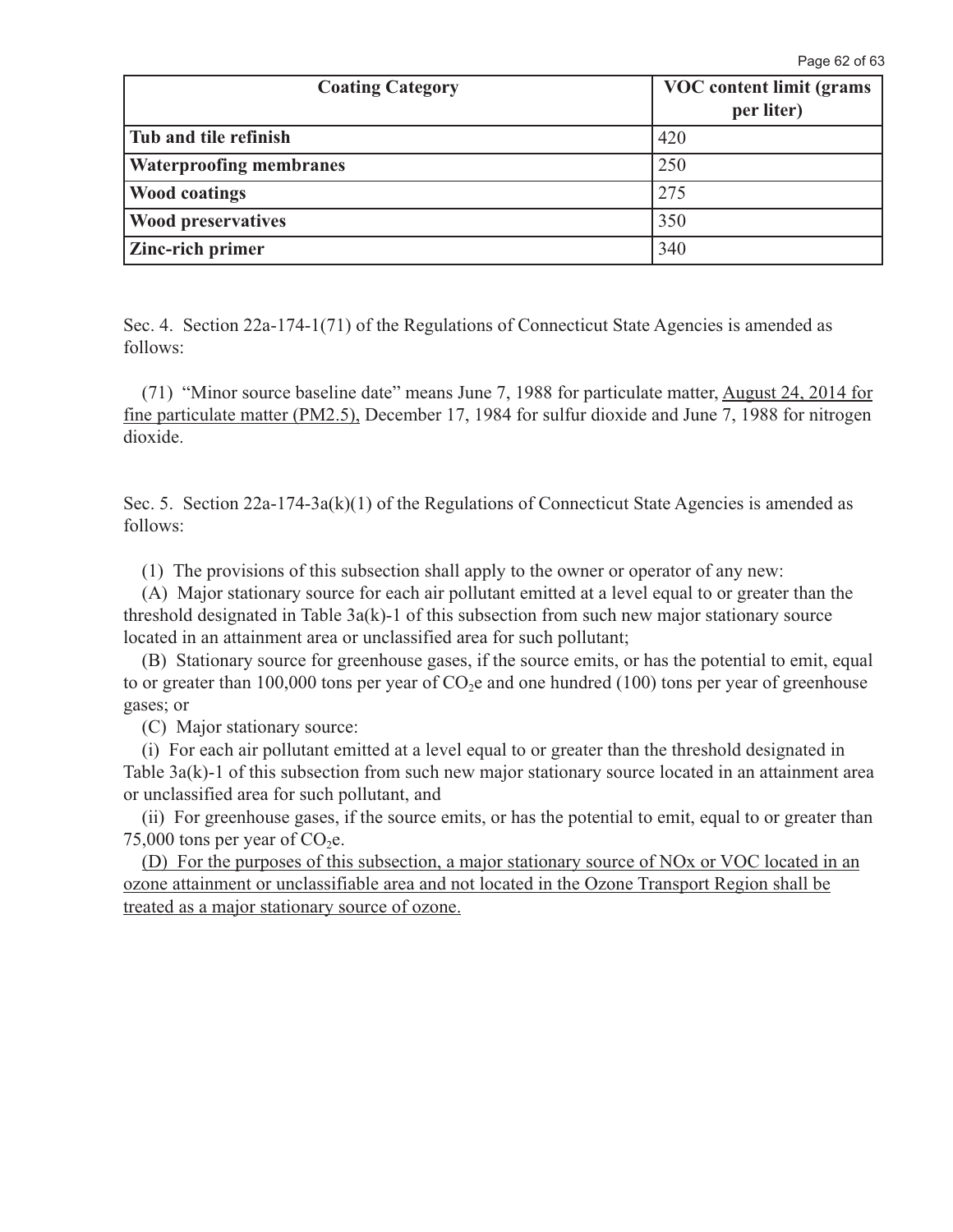| Coating Category | VOC content limit (grams per liter) |
|---|---|
| **Tub and tile refinish** | 420 |
| **Waterproofing membranes** | 250 |
| **Wood coatings** | 275 |
| **Wood preservatives** | 350 |
| **Zinc-rich primer** | 340 |

Sec. 4. Section 22a-174-1(71) of the Regulations of Connecticut State Agencies is amended as follows:

(71) "Minor source baseline date" means June 7, 1988 for particulate matter, <u>August 24, 2014 for fine particulate matter (PM2.5),</u> December 17, 1984 for sulfur dioxide and June 7, 1988 for nitrogen dioxide.

Sec. 5. Section 22a-174-3a(k)(1) of the Regulations of Connecticut State Agencies is amended as follows:

(1) The provisions of this subsection shall apply to the owner or operator of any new:

(A) Major stationary source for each air pollutant emitted at a level equal to or greater than the threshold designated in Table 3a(k)-1 of this subsection from such new major stationary source located in an attainment area or unclassified area for such pollutant;

(B) Stationary source for greenhouse gases, if the source emits, or has the potential to emit, equal to or greater than 100,000 tons per year of $CO_2e$ and one hundred (100) tons per year of greenhouse gases; or

(C) Major stationary source:

(i) For each air pollutant emitted at a level equal to or greater than the threshold designated in Table 3a(k)-1 of this subsection from such new major stationary source located in an attainment area or unclassified area for such pollutant, and

(ii) For greenhouse gases, if the source emits, or has the potential to emit, equal to or greater than 75,000 tons per year of $CO_2e$.

<u>(D) For the purposes of this subsection, a major stationary source of NOx or VOC located in an ozone attainment or unclassifiable area and not located in the Ozone Transport Region shall be treated as a major stationary source of ozone.</u>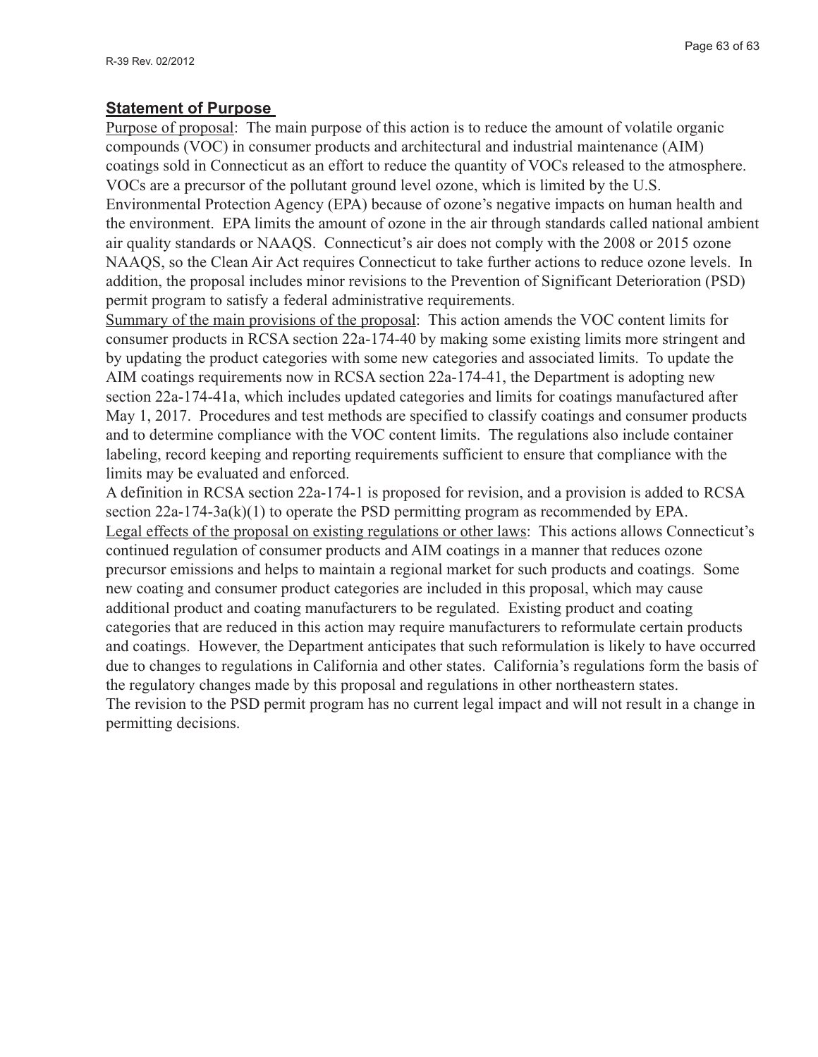## **Statement of Purpose**

Purpose of proposal: The main purpose of this action is to reduce the amount of volatile organic compounds (VOC) in consumer products and architectural and industrial maintenance (AIM) coatings sold in Connecticut as an effort to reduce the quantity of VOCs released to the atmosphere. VOCs are a precursor of the pollutant ground level ozone, which is limited by the U.S. Environmental Protection Agency (EPA) because of ozone's negative impacts on human health and the environment. EPA limits the amount of ozone in the air through standards called national ambient air quality standards or NAAQS. Connecticut's air does not comply with the 2008 or 2015 ozone NAAQS, so the Clean Air Act requires Connecticut to take further actions to reduce ozone levels. In addition, the proposal includes minor revisions to the Prevention of Significant Deterioration (PSD) permit program to satisfy a federal administrative requirements.

Summary of the main provisions of the proposal: This action amends the VOC content limits for consumer products in RCSA section 22a-174-40 by making some existing limits more stringent and by updating the product categories with some new categories and associated limits. To update the AIM coatings requirements now in RCSA section 22a-174-41, the Department is adopting new section 22a-174-41a, which includes updated categories and limits for coatings manufactured after May 1, 2017. Procedures and test methods are specified to classify coatings and consumer products and to determine compliance with the VOC content limits. The regulations also include container labeling, record keeping and reporting requirements sufficient to ensure that compliance with the limits may be evaluated and enforced.

A definition in RCSA section 22a-174-1 is proposed for revision, and a provision is added to RCSA section 22a-174-3a(k)(1) to operate the PSD permitting program as recommended by EPA.

Legal effects of the proposal on existing regulations or other laws: This actions allows Connecticut's continued regulation of consumer products and AIM coatings in a manner that reduces ozone precursor emissions and helps to maintain a regional market for such products and coatings. Some new coating and consumer product categories are included in this proposal, which may cause additional product and coating manufacturers to be regulated. Existing product and coating categories that are reduced in this action may require manufacturers to reformulate certain products and coatings. However, the Department anticipates that such reformulation is likely to have occurred due to changes to regulations in California and other states. California's regulations form the basis of the regulatory changes made by this proposal and regulations in other northeastern states.

The revision to the PSD permit program has no current legal impact and will not result in a change in permitting decisions.